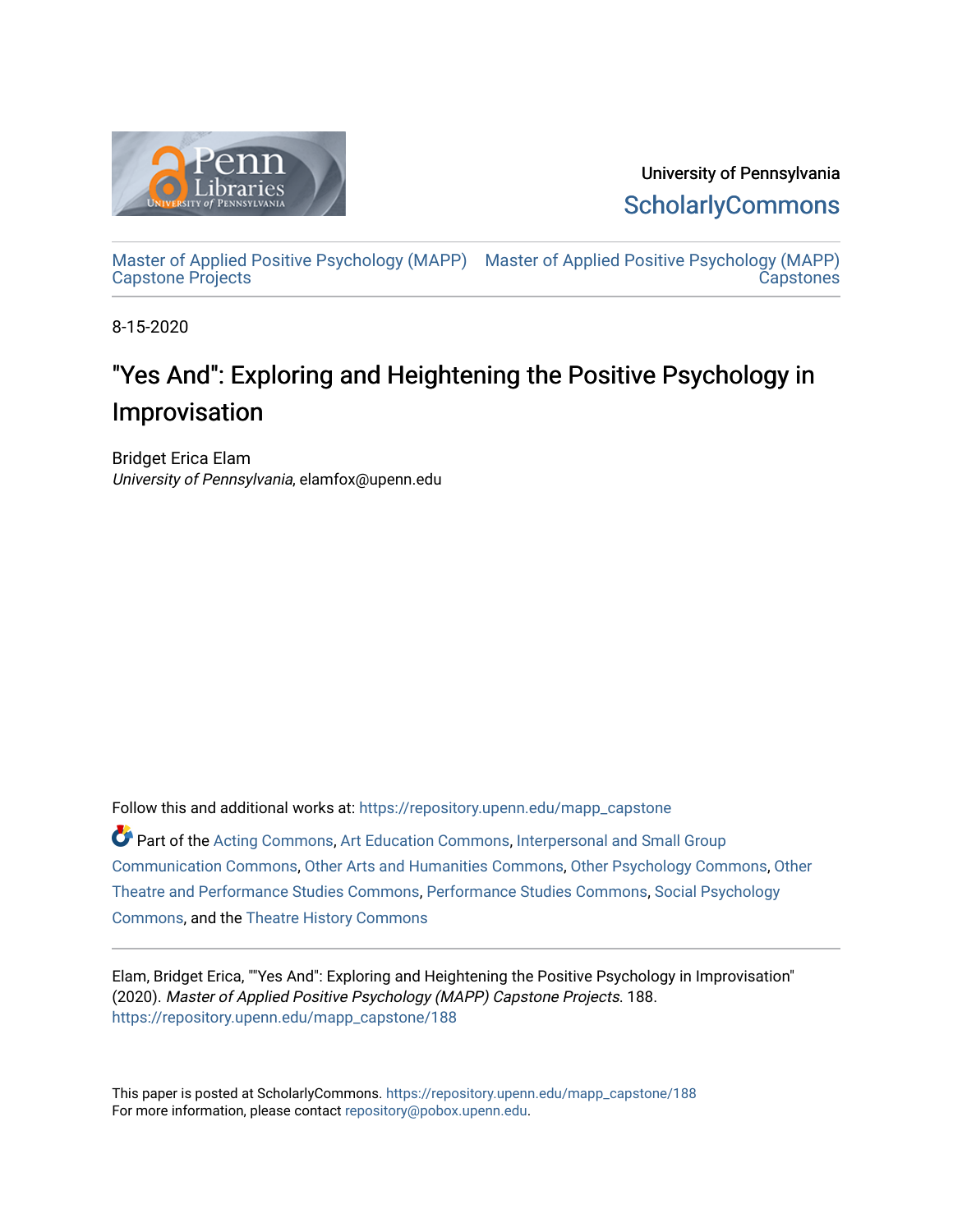University of Pennsylvania

ScholarlyCommons

Master of Applied Positive Psychology (MAPP) Capstone Projects

Master of Applied Positive Psychology (MAPP) Capstones

8-15-2020

# "Yes And": Exploring and Heightening the Positive Psychology in Improvisation

Bridget Erica Elam
*University of Pennsylvania*, elamfox@upenn.edu

Follow this and additional works at: https://repository.upenn.edu/mapp_capstone

Part of the Acting Commons, Art Education Commons, Interpersonal and Small Group Communication Commons, Other Arts and Humanities Commons, Other Psychology Commons, Other Theatre and Performance Studies Commons, Performance Studies Commons, Social Psychology Commons, and the Theatre History Commons

Elam, Bridget Erica, ""Yes And": Exploring and Heightening the Positive Psychology in Improvisation" (2020). *Master of Applied Positive Psychology (MAPP) Capstone Projects*. 188.
https://repository.upenn.edu/mapp_capstone/188

This paper is posted at ScholarlyCommons. https://repository.upenn.edu/mapp_capstone/188
For more information, please contact repository@pobox.upenn.edu.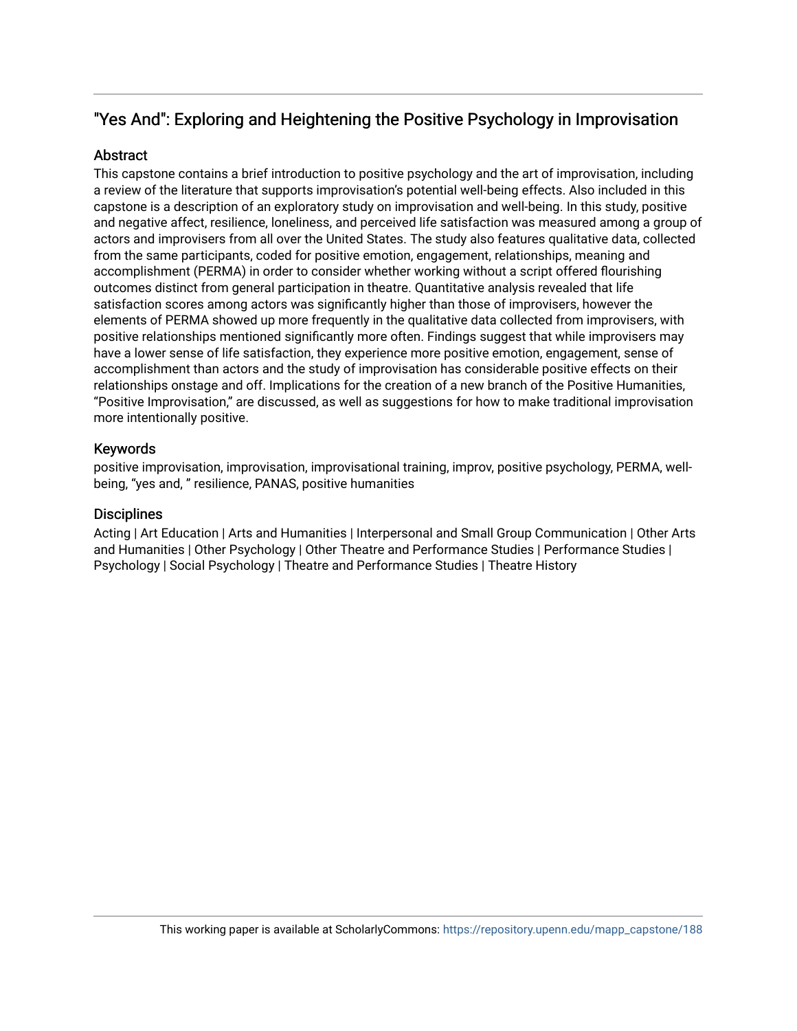## "Yes And": Exploring and Heightening the Positive Psychology in Improvisation

### Abstract

This capstone contains a brief introduction to positive psychology and the art of improvisation, including a review of the literature that supports improvisation's potential well-being effects. Also included in this capstone is a description of an exploratory study on improvisation and well-being. In this study, positive and negative affect, resilience, loneliness, and perceived life satisfaction was measured among a group of actors and improvisers from all over the United States. The study also features qualitative data, collected from the same participants, coded for positive emotion, engagement, relationships, meaning and accomplishment (PERMA) in order to consider whether working without a script offered flourishing outcomes distinct from general participation in theatre. Quantitative analysis revealed that life satisfaction scores among actors was significantly higher than those of improvisers, however the elements of PERMA showed up more frequently in the qualitative data collected from improvisers, with positive relationships mentioned significantly more often. Findings suggest that while improvisers may have a lower sense of life satisfaction, they experience more positive emotion, engagement, sense of accomplishment than actors and the study of improvisation has considerable positive effects on their relationships onstage and off. Implications for the creation of a new branch of the Positive Humanities, "Positive Improvisation," are discussed, as well as suggestions for how to make traditional improvisation more intentionally positive.

### Keywords

positive improvisation, improvisation, improvisational training, improv, positive psychology, PERMA, well-being, "yes and, " resilience, PANAS, positive humanities

### Disciplines

Acting | Art Education | Arts and Humanities | Interpersonal and Small Group Communication | Other Arts and Humanities | Other Psychology | Other Theatre and Performance Studies | Performance Studies | Psychology | Social Psychology | Theatre and Performance Studies | Theatre History

This working paper is available at ScholarlyCommons: https://repository.upenn.edu/mapp_capstone/188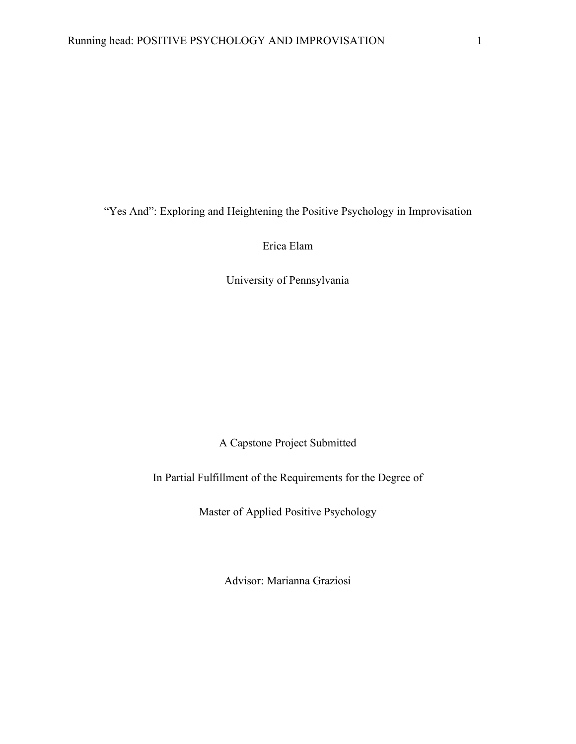# "Yes And": Exploring and Heightening the Positive Psychology in Improvisation

Erica Elam

University of Pennsylvania

A Capstone Project Submitted

In Partial Fulfillment of the Requirements for the Degree of

Master of Applied Positive Psychology

Advisor: Marianna Graziosi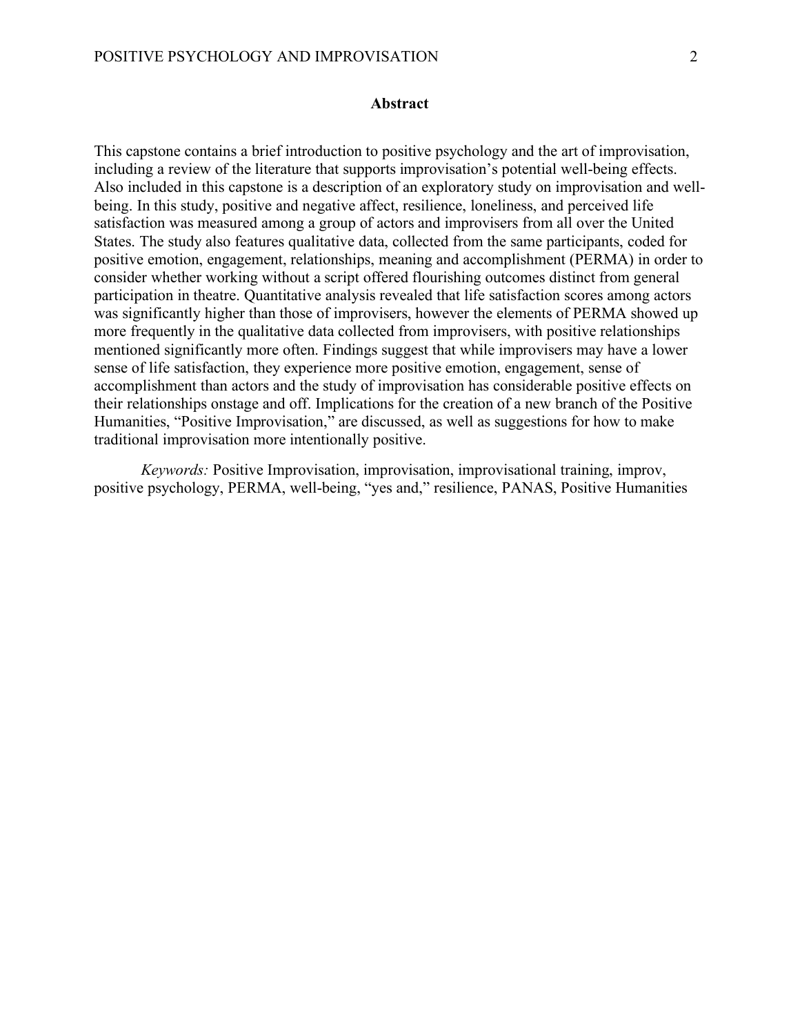## Abstract

This capstone contains a brief introduction to positive psychology and the art of improvisation, including a review of the literature that supports improvisation's potential well-being effects. Also included in this capstone is a description of an exploratory study on improvisation and well-being. In this study, positive and negative affect, resilience, loneliness, and perceived life satisfaction was measured among a group of actors and improvisers from all over the United States. The study also features qualitative data, collected from the same participants, coded for positive emotion, engagement, relationships, meaning and accomplishment (PERMA) in order to consider whether working without a script offered flourishing outcomes distinct from general participation in theatre. Quantitative analysis revealed that life satisfaction scores among actors was significantly higher than those of improvisers, however the elements of PERMA showed up more frequently in the qualitative data collected from improvisers, with positive relationships mentioned significantly more often. Findings suggest that while improvisers may have a lower sense of life satisfaction, they experience more positive emotion, engagement, sense of accomplishment than actors and the study of improvisation has considerable positive effects on their relationships onstage and off. Implications for the creation of a new branch of the Positive Humanities, "Positive Improvisation," are discussed, as well as suggestions for how to make traditional improvisation more intentionally positive.

*Keywords:* Positive Improvisation, improvisation, improvisational training, improv, positive psychology, PERMA, well-being, "yes and," resilience, PANAS, Positive Humanities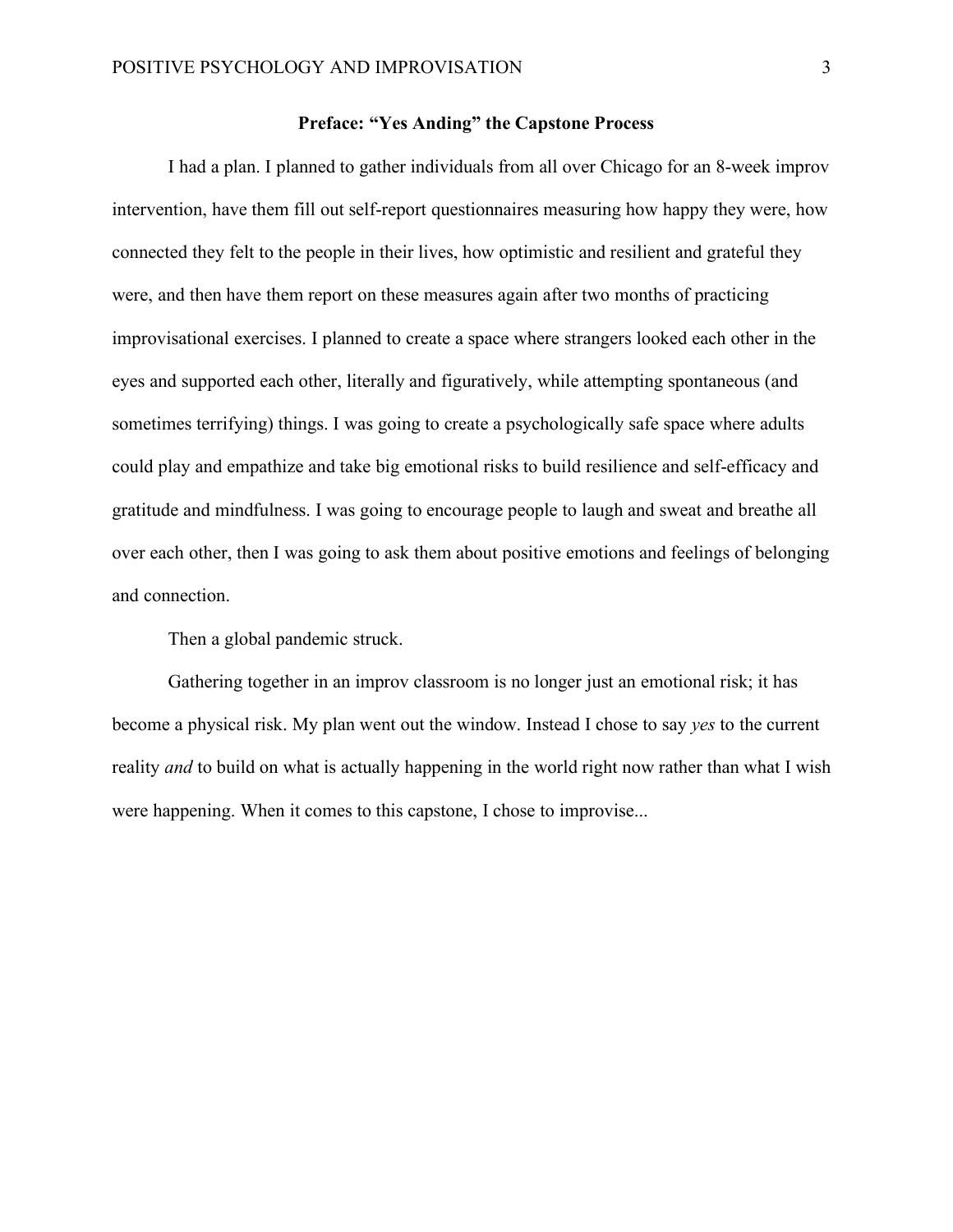## Preface: "Yes Anding" the Capstone Process

I had a plan. I planned to gather individuals from all over Chicago for an 8-week improv intervention, have them fill out self-report questionnaires measuring how happy they were, how connected they felt to the people in their lives, how optimistic and resilient and grateful they were, and then have them report on these measures again after two months of practicing improvisational exercises. I planned to create a space where strangers looked each other in the eyes and supported each other, literally and figuratively, while attempting spontaneous (and sometimes terrifying) things. I was going to create a psychologically safe space where adults could play and empathize and take big emotional risks to build resilience and self-efficacy and gratitude and mindfulness. I was going to encourage people to laugh and sweat and breathe all over each other, then I was going to ask them about positive emotions and feelings of belonging and connection.

Then a global pandemic struck.

Gathering together in an improv classroom is no longer just an emotional risk; it has become a physical risk. My plan went out the window. Instead I chose to say *yes* to the current reality *and* to build on what is actually happening in the world right now rather than what I wish were happening. When it comes to this capstone, I chose to improvise...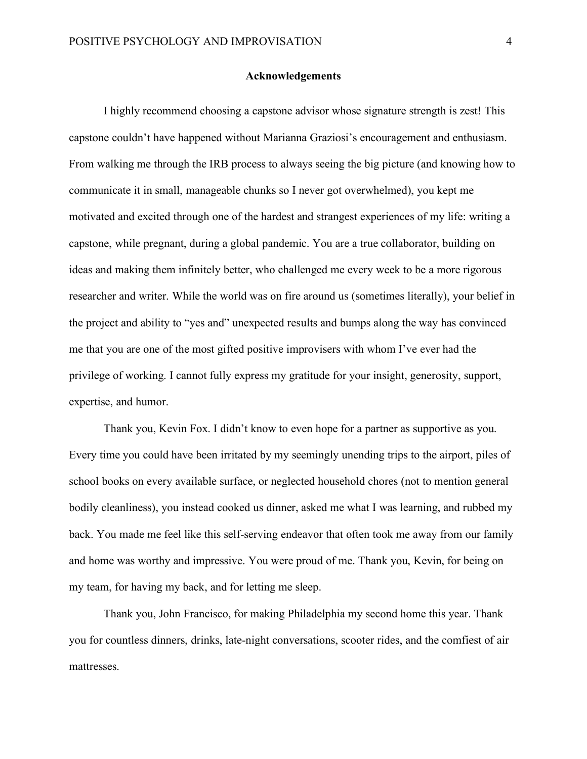## Acknowledgements

I highly recommend choosing a capstone advisor whose signature strength is zest! This capstone couldn't have happened without Marianna Graziosi's encouragement and enthusiasm. From walking me through the IRB process to always seeing the big picture (and knowing how to communicate it in small, manageable chunks so I never got overwhelmed), you kept me motivated and excited through one of the hardest and strangest experiences of my life: writing a capstone, while pregnant, during a global pandemic. You are a true collaborator, building on ideas and making them infinitely better, who challenged me every week to be a more rigorous researcher and writer. While the world was on fire around us (sometimes literally), your belief in the project and ability to "yes and" unexpected results and bumps along the way has convinced me that you are one of the most gifted positive improvisers with whom I've ever had the privilege of working. I cannot fully express my gratitude for your insight, generosity, support, expertise, and humor.

Thank you, Kevin Fox. I didn't know to even hope for a partner as supportive as you. Every time you could have been irritated by my seemingly unending trips to the airport, piles of school books on every available surface, or neglected household chores (not to mention general bodily cleanliness), you instead cooked us dinner, asked me what I was learning, and rubbed my back. You made me feel like this self-serving endeavor that often took me away from our family and home was worthy and impressive. You were proud of me. Thank you, Kevin, for being on my team, for having my back, and for letting me sleep.

Thank you, John Francisco, for making Philadelphia my second home this year. Thank you for countless dinners, drinks, late-night conversations, scooter rides, and the comfiest of air mattresses.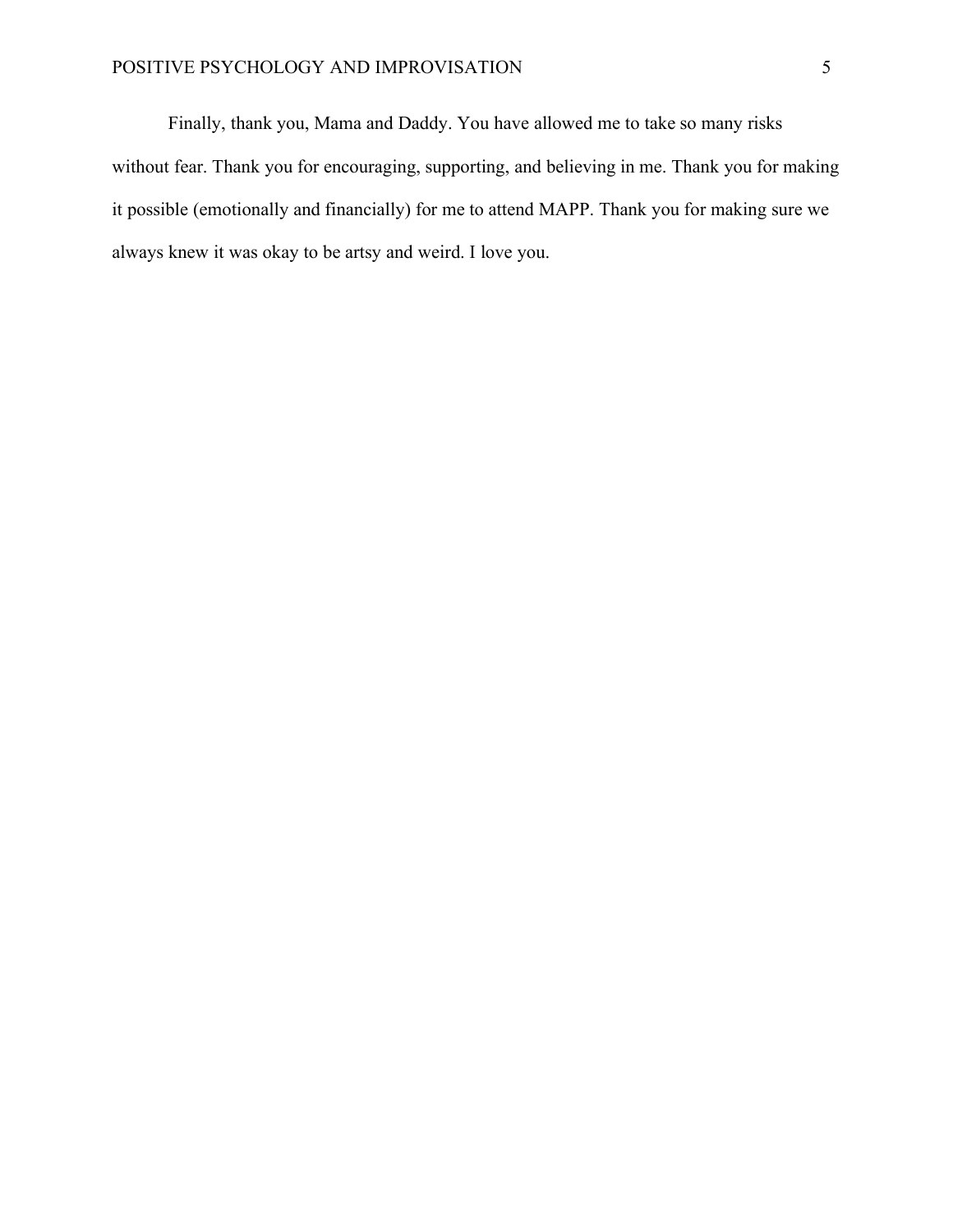Finally, thank you, Mama and Daddy. You have allowed me to take so many risks without fear. Thank you for encouraging, supporting, and believing in me. Thank you for making it possible (emotionally and financially) for me to attend MAPP. Thank you for making sure we always knew it was okay to be artsy and weird. I love you.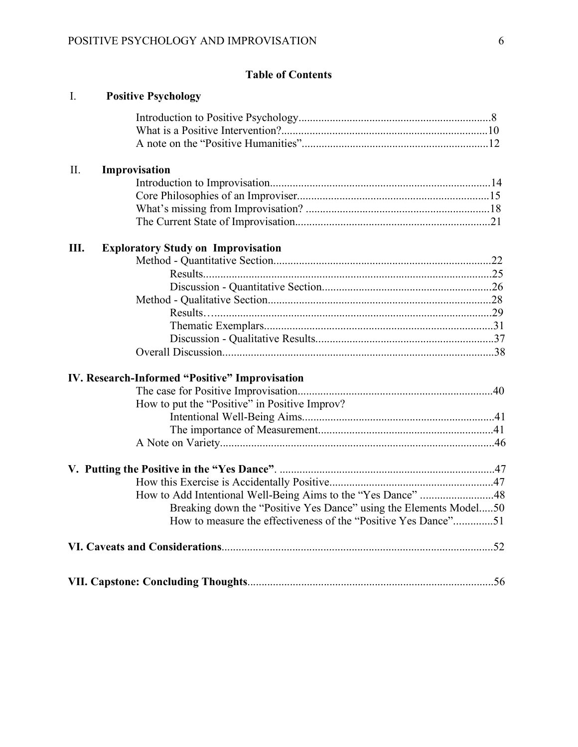**Table of Contents**

I. **Positive Psychology**

Introduction to Positive Psychology....................................................................8
What is a Positive Intervention?.........................................................................10
A note on the "Positive Humanities"..................................................................12

II. **Improvisation**

Introduction to Improvisation.............................................................................14
Core Philosophies of an Improviser...................................................................15
What's missing from Improvisation? .................................................................18
The Current State of Improvisation....................................................................21

**III. Exploratory Study on Improvisation**

Method - Quantitative Section............................................................................22
Results.....................................................................................................25
Discussion - Quantitative Section...........................................................26
Method - Qualitative Section..............................................................................28
Results…..................................................................................................29
Thematic Exemplars................................................................................31
Discussion - Qualitative Results..............................................................37
Overall Discussion...............................................................................................38

**IV. Research-Informed "Positive" Improvisation**

The case for Positive Improvisation....................................................................40
How to put the "Positive" in Positive Improv?
Intentional Well-Being Aims...................................................................41
The importance of Measurement.............................................................41
A Note on Variety................................................................................................46

**V. Putting the Positive in the "Yes Dance"**. ..........................................................................47

How this Exercise is Accidentally Positive.........................................................47
How to Add Intentional Well-Being Aims to the "Yes Dance" ..........................48
Breaking down the "Positive Yes Dance" using the Elements Model.....50
How to measure the effectiveness of the "Positive Yes Dance"..............51

**VI. Caveats and Considerations**...............................................................................................52

**VII. Capstone: Concluding Thoughts**......................................................................................56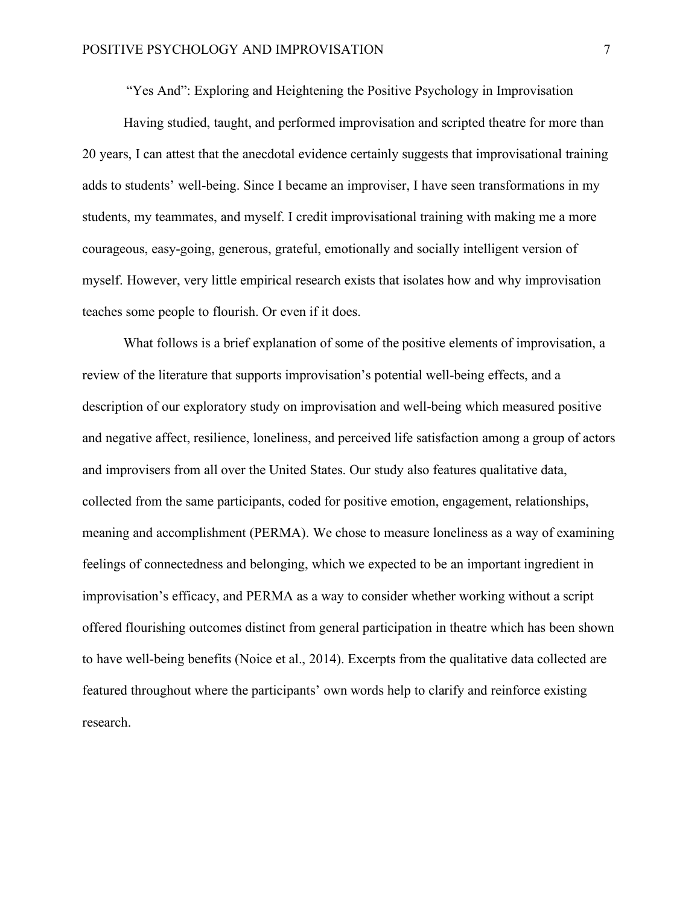# "Yes And": Exploring and Heightening the Positive Psychology in Improvisation

Having studied, taught, and performed improvisation and scripted theatre for more than 20 years, I can attest that the anecdotal evidence certainly suggests that improvisational training adds to students' well-being. Since I became an improviser, I have seen transformations in my students, my teammates, and myself. I credit improvisational training with making me a more courageous, easy-going, generous, grateful, emotionally and socially intelligent version of myself. However, very little empirical research exists that isolates how and why improvisation teaches some people to flourish. Or even if it does.

What follows is a brief explanation of some of the positive elements of improvisation, a review of the literature that supports improvisation's potential well-being effects, and a description of our exploratory study on improvisation and well-being which measured positive and negative affect, resilience, loneliness, and perceived life satisfaction among a group of actors and improvisers from all over the United States. Our study also features qualitative data, collected from the same participants, coded for positive emotion, engagement, relationships, meaning and accomplishment (PERMA). We chose to measure loneliness as a way of examining feelings of connectedness and belonging, which we expected to be an important ingredient in improvisation's efficacy, and PERMA as a way to consider whether working without a script offered flourishing outcomes distinct from general participation in theatre which has been shown to have well-being benefits (Noice et al., 2014). Excerpts from the qualitative data collected are featured throughout where the participants' own words help to clarify and reinforce existing research.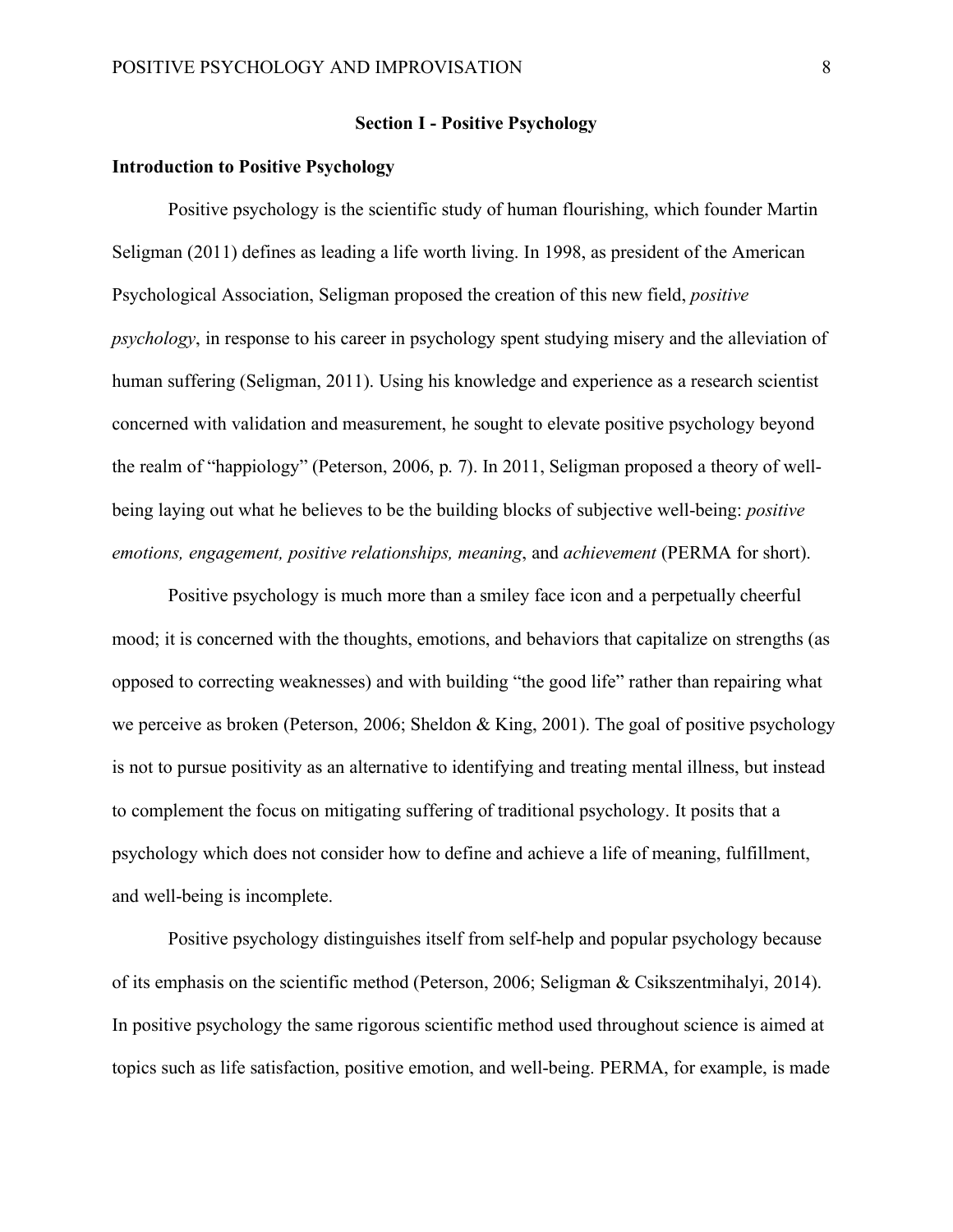## Section I - Positive Psychology

### Introduction to Positive Psychology

Positive psychology is the scientific study of human flourishing, which founder Martin Seligman (2011) defines as leading a life worth living. In 1998, as president of the American Psychological Association, Seligman proposed the creation of this new field, *positive psychology*, in response to his career in psychology spent studying misery and the alleviation of human suffering (Seligman, 2011). Using his knowledge and experience as a research scientist concerned with validation and measurement, he sought to elevate positive psychology beyond the realm of "happiology" (Peterson, 2006, p. 7). In 2011, Seligman proposed a theory of well-being laying out what he believes to be the building blocks of subjective well-being: *positive emotions, engagement, positive relationships, meaning*, and *achievement* (PERMA for short).

Positive psychology is much more than a smiley face icon and a perpetually cheerful mood; it is concerned with the thoughts, emotions, and behaviors that capitalize on strengths (as opposed to correcting weaknesses) and with building "the good life" rather than repairing what we perceive as broken (Peterson, 2006; Sheldon & King, 2001). The goal of positive psychology is not to pursue positivity as an alternative to identifying and treating mental illness, but instead to complement the focus on mitigating suffering of traditional psychology. It posits that a psychology which does not consider how to define and achieve a life of meaning, fulfillment, and well-being is incomplete.

Positive psychology distinguishes itself from self-help and popular psychology because of its emphasis on the scientific method (Peterson, 2006; Seligman & Csikszentmihalyi, 2014). In positive psychology the same rigorous scientific method used throughout science is aimed at topics such as life satisfaction, positive emotion, and well-being. PERMA, for example, is made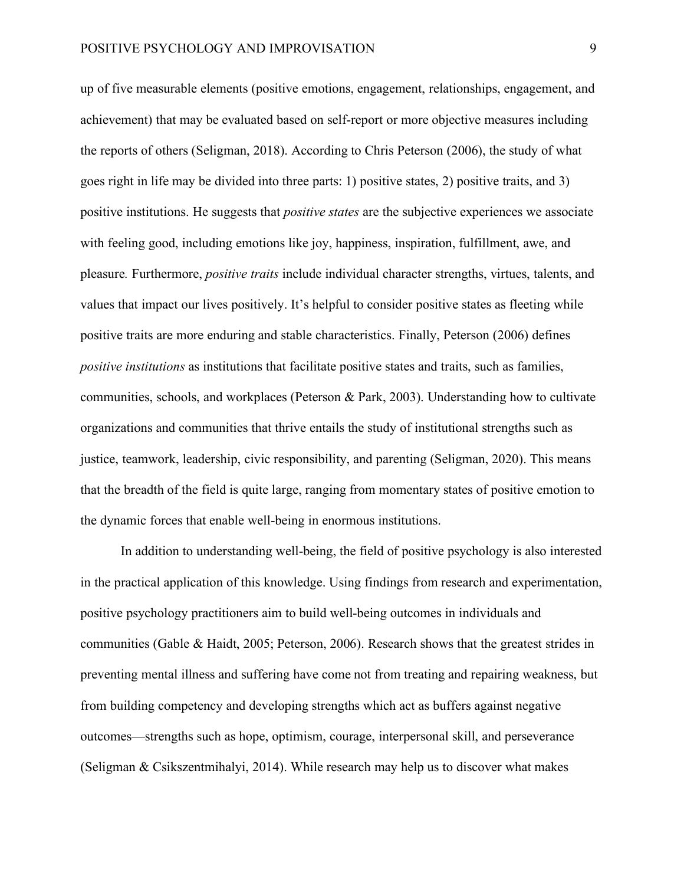up of five measurable elements (positive emotions, engagement, relationships, engagement, and achievement) that may be evaluated based on self-report or more objective measures including the reports of others (Seligman, 2018). According to Chris Peterson (2006), the study of what goes right in life may be divided into three parts: 1) positive states, 2) positive traits, and 3) positive institutions. He suggests that *positive states* are the subjective experiences we associate with feeling good, including emotions like joy, happiness, inspiration, fulfillment, awe, and pleasure. Furthermore, *positive traits* include individual character strengths, virtues, talents, and values that impact our lives positively. It's helpful to consider positive states as fleeting while positive traits are more enduring and stable characteristics. Finally, Peterson (2006) defines *positive institutions* as institutions that facilitate positive states and traits, such as families, communities, schools, and workplaces (Peterson & Park, 2003). Understanding how to cultivate organizations and communities that thrive entails the study of institutional strengths such as justice, teamwork, leadership, civic responsibility, and parenting (Seligman, 2020). This means that the breadth of the field is quite large, ranging from momentary states of positive emotion to the dynamic forces that enable well-being in enormous institutions.

In addition to understanding well-being, the field of positive psychology is also interested in the practical application of this knowledge. Using findings from research and experimentation, positive psychology practitioners aim to build well-being outcomes in individuals and communities (Gable & Haidt, 2005; Peterson, 2006). Research shows that the greatest strides in preventing mental illness and suffering have come not from treating and repairing weakness, but from building competency and developing strengths which act as buffers against negative outcomes—strengths such as hope, optimism, courage, interpersonal skill, and perseverance (Seligman & Csikszentmihalyi, 2014). While research may help us to discover what makes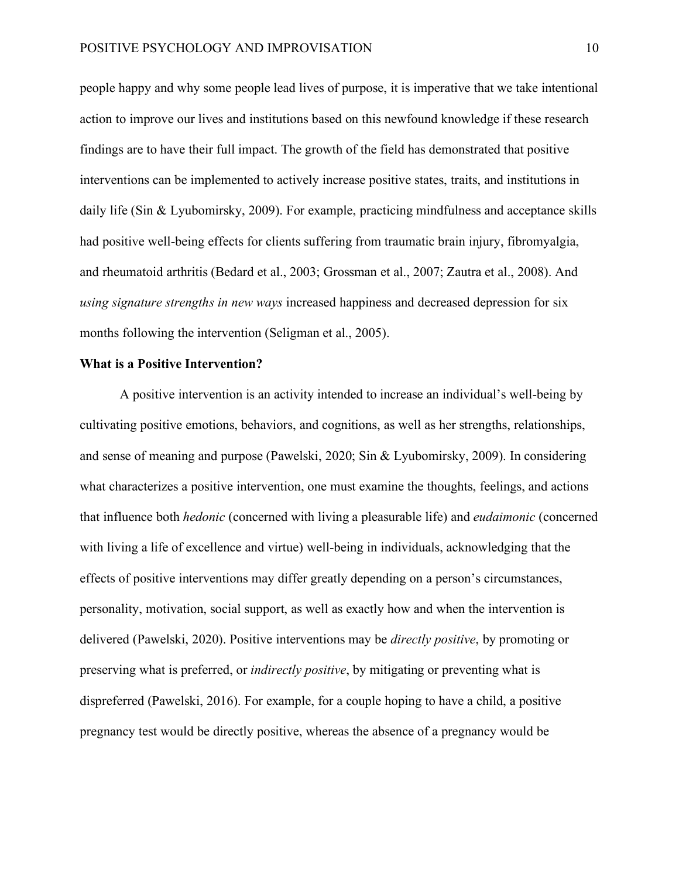people happy and why some people lead lives of purpose, it is imperative that we take intentional action to improve our lives and institutions based on this newfound knowledge if these research findings are to have their full impact. The growth of the field has demonstrated that positive interventions can be implemented to actively increase positive states, traits, and institutions in daily life (Sin & Lyubomirsky, 2009). For example, practicing mindfulness and acceptance skills had positive well-being effects for clients suffering from traumatic brain injury, fibromyalgia, and rheumatoid arthritis (Bedard et al., 2003; Grossman et al., 2007; Zautra et al., 2008). And *using signature strengths in new ways* increased happiness and decreased depression for six months following the intervention (Seligman et al., 2005).

### What is a Positive Intervention?

A positive intervention is an activity intended to increase an individual's well-being by cultivating positive emotions, behaviors, and cognitions, as well as her strengths, relationships, and sense of meaning and purpose (Pawelski, 2020; Sin & Lyubomirsky, 2009). In considering what characterizes a positive intervention, one must examine the thoughts, feelings, and actions that influence both *hedonic* (concerned with living a pleasurable life) and *eudaimonic* (concerned with living a life of excellence and virtue) well-being in individuals, acknowledging that the effects of positive interventions may differ greatly depending on a person's circumstances, personality, motivation, social support, as well as exactly how and when the intervention is delivered (Pawelski, 2020). Positive interventions may be *directly positive*, by promoting or preserving what is preferred, or *indirectly positive*, by mitigating or preventing what is dispreferred (Pawelski, 2016). For example, for a couple hoping to have a child, a positive pregnancy test would be directly positive, whereas the absence of a pregnancy would be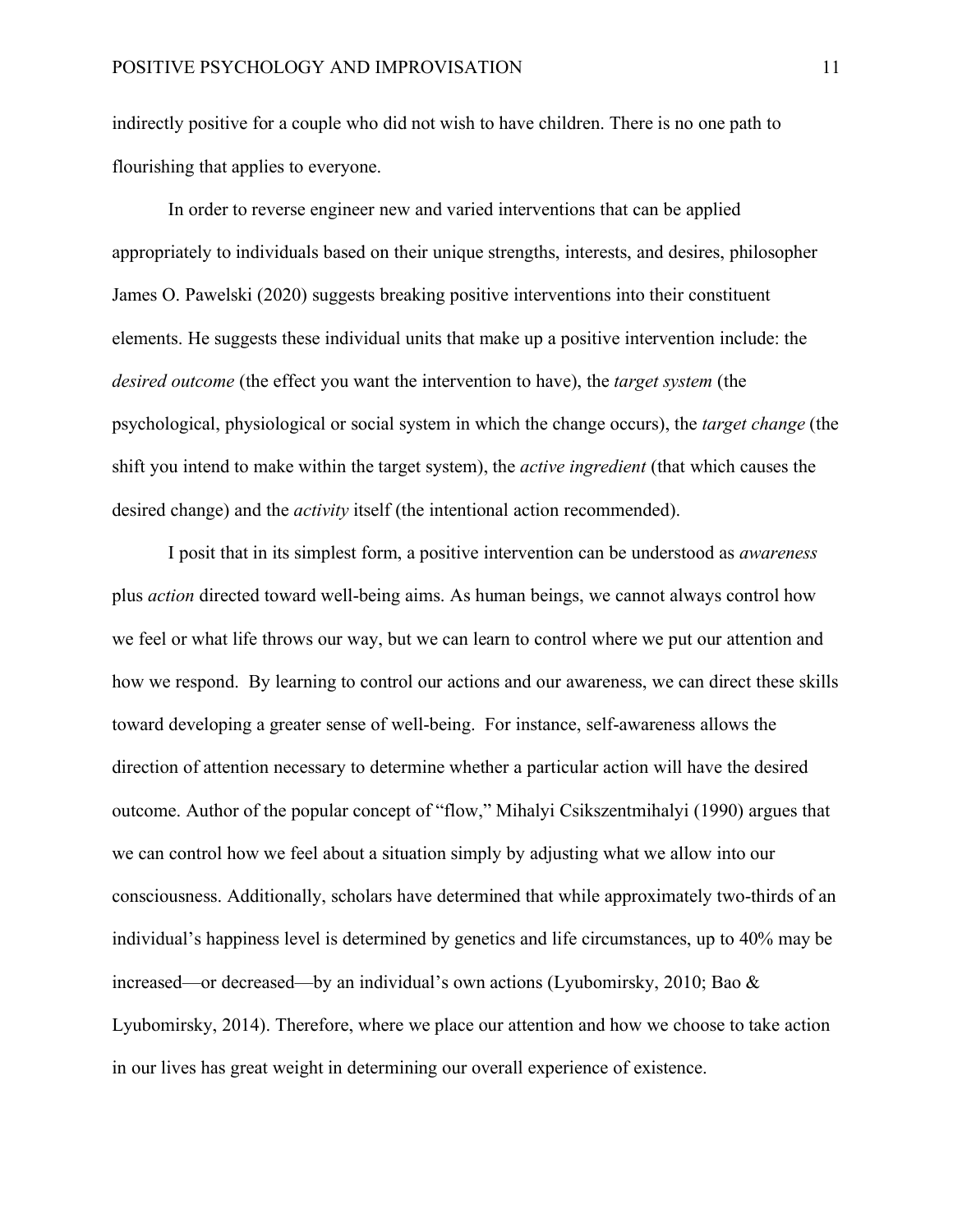indirectly positive for a couple who did not wish to have children. There is no one path to flourishing that applies to everyone.

In order to reverse engineer new and varied interventions that can be applied appropriately to individuals based on their unique strengths, interests, and desires, philosopher James O. Pawelski (2020) suggests breaking positive interventions into their constituent elements. He suggests these individual units that make up a positive intervention include: the *desired outcome* (the effect you want the intervention to have), the *target system* (the psychological, physiological or social system in which the change occurs), the *target change* (the shift you intend to make within the target system), the *active ingredient* (that which causes the desired change) and the *activity* itself (the intentional action recommended).

I posit that in its simplest form, a positive intervention can be understood as *awareness* plus *action* directed toward well-being aims. As human beings, we cannot always control how we feel or what life throws our way, but we can learn to control where we put our attention and how we respond. By learning to control our actions and our awareness, we can direct these skills toward developing a greater sense of well-being. For instance, self-awareness allows the direction of attention necessary to determine whether a particular action will have the desired outcome. Author of the popular concept of "flow," Mihalyi Csikszentmihalyi (1990) argues that we can control how we feel about a situation simply by adjusting what we allow into our consciousness. Additionally, scholars have determined that while approximately two-thirds of an individual's happiness level is determined by genetics and life circumstances, up to 40% may be increased—or decreased—by an individual's own actions (Lyubomirsky, 2010; Bao & Lyubomirsky, 2014). Therefore, where we place our attention and how we choose to take action in our lives has great weight in determining our overall experience of existence.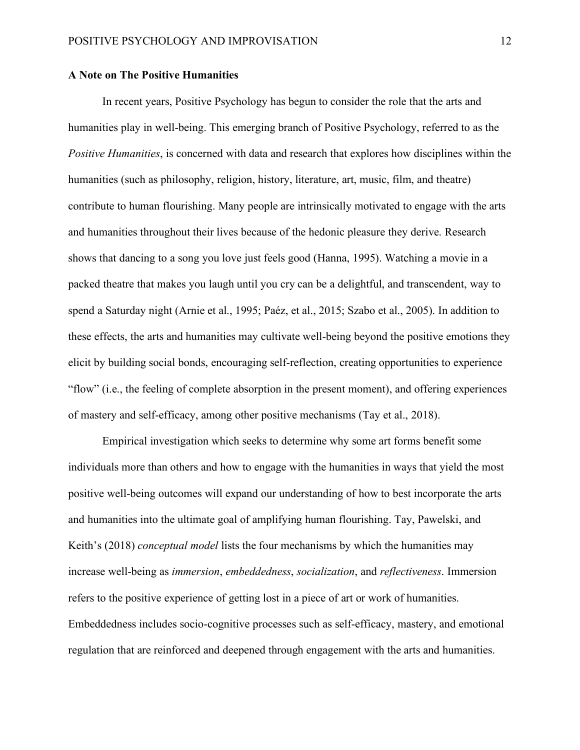**A Note on The Positive Humanities**

In recent years, Positive Psychology has begun to consider the role that the arts and humanities play in well-being. This emerging branch of Positive Psychology, referred to as the *Positive Humanities*, is concerned with data and research that explores how disciplines within the humanities (such as philosophy, religion, history, literature, art, music, film, and theatre) contribute to human flourishing. Many people are intrinsically motivated to engage with the arts and humanities throughout their lives because of the hedonic pleasure they derive. Research shows that dancing to a song you love just feels good (Hanna, 1995). Watching a movie in a packed theatre that makes you laugh until you cry can be a delightful, and transcendent, way to spend a Saturday night (Arnie et al., 1995; Paéz, et al., 2015; Szabo et al., 2005). In addition to these effects, the arts and humanities may cultivate well-being beyond the positive emotions they elicit by building social bonds, encouraging self-reflection, creating opportunities to experience "flow" (i.e., the feeling of complete absorption in the present moment), and offering experiences of mastery and self-efficacy, among other positive mechanisms (Tay et al., 2018).

Empirical investigation which seeks to determine why some art forms benefit some individuals more than others and how to engage with the humanities in ways that yield the most positive well-being outcomes will expand our understanding of how to best incorporate the arts and humanities into the ultimate goal of amplifying human flourishing. Tay, Pawelski, and Keith's (2018) *conceptual model* lists the four mechanisms by which the humanities may increase well-being as *immersion*, *embeddedness*, *socialization*, and *reflectiveness*. Immersion refers to the positive experience of getting lost in a piece of art or work of humanities. Embeddedness includes socio-cognitive processes such as self-efficacy, mastery, and emotional regulation that are reinforced and deepened through engagement with the arts and humanities.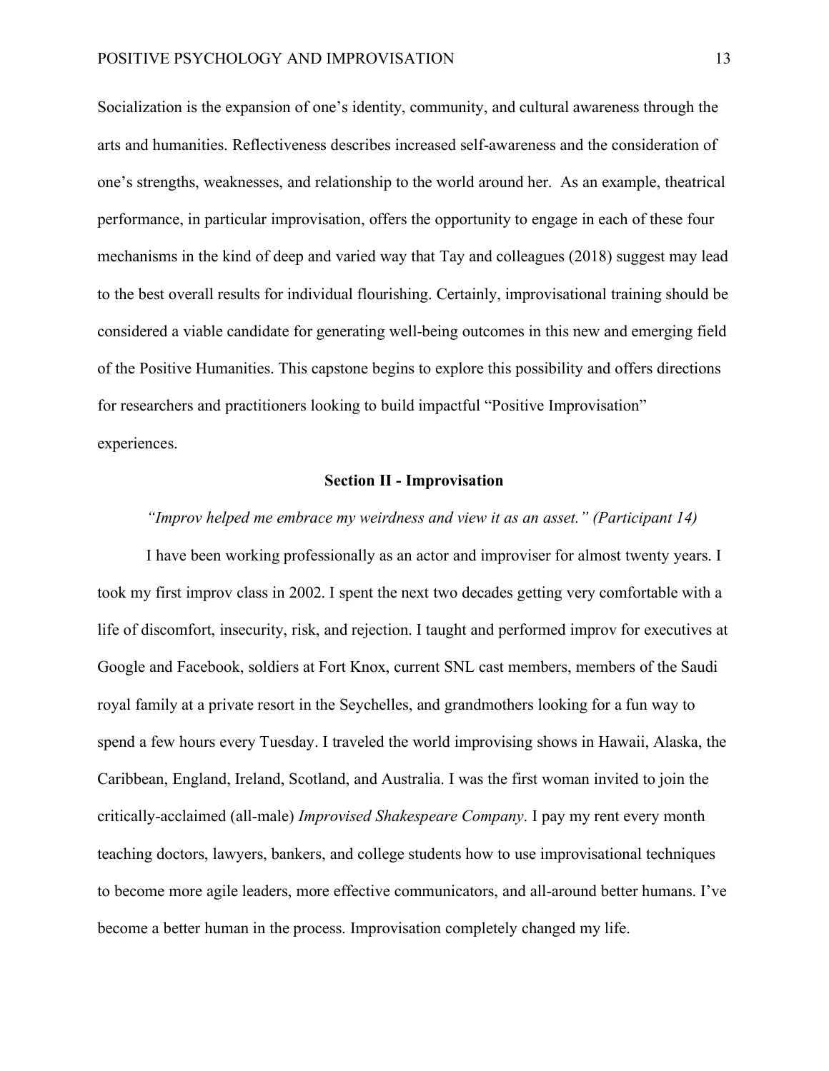Socialization is the expansion of one's identity, community, and cultural awareness through the arts and humanities. Reflectiveness describes increased self-awareness and the consideration of one's strengths, weaknesses, and relationship to the world around her. As an example, theatrical performance, in particular improvisation, offers the opportunity to engage in each of these four mechanisms in the kind of deep and varied way that Tay and colleagues (2018) suggest may lead to the best overall results for individual flourishing. Certainly, improvisational training should be considered a viable candidate for generating well-being outcomes in this new and emerging field of the Positive Humanities. This capstone begins to explore this possibility and offers directions for researchers and practitioners looking to build impactful "Positive Improvisation" experiences.

## Section II - Improvisation

*"Improv helped me embrace my weirdness and view it as an asset." (Participant 14)*

I have been working professionally as an actor and improviser for almost twenty years. I took my first improv class in 2002. I spent the next two decades getting very comfortable with a life of discomfort, insecurity, risk, and rejection. I taught and performed improv for executives at Google and Facebook, soldiers at Fort Knox, current SNL cast members, members of the Saudi royal family at a private resort in the Seychelles, and grandmothers looking for a fun way to spend a few hours every Tuesday. I traveled the world improvising shows in Hawaii, Alaska, the Caribbean, England, Ireland, Scotland, and Australia. I was the first woman invited to join the critically-acclaimed (all-male) *Improvised Shakespeare Company*. I pay my rent every month teaching doctors, lawyers, bankers, and college students how to use improvisational techniques to become more agile leaders, more effective communicators, and all-around better humans. I've become a better human in the process. Improvisation completely changed my life.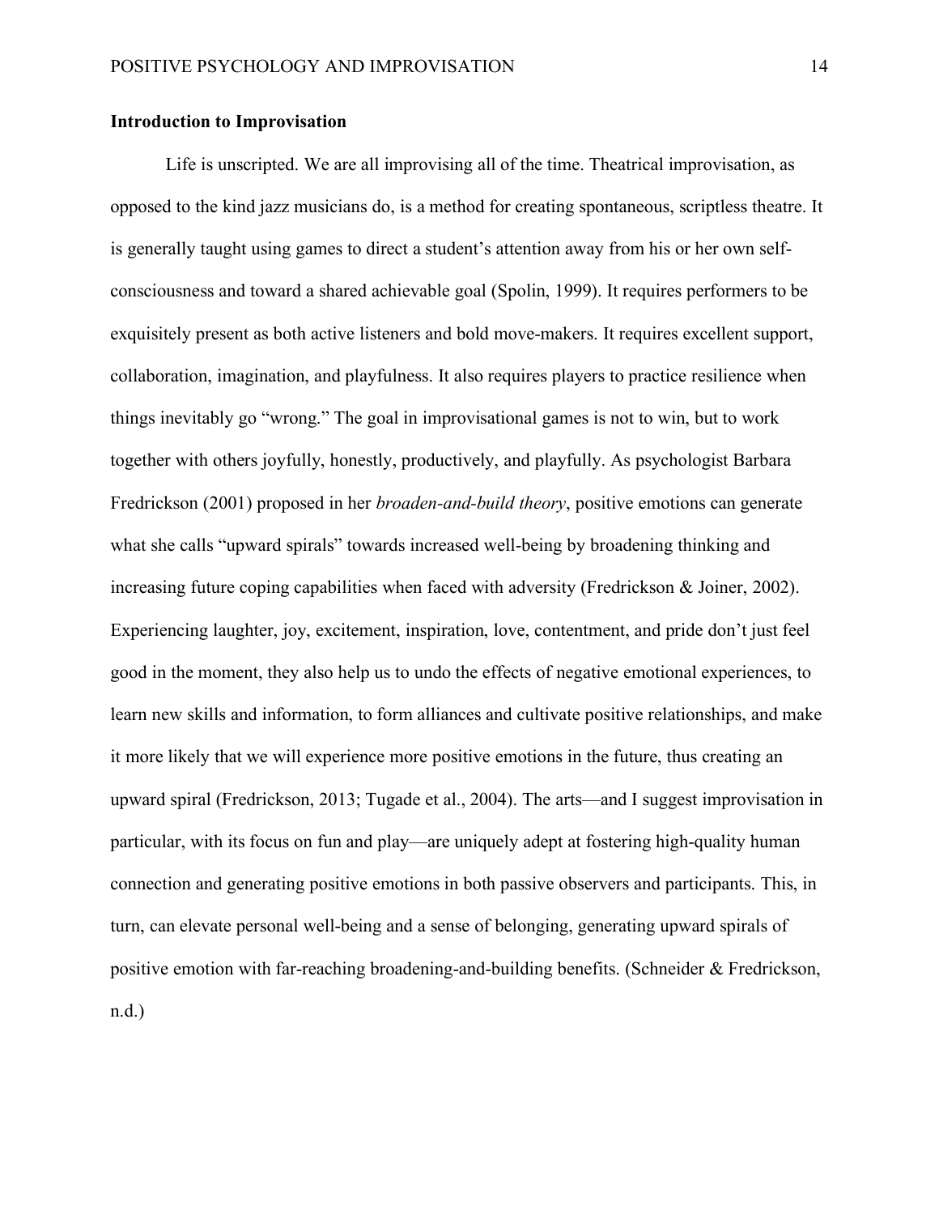**Introduction to Improvisation**

Life is unscripted. We are all improvising all of the time. Theatrical improvisation, as opposed to the kind jazz musicians do, is a method for creating spontaneous, scriptless theatre. It is generally taught using games to direct a student's attention away from his or her own self-consciousness and toward a shared achievable goal (Spolin, 1999). It requires performers to be exquisitely present as both active listeners and bold move-makers. It requires excellent support, collaboration, imagination, and playfulness. It also requires players to practice resilience when things inevitably go "wrong." The goal in improvisational games is not to win, but to work together with others joyfully, honestly, productively, and playfully. As psychologist Barbara Fredrickson (2001) proposed in her *broaden-and-build theory*, positive emotions can generate what she calls "upward spirals" towards increased well-being by broadening thinking and increasing future coping capabilities when faced with adversity (Fredrickson & Joiner, 2002). Experiencing laughter, joy, excitement, inspiration, love, contentment, and pride don't just feel good in the moment, they also help us to undo the effects of negative emotional experiences, to learn new skills and information, to form alliances and cultivate positive relationships, and make it more likely that we will experience more positive emotions in the future, thus creating an upward spiral (Fredrickson, 2013; Tugade et al., 2004). The arts—and I suggest improvisation in particular, with its focus on fun and play—are uniquely adept at fostering high-quality human connection and generating positive emotions in both passive observers and participants. This, in turn, can elevate personal well-being and a sense of belonging, generating upward spirals of positive emotion with far-reaching broadening-and-building benefits. (Schneider & Fredrickson, n.d.)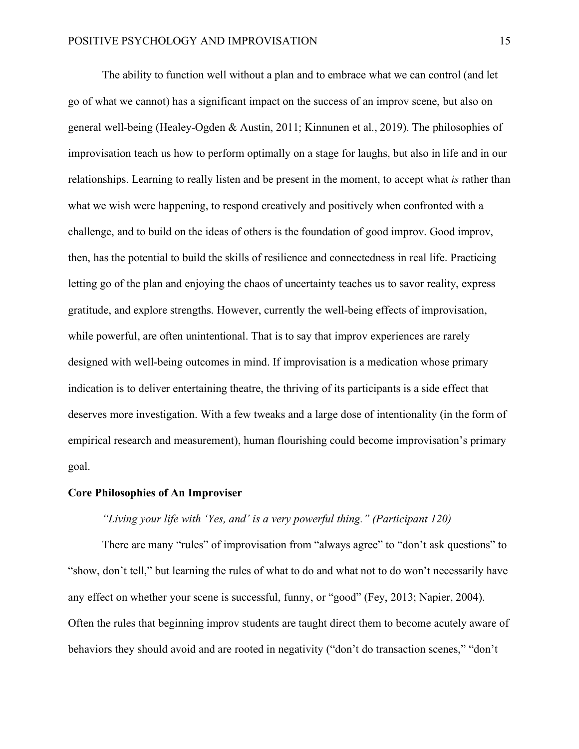The ability to function well without a plan and to embrace what we can control (and let go of what we cannot) has a significant impact on the success of an improv scene, but also on general well-being (Healey-Ogden & Austin, 2011; Kinnunen et al., 2019). The philosophies of improvisation teach us how to perform optimally on a stage for laughs, but also in life and in our relationships. Learning to really listen and be present in the moment, to accept what *is* rather than what we wish were happening, to respond creatively and positively when confronted with a challenge, and to build on the ideas of others is the foundation of good improv. Good improv, then, has the potential to build the skills of resilience and connectedness in real life. Practicing letting go of the plan and enjoying the chaos of uncertainty teaches us to savor reality, express gratitude, and explore strengths. However, currently the well-being effects of improvisation, while powerful, are often unintentional. That is to say that improv experiences are rarely designed with well-being outcomes in mind. If improvisation is a medication whose primary indication is to deliver entertaining theatre, the thriving of its participants is a side effect that deserves more investigation. With a few tweaks and a large dose of intentionality (in the form of empirical research and measurement), human flourishing could become improvisation's primary goal.

**Core Philosophies of An Improviser**

*"Living your life with 'Yes, and' is a very powerful thing." (Participant 120)*

There are many "rules" of improvisation from "always agree" to "don't ask questions" to "show, don't tell," but learning the rules of what to do and what not to do won't necessarily have any effect on whether your scene is successful, funny, or "good" (Fey, 2013; Napier, 2004). Often the rules that beginning improv students are taught direct them to become acutely aware of behaviors they should avoid and are rooted in negativity ("don't do transaction scenes," "don't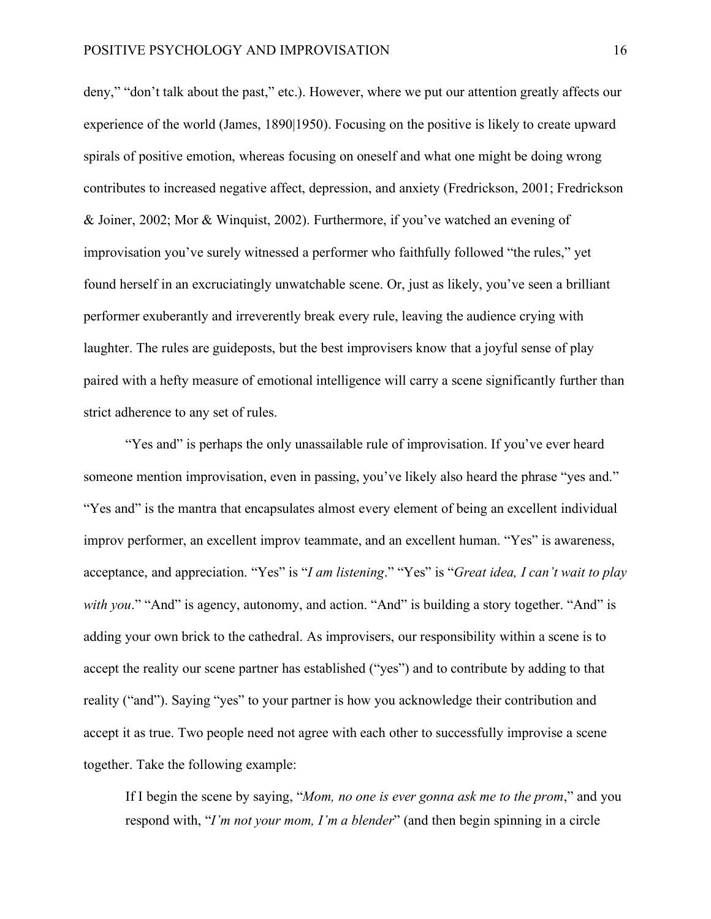deny," "don't talk about the past," etc.). However, where we put our attention greatly affects our experience of the world (James, 1890|1950). Focusing on the positive is likely to create upward spirals of positive emotion, whereas focusing on oneself and what one might be doing wrong contributes to increased negative affect, depression, and anxiety (Fredrickson, 2001; Fredrickson & Joiner, 2002; Mor & Winquist, 2002). Furthermore, if you've watched an evening of improvisation you've surely witnessed a performer who faithfully followed "the rules," yet found herself in an excruciatingly unwatchable scene. Or, just as likely, you've seen a brilliant performer exuberantly and irreverently break every rule, leaving the audience crying with laughter. The rules are guideposts, but the best improvisers know that a joyful sense of play paired with a hefty measure of emotional intelligence will carry a scene significantly further than strict adherence to any set of rules.

"Yes and" is perhaps the only unassailable rule of improvisation. If you've ever heard someone mention improvisation, even in passing, you've likely also heard the phrase "yes and." "Yes and" is the mantra that encapsulates almost every element of being an excellent individual improv performer, an excellent improv teammate, and an excellent human. "Yes" is awareness, acceptance, and appreciation. "Yes" is "*I am listening*." "Yes" is "*Great idea, I can't wait to play with you*." "And" is agency, autonomy, and action. "And" is building a story together. "And" is adding your own brick to the cathedral. As improvisers, our responsibility within a scene is to accept the reality our scene partner has established ("yes") and to contribute by adding to that reality ("and"). Saying "yes" to your partner is how you acknowledge their contribution and accept it as true. Two people need not agree with each other to successfully improvise a scene together. Take the following example:

> If I begin the scene by saying, "*Mom, no one is ever gonna ask me to the prom*," and you respond with, "*I'm not your mom, I'm a blender*" (and then begin spinning in a circle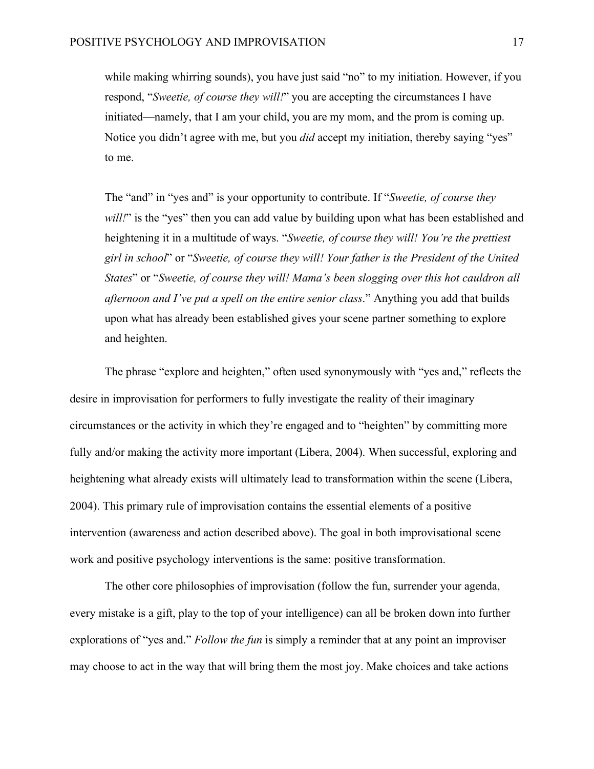while making whirring sounds), you have just said "no" to my initiation. However, if you respond, "*Sweetie, of course they will!*" you are accepting the circumstances I have initiated—namely, that I am your child, you are my mom, and the prom is coming up. Notice you didn't agree with me, but you *did* accept my initiation, thereby saying "yes" to me.

The "and" in "yes and" is your opportunity to contribute. If "*Sweetie, of course they will!*" is the "yes" then you can add value by building upon what has been established and heightening it in a multitude of ways. "*Sweetie, of course they will! You're the prettiest girl in school*" or "*Sweetie, of course they will! Your father is the President of the United States*" or "*Sweetie, of course they will! Mama's been slogging over this hot cauldron all afternoon and I've put a spell on the entire senior class*." Anything you add that builds upon what has already been established gives your scene partner something to explore and heighten.

The phrase "explore and heighten," often used synonymously with "yes and," reflects the desire in improvisation for performers to fully investigate the reality of their imaginary circumstances or the activity in which they're engaged and to "heighten" by committing more fully and/or making the activity more important (Libera, 2004). When successful, exploring and heightening what already exists will ultimately lead to transformation within the scene (Libera, 2004). This primary rule of improvisation contains the essential elements of a positive intervention (awareness and action described above). The goal in both improvisational scene work and positive psychology interventions is the same: positive transformation.

The other core philosophies of improvisation (follow the fun, surrender your agenda, every mistake is a gift, play to the top of your intelligence) can all be broken down into further explorations of "yes and." *Follow the fun* is simply a reminder that at any point an improviser may choose to act in the way that will bring them the most joy. Make choices and take actions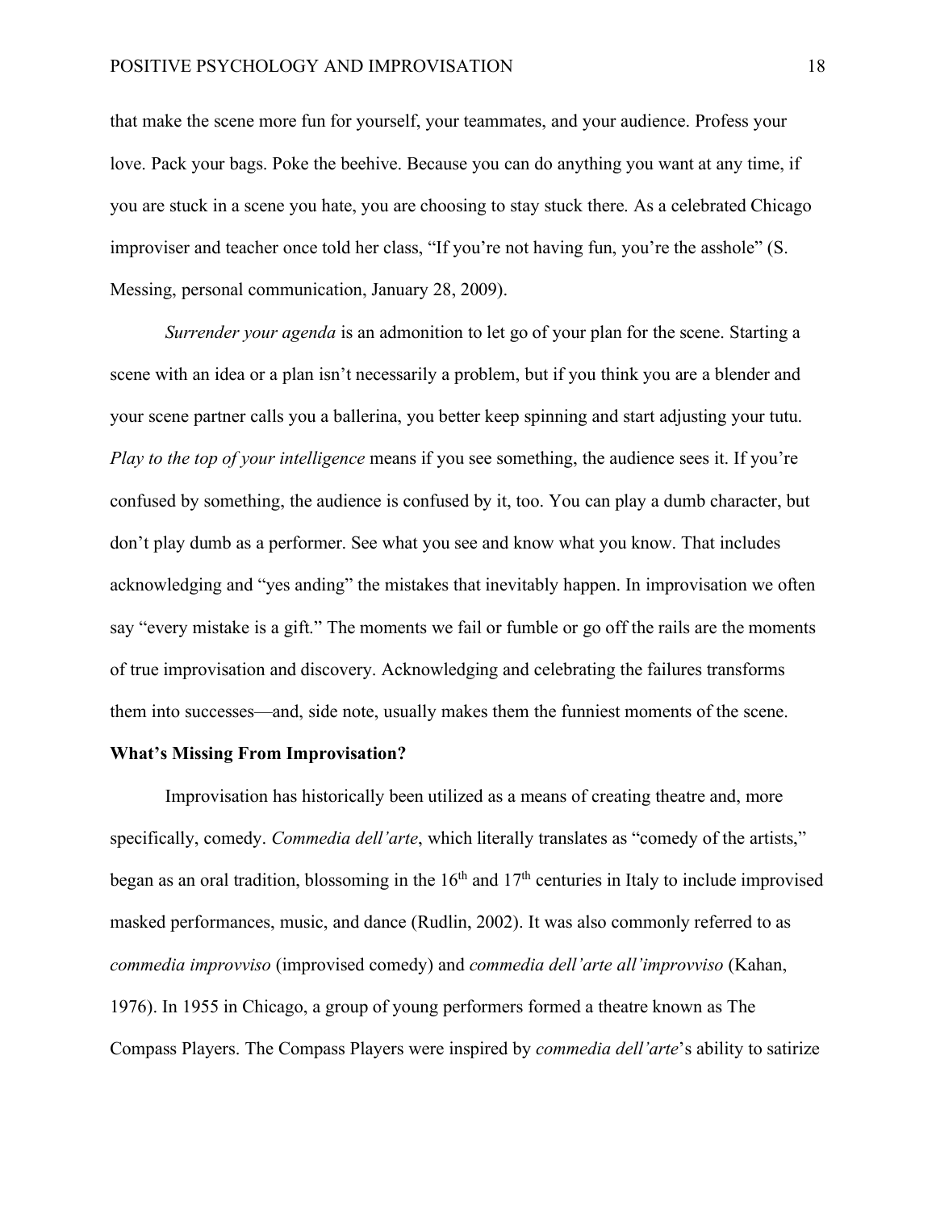that make the scene more fun for yourself, your teammates, and your audience. Profess your love. Pack your bags. Poke the beehive. Because you can do anything you want at any time, if you are stuck in a scene you hate, you are choosing to stay stuck there. As a celebrated Chicago improviser and teacher once told her class, "If you're not having fun, you're the asshole" (S. Messing, personal communication, January 28, 2009).

*Surrender your agenda* is an admonition to let go of your plan for the scene. Starting a scene with an idea or a plan isn't necessarily a problem, but if you think you are a blender and your scene partner calls you a ballerina, you better keep spinning and start adjusting your tutu. *Play to the top of your intelligence* means if you see something, the audience sees it. If you're confused by something, the audience is confused by it, too. You can play a dumb character, but don't play dumb as a performer. See what you see and know what you know. That includes acknowledging and "yes anding" the mistakes that inevitably happen. In improvisation we often say "every mistake is a gift." The moments we fail or fumble or go off the rails are the moments of true improvisation and discovery. Acknowledging and celebrating the failures transforms them into successes—and, side note, usually makes them the funniest moments of the scene.

**What's Missing From Improvisation?**

Improvisation has historically been utilized as a means of creating theatre and, more specifically, comedy. *Commedia dell'arte*, which literally translates as "comedy of the artists," began as an oral tradition, blossoming in the 16th and 17th centuries in Italy to include improvised masked performances, music, and dance (Rudlin, 2002). It was also commonly referred to as *commedia improvviso* (improvised comedy) and *commedia dell'arte all'improvviso* (Kahan, 1976). In 1955 in Chicago, a group of young performers formed a theatre known as The Compass Players. The Compass Players were inspired by *commedia dell'arte*'s ability to satirize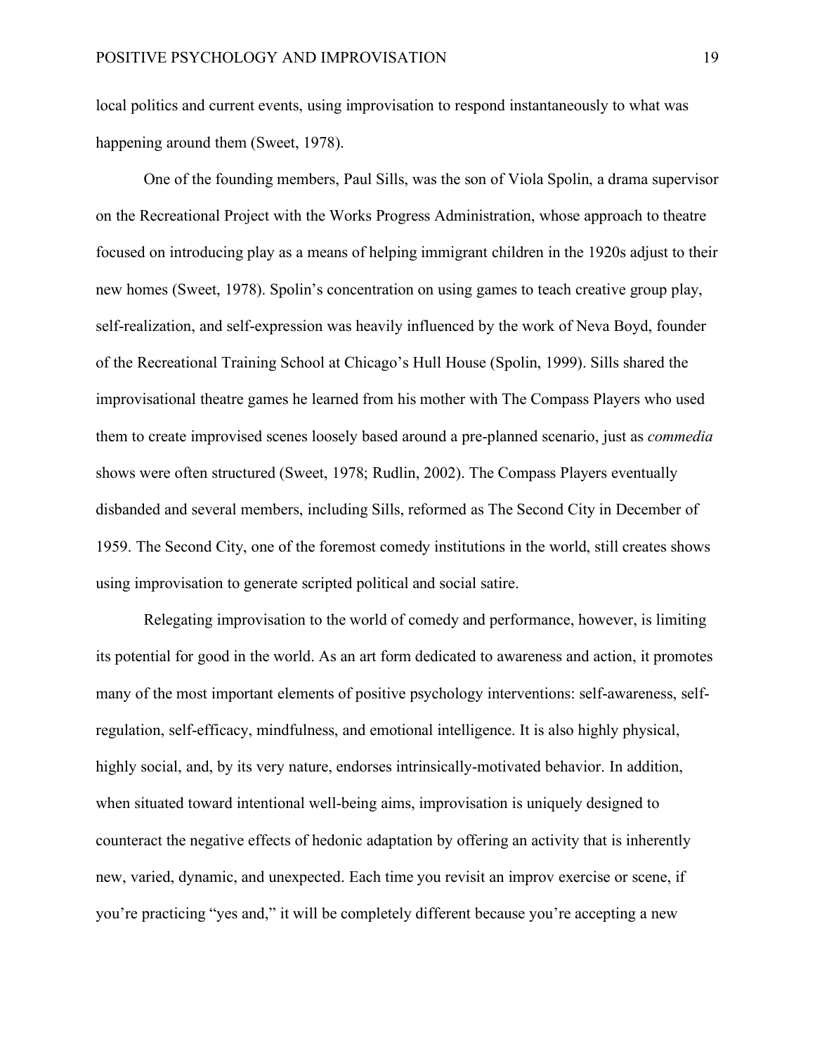local politics and current events, using improvisation to respond instantaneously to what was happening around them (Sweet, 1978).

One of the founding members, Paul Sills, was the son of Viola Spolin, a drama supervisor on the Recreational Project with the Works Progress Administration, whose approach to theatre focused on introducing play as a means of helping immigrant children in the 1920s adjust to their new homes (Sweet, 1978). Spolin's concentration on using games to teach creative group play, self-realization, and self-expression was heavily influenced by the work of Neva Boyd, founder of the Recreational Training School at Chicago's Hull House (Spolin, 1999). Sills shared the improvisational theatre games he learned from his mother with The Compass Players who used them to create improvised scenes loosely based around a pre-planned scenario, just as *commedia* shows were often structured (Sweet, 1978; Rudlin, 2002). The Compass Players eventually disbanded and several members, including Sills, reformed as The Second City in December of 1959. The Second City, one of the foremost comedy institutions in the world, still creates shows using improvisation to generate scripted political and social satire.

Relegating improvisation to the world of comedy and performance, however, is limiting its potential for good in the world. As an art form dedicated to awareness and action, it promotes many of the most important elements of positive psychology interventions: self-awareness, self-regulation, self-efficacy, mindfulness, and emotional intelligence. It is also highly physical, highly social, and, by its very nature, endorses intrinsically-motivated behavior. In addition, when situated toward intentional well-being aims, improvisation is uniquely designed to counteract the negative effects of hedonic adaptation by offering an activity that is inherently new, varied, dynamic, and unexpected. Each time you revisit an improv exercise or scene, if you're practicing "yes and," it will be completely different because you're accepting a new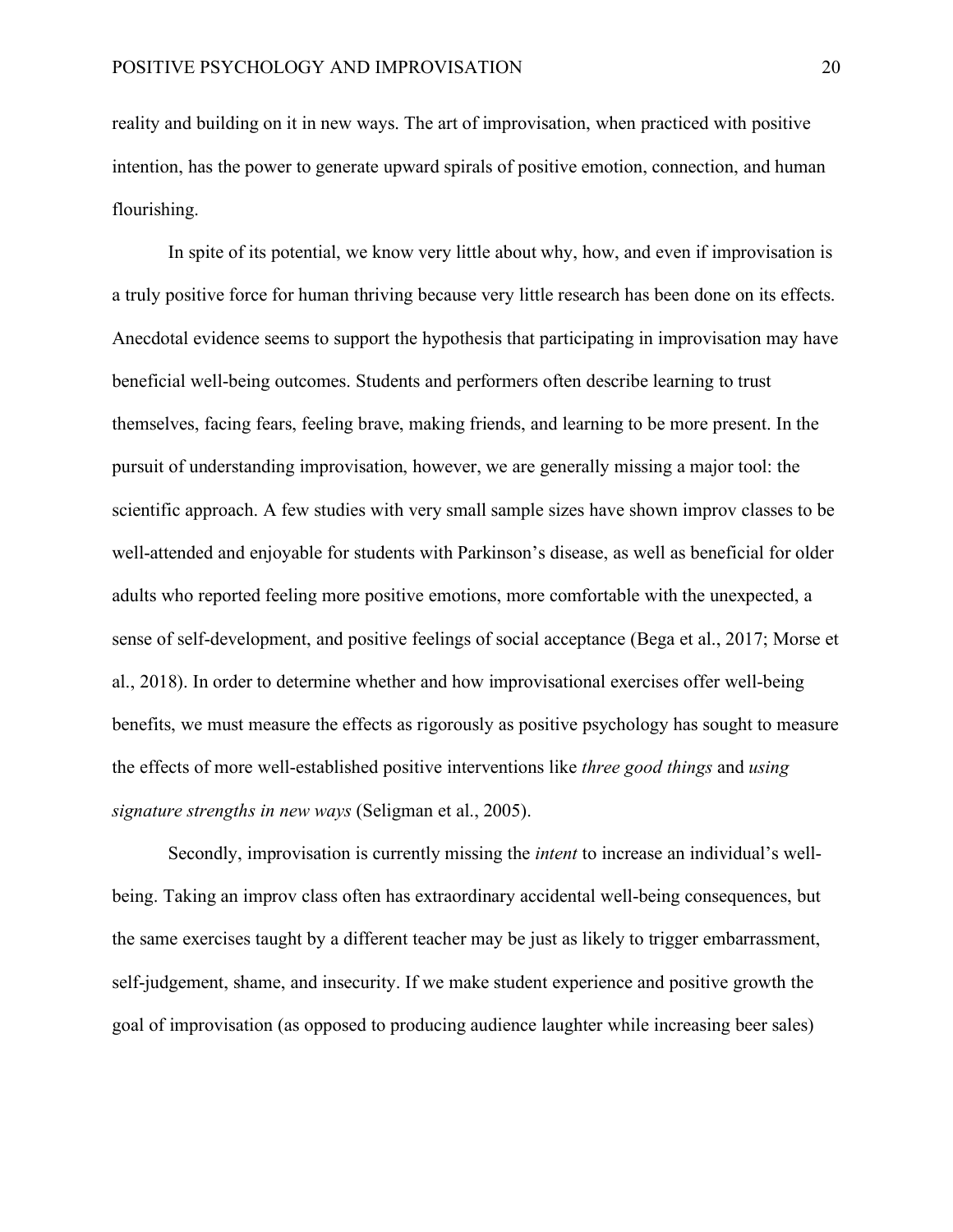reality and building on it in new ways. The art of improvisation, when practiced with positive intention, has the power to generate upward spirals of positive emotion, connection, and human flourishing.

In spite of its potential, we know very little about why, how, and even if improvisation is a truly positive force for human thriving because very little research has been done on its effects. Anecdotal evidence seems to support the hypothesis that participating in improvisation may have beneficial well-being outcomes. Students and performers often describe learning to trust themselves, facing fears, feeling brave, making friends, and learning to be more present. In the pursuit of understanding improvisation, however, we are generally missing a major tool: the scientific approach. A few studies with very small sample sizes have shown improv classes to be well-attended and enjoyable for students with Parkinson's disease, as well as beneficial for older adults who reported feeling more positive emotions, more comfortable with the unexpected, a sense of self-development, and positive feelings of social acceptance (Bega et al., 2017; Morse et al., 2018). In order to determine whether and how improvisational exercises offer well-being benefits, we must measure the effects as rigorously as positive psychology has sought to measure the effects of more well-established positive interventions like *three good things* and *using signature strengths in new ways* (Seligman et al., 2005).

Secondly, improvisation is currently missing the *intent* to increase an individual's well-being. Taking an improv class often has extraordinary accidental well-being consequences, but the same exercises taught by a different teacher may be just as likely to trigger embarrassment, self-judgement, shame, and insecurity. If we make student experience and positive growth the goal of improvisation (as opposed to producing audience laughter while increasing beer sales)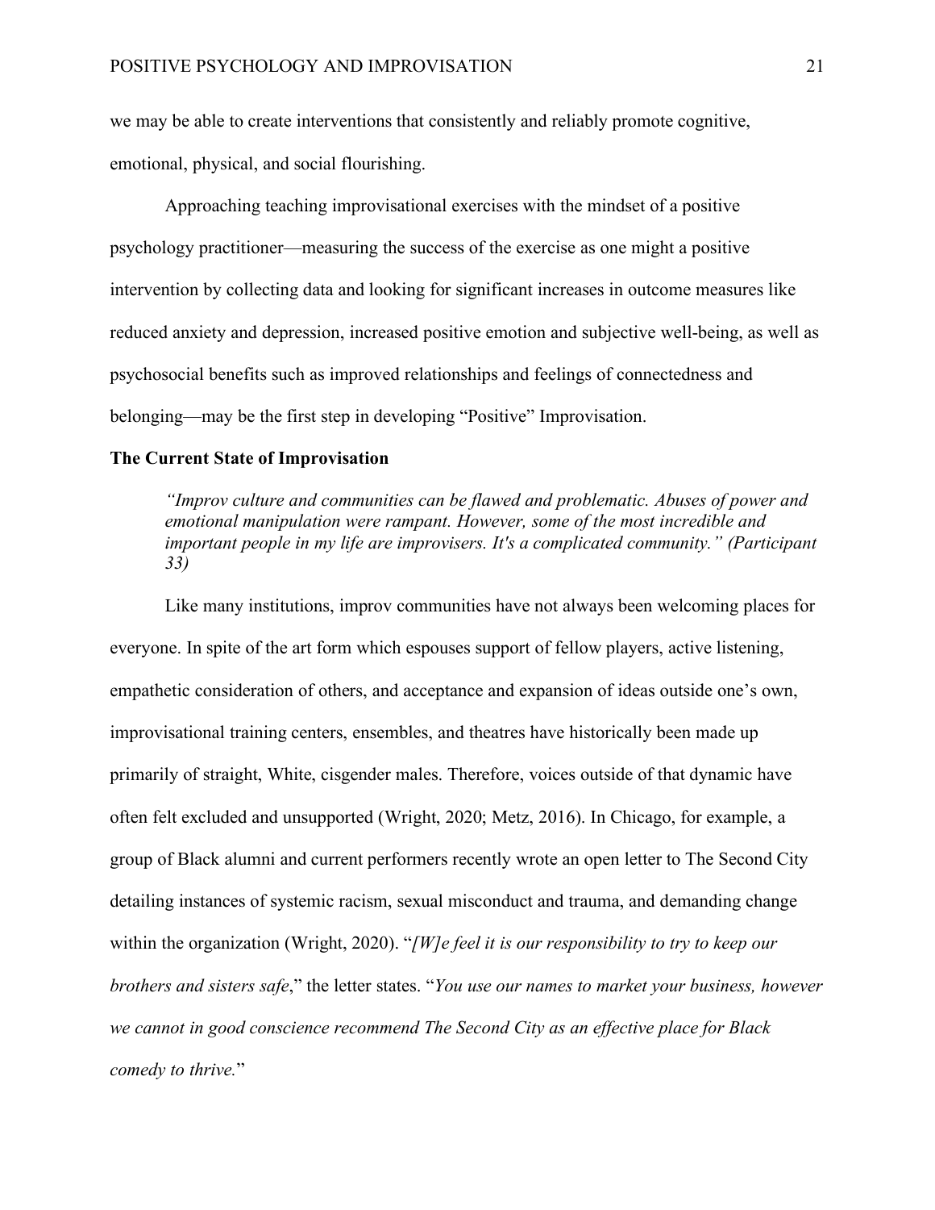we may be able to create interventions that consistently and reliably promote cognitive, emotional, physical, and social flourishing.

Approaching teaching improvisational exercises with the mindset of a positive psychology practitioner—measuring the success of the exercise as one might a positive intervention by collecting data and looking for significant increases in outcome measures like reduced anxiety and depression, increased positive emotion and subjective well-being, as well as psychosocial benefits such as improved relationships and feelings of connectedness and belonging—may be the first step in developing "Positive" Improvisation.

**The Current State of Improvisation**

> *"Improv culture and communities can be flawed and problematic. Abuses of power and emotional manipulation were rampant. However, some of the most incredible and important people in my life are improvisers. It's a complicated community." (Participant 33)*

Like many institutions, improv communities have not always been welcoming places for everyone. In spite of the art form which espouses support of fellow players, active listening, empathetic consideration of others, and acceptance and expansion of ideas outside one's own, improvisational training centers, ensembles, and theatres have historically been made up primarily of straight, White, cisgender males. Therefore, voices outside of that dynamic have often felt excluded and unsupported (Wright, 2020; Metz, 2016). In Chicago, for example, a group of Black alumni and current performers recently wrote an open letter to The Second City detailing instances of systemic racism, sexual misconduct and trauma, and demanding change within the organization (Wright, 2020). "*[W]e feel it is our responsibility to try to keep our brothers and sisters safe*," the letter states. "*You use our names to market your business, however we cannot in good conscience recommend The Second City as an effective place for Black comedy to thrive.*"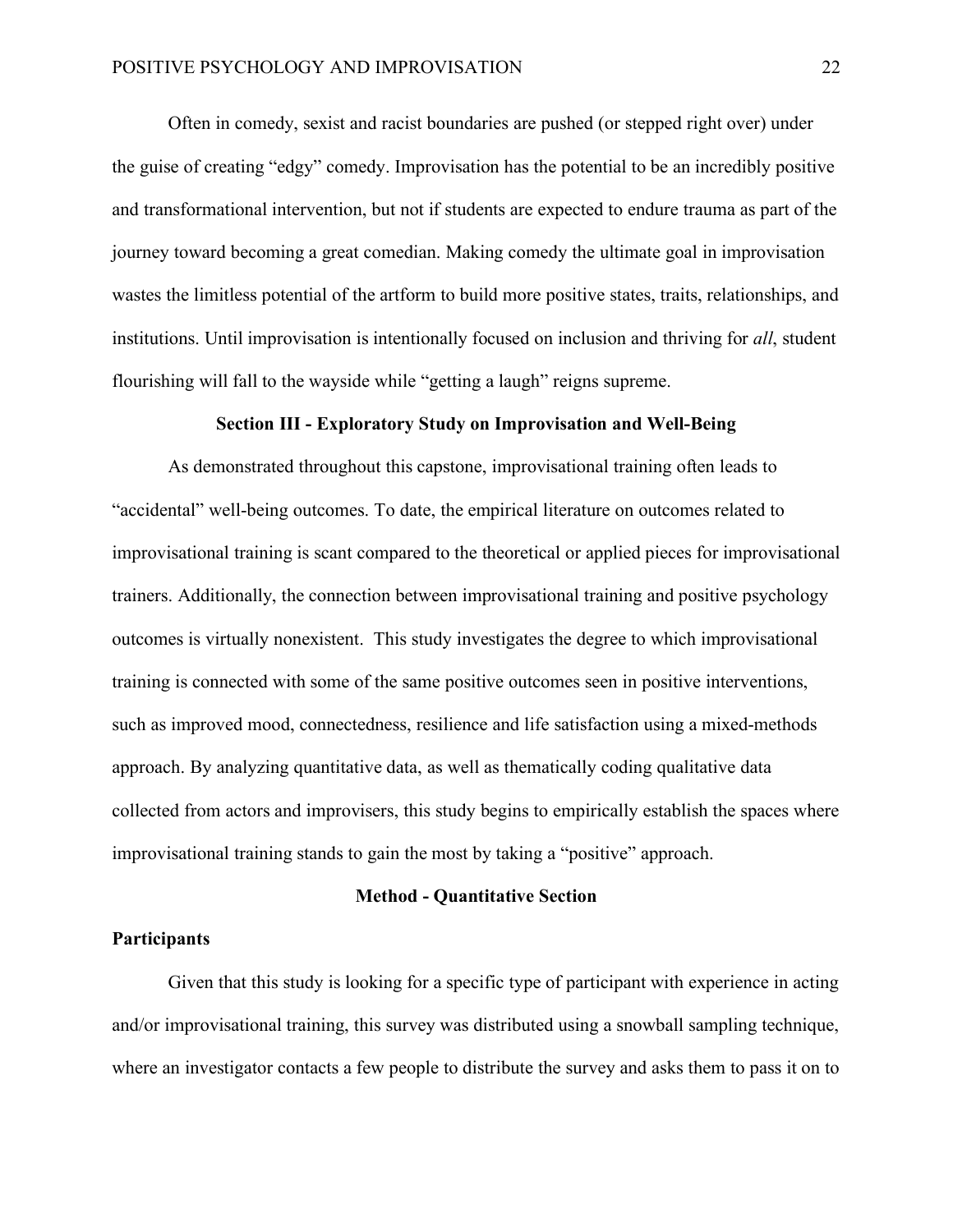Often in comedy, sexist and racist boundaries are pushed (or stepped right over) under the guise of creating "edgy" comedy. Improvisation has the potential to be an incredibly positive and transformational intervention, but not if students are expected to endure trauma as part of the journey toward becoming a great comedian. Making comedy the ultimate goal in improvisation wastes the limitless potential of the artform to build more positive states, traits, relationships, and institutions. Until improvisation is intentionally focused on inclusion and thriving for *all*, student flourishing will fall to the wayside while "getting a laugh" reigns supreme.

## Section III - Exploratory Study on Improvisation and Well-Being

As demonstrated throughout this capstone, improvisational training often leads to "accidental" well-being outcomes. To date, the empirical literature on outcomes related to improvisational training is scant compared to the theoretical or applied pieces for improvisational trainers. Additionally, the connection between improvisational training and positive psychology outcomes is virtually nonexistent. This study investigates the degree to which improvisational training is connected with some of the same positive outcomes seen in positive interventions, such as improved mood, connectedness, resilience and life satisfaction using a mixed-methods approach. By analyzing quantitative data, as well as thematically coding qualitative data collected from actors and improvisers, this study begins to empirically establish the spaces where improvisational training stands to gain the most by taking a "positive" approach.

## Method - Quantitative Section

### Participants

Given that this study is looking for a specific type of participant with experience in acting and/or improvisational training, this survey was distributed using a snowball sampling technique, where an investigator contacts a few people to distribute the survey and asks them to pass it on to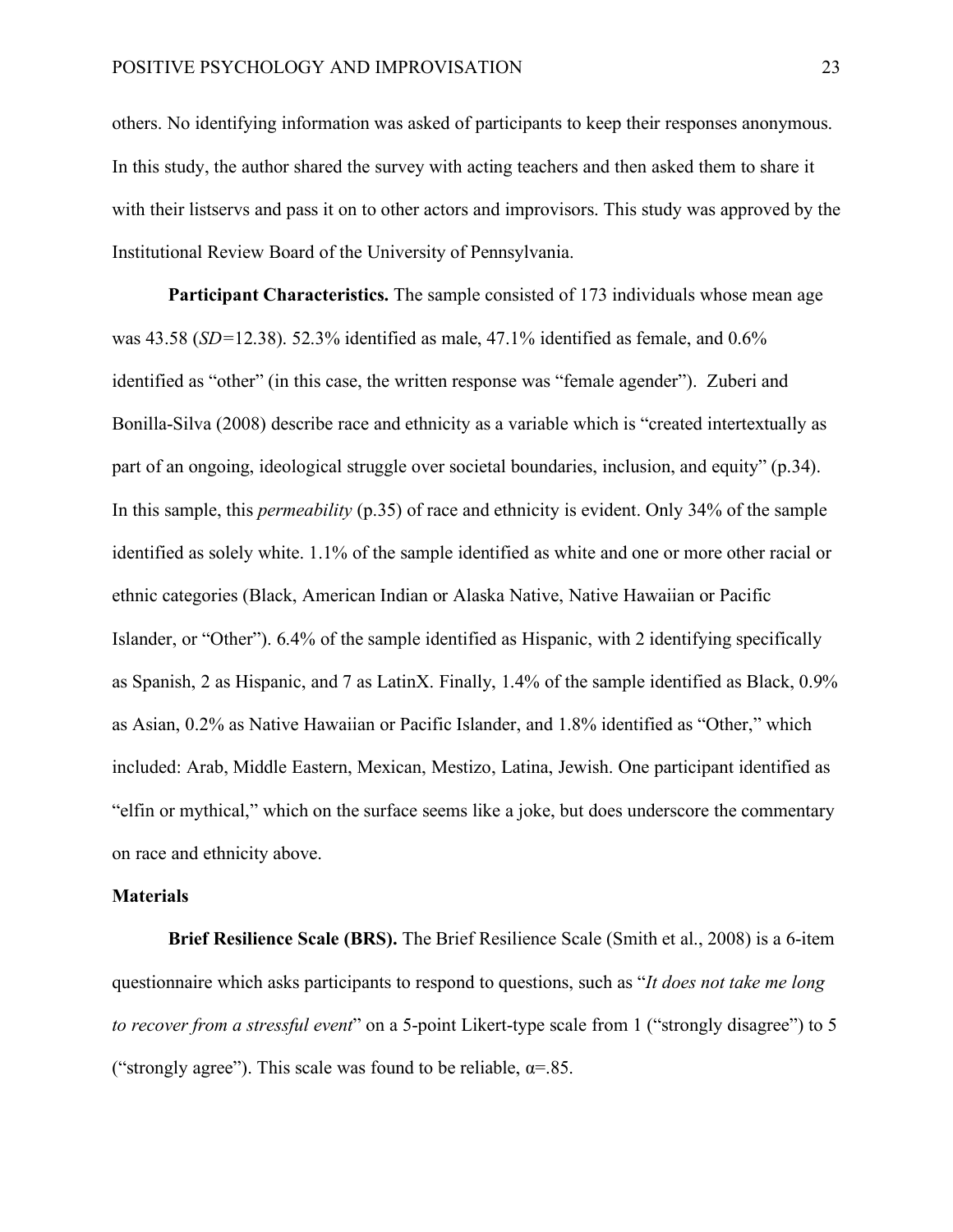others. No identifying information was asked of participants to keep their responses anonymous. In this study, the author shared the survey with acting teachers and then asked them to share it with their listservs and pass it on to other actors and improvisors. This study was approved by the Institutional Review Board of the University of Pennsylvania.

**Participant Characteristics.** The sample consisted of 173 individuals whose mean age was 43.58 (*SD*=12.38). 52.3% identified as male, 47.1% identified as female, and 0.6% identified as "other" (in this case, the written response was "female agender"). Zuberi and Bonilla-Silva (2008) describe race and ethnicity as a variable which is "created intertextually as part of an ongoing, ideological struggle over societal boundaries, inclusion, and equity" (p.34). In this sample, this *permeability* (p.35) of race and ethnicity is evident. Only 34% of the sample identified as solely white. 1.1% of the sample identified as white and one or more other racial or ethnic categories (Black, American Indian or Alaska Native, Native Hawaiian or Pacific Islander, or "Other"). 6.4% of the sample identified as Hispanic, with 2 identifying specifically as Spanish, 2 as Hispanic, and 7 as LatinX. Finally, 1.4% of the sample identified as Black, 0.9% as Asian, 0.2% as Native Hawaiian or Pacific Islander, and 1.8% identified as "Other," which included: Arab, Middle Eastern, Mexican, Mestizo, Latina, Jewish. One participant identified as "elfin or mythical," which on the surface seems like a joke, but does underscore the commentary on race and ethnicity above.

### Materials

**Brief Resilience Scale (BRS).** The Brief Resilience Scale (Smith et al., 2008) is a 6-item questionnaire which asks participants to respond to questions, such as "*It does not take me long to recover from a stressful event*" on a 5-point Likert-type scale from 1 ("strongly disagree") to 5 ("strongly agree"). This scale was found to be reliable, $\alpha$=.85.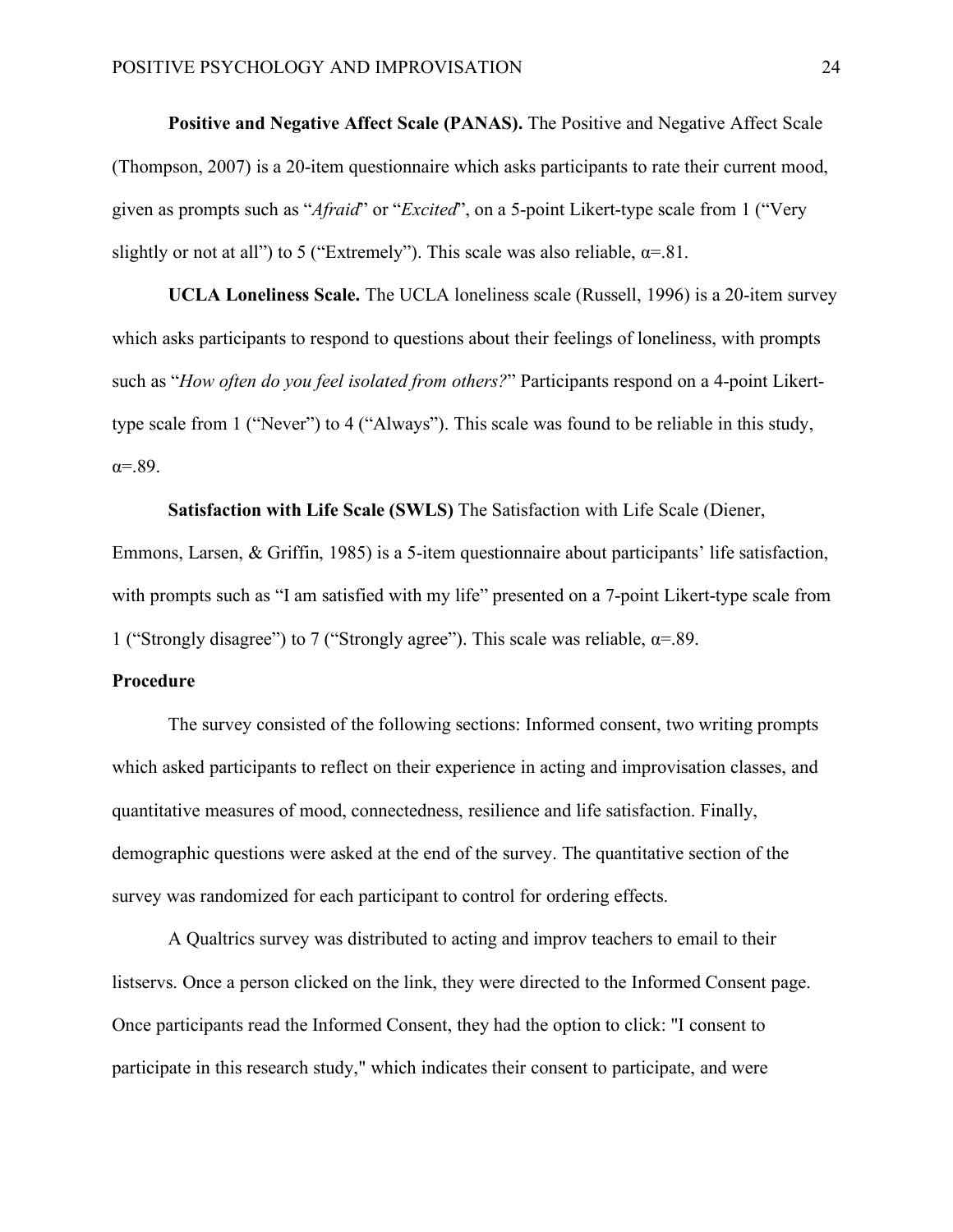**Positive and Negative Affect Scale (PANAS).** The Positive and Negative Affect Scale (Thompson, 2007) is a 20-item questionnaire which asks participants to rate their current mood, given as prompts such as "*Afraid*" or "*Excited*", on a 5-point Likert-type scale from 1 ("Very slightly or not at all") to 5 ("Extremely"). This scale was also reliable, $\alpha$=.81.

**UCLA Loneliness Scale.** The UCLA loneliness scale (Russell, 1996) is a 20-item survey which asks participants to respond to questions about their feelings of loneliness, with prompts such as "*How often do you feel isolated from others?*" Participants respond on a 4-point Likert-type scale from 1 ("Never") to 4 ("Always"). This scale was found to be reliable in this study, $\alpha$=.89.

**Satisfaction with Life Scale (SWLS)** The Satisfaction with Life Scale (Diener, Emmons, Larsen, & Griffin, 1985) is a 5-item questionnaire about participants' life satisfaction, with prompts such as "I am satisfied with my life" presented on a 7-point Likert-type scale from 1 ("Strongly disagree") to 7 ("Strongly agree"). This scale was reliable, $\alpha$=.89.

## Procedure

The survey consisted of the following sections: Informed consent, two writing prompts which asked participants to reflect on their experience in acting and improvisation classes, and quantitative measures of mood, connectedness, resilience and life satisfaction. Finally, demographic questions were asked at the end of the survey. The quantitative section of the survey was randomized for each participant to control for ordering effects.

A Qualtrics survey was distributed to acting and improv teachers to email to their listservs. Once a person clicked on the link, they were directed to the Informed Consent page. Once participants read the Informed Consent, they had the option to click: "I consent to participate in this research study," which indicates their consent to participate, and were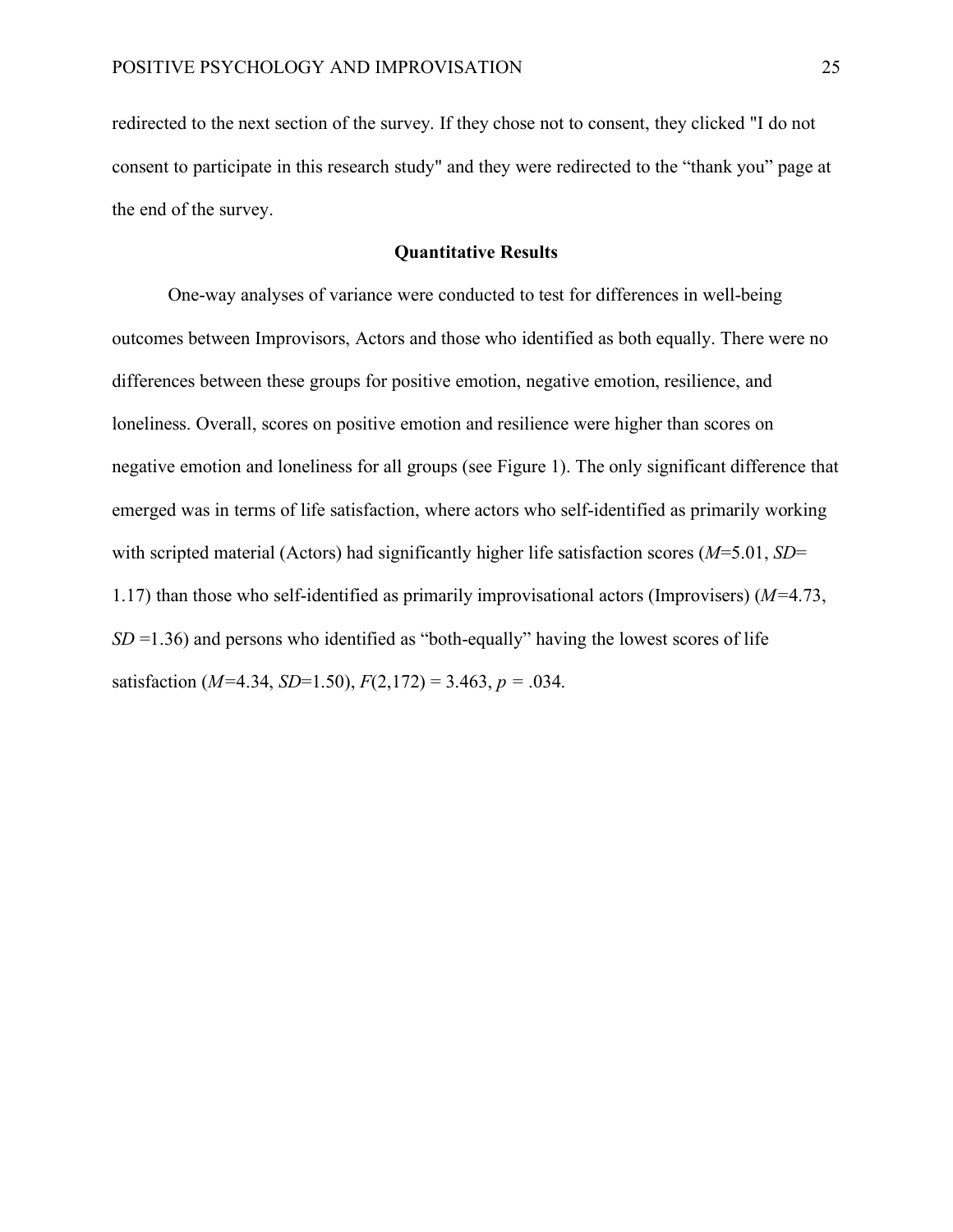redirected to the next section of the survey. If they chose not to consent, they clicked "I do not consent to participate in this research study" and they were redirected to the “thank you” page at the end of the survey.

## Quantitative Results

One-way analyses of variance were conducted to test for differences in well-being outcomes between Improvisors, Actors and those who identified as both equally. There were no differences between these groups for positive emotion, negative emotion, resilience, and loneliness. Overall, scores on positive emotion and resilience were higher than scores on negative emotion and loneliness for all groups (see Figure 1). The only significant difference that emerged was in terms of life satisfaction, where actors who self-identified as primarily working with scripted material (Actors) had significantly higher life satisfaction scores ($M$=5.01, $SD$= 1.17) than those who self-identified as primarily improvisational actors (Improvisers) ($M$=4.73, $SD$ =1.36) and persons who identified as “both-equally” having the lowest scores of life satisfaction ($M$=4.34, $SD$=1.50), $F(2,172) = 3.463$, $p = .034$.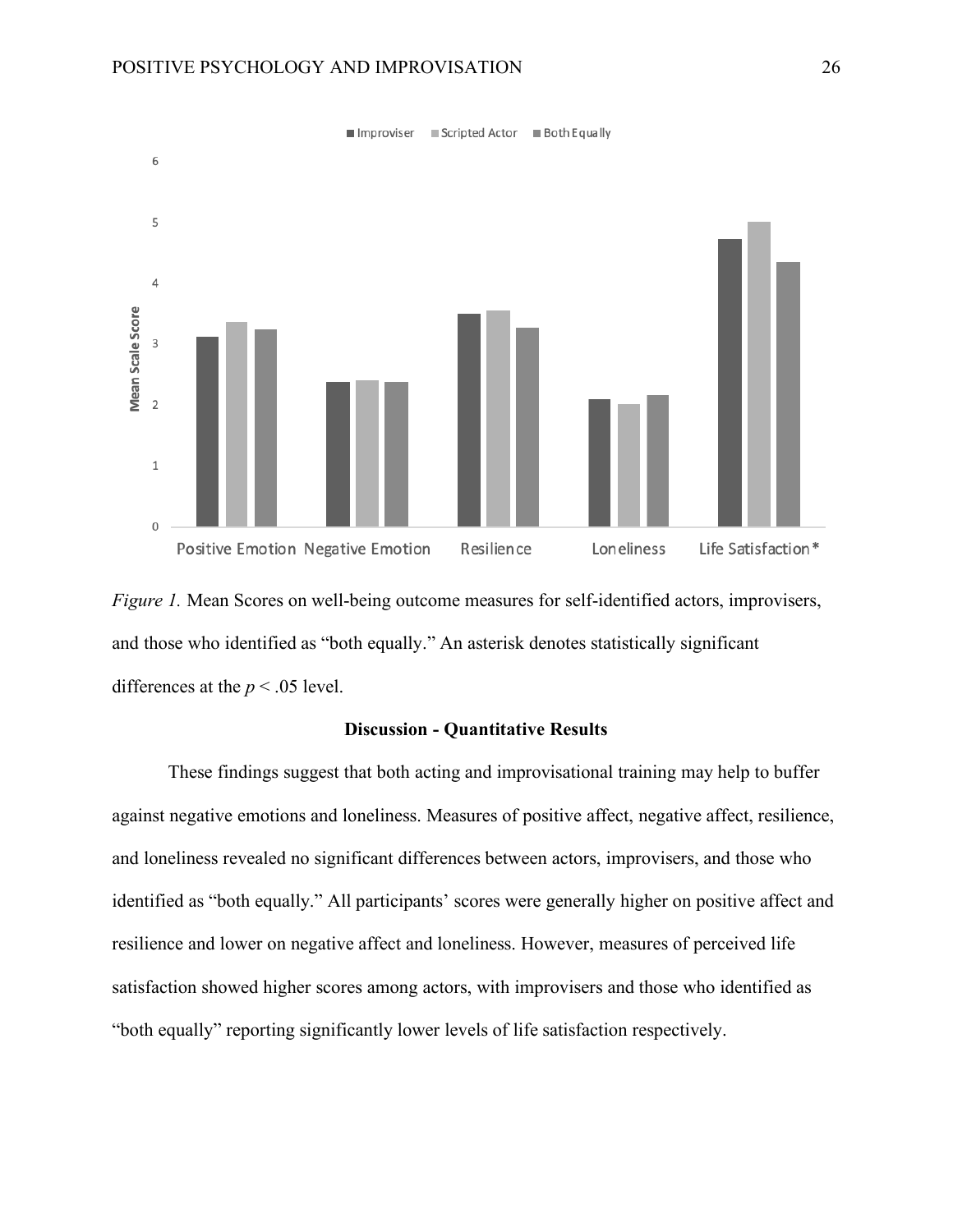*Figure 1.* Mean Scores on well-being outcome measures for self-identified actors, improvisers, and those who identified as "both equally." An asterisk denotes statistically significant differences at the $p < .05$ level.

## Discussion - Quantitative Results

These findings suggest that both acting and improvisational training may help to buffer against negative emotions and loneliness. Measures of positive affect, negative affect, resilience, and loneliness revealed no significant differences between actors, improvisers, and those who identified as "both equally." All participants' scores were generally higher on positive affect and resilience and lower on negative affect and loneliness. However, measures of perceived life satisfaction showed higher scores among actors, with improvisers and those who identified as "both equally" reporting significantly lower levels of life satisfaction respectively.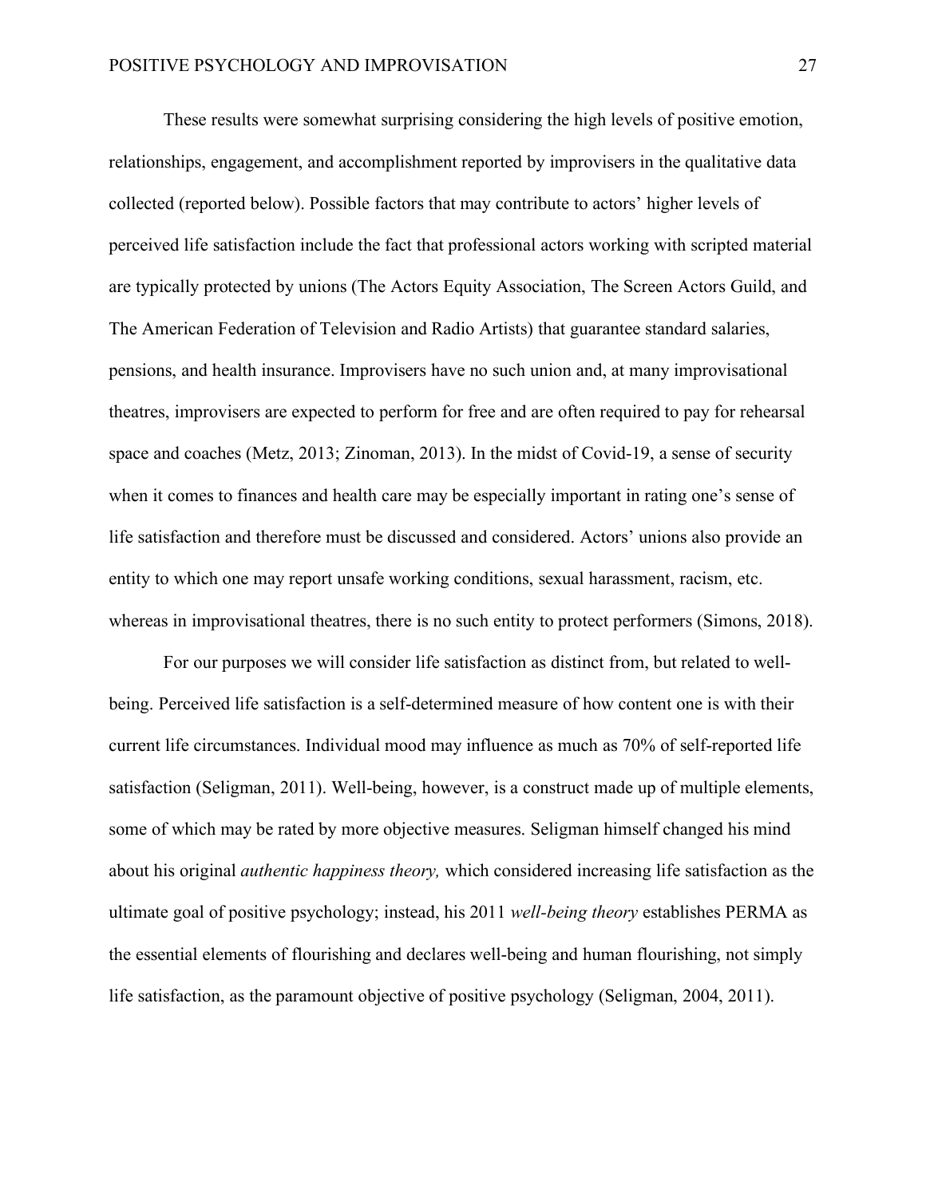These results were somewhat surprising considering the high levels of positive emotion, relationships, engagement, and accomplishment reported by improvisers in the qualitative data collected (reported below). Possible factors that may contribute to actors' higher levels of perceived life satisfaction include the fact that professional actors working with scripted material are typically protected by unions (The Actors Equity Association, The Screen Actors Guild, and The American Federation of Television and Radio Artists) that guarantee standard salaries, pensions, and health insurance. Improvisers have no such union and, at many improvisational theatres, improvisers are expected to perform for free and are often required to pay for rehearsal space and coaches (Metz, 2013; Zinoman, 2013). In the midst of Covid-19, a sense of security when it comes to finances and health care may be especially important in rating one's sense of life satisfaction and therefore must be discussed and considered. Actors' unions also provide an entity to which one may report unsafe working conditions, sexual harassment, racism, etc. whereas in improvisational theatres, there is no such entity to protect performers (Simons, 2018).

For our purposes we will consider life satisfaction as distinct from, but related to well-being. Perceived life satisfaction is a self-determined measure of how content one is with their current life circumstances. Individual mood may influence as much as 70% of self-reported life satisfaction (Seligman, 2011). Well-being, however, is a construct made up of multiple elements, some of which may be rated by more objective measures. Seligman himself changed his mind about his original *authentic happiness theory,* which considered increasing life satisfaction as the ultimate goal of positive psychology; instead, his 2011 *well-being theory* establishes PERMA as the essential elements of flourishing and declares well-being and human flourishing, not simply life satisfaction, as the paramount objective of positive psychology (Seligman, 2004, 2011).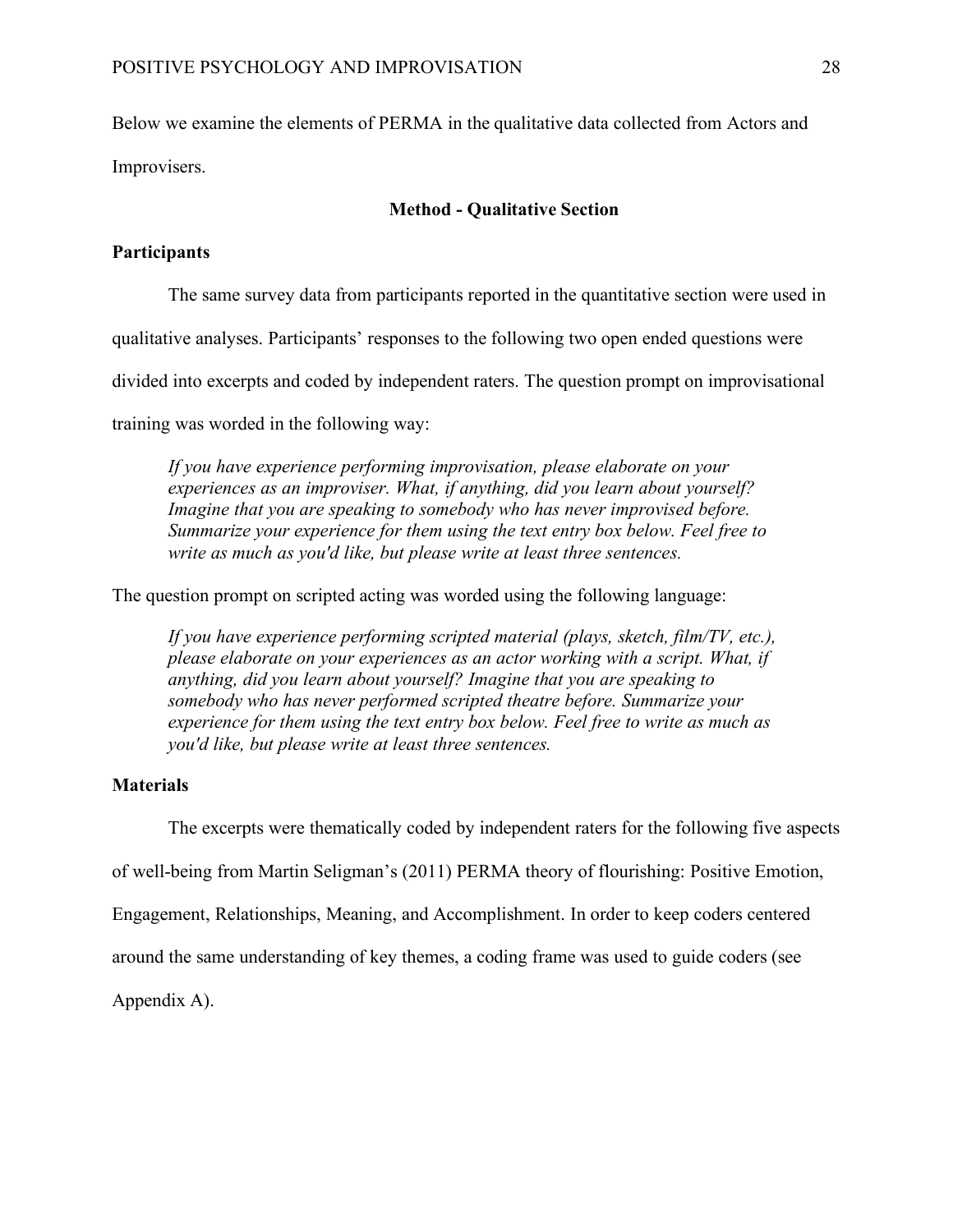Below we examine the elements of PERMA in the qualitative data collected from Actors and Improvisers.

## Method - Qualitative Section

### Participants

The same survey data from participants reported in the quantitative section were used in qualitative analyses. Participants' responses to the following two open ended questions were divided into excerpts and coded by independent raters. The question prompt on improvisational training was worded in the following way:

> *If you have experience performing improvisation, please elaborate on your experiences as an improviser. What, if anything, did you learn about yourself? Imagine that you are speaking to somebody who has never improvised before. Summarize your experience for them using the text entry box below. Feel free to write as much as you'd like, but please write at least three sentences.*

The question prompt on scripted acting was worded using the following language:

> *If you have experience performing scripted material (plays, sketch, film/TV, etc.), please elaborate on your experiences as an actor working with a script. What, if anything, did you learn about yourself? Imagine that you are speaking to somebody who has never performed scripted theatre before. Summarize your experience for them using the text entry box below. Feel free to write as much as you'd like, but please write at least three sentences.*

### Materials

The excerpts were thematically coded by independent raters for the following five aspects of well-being from Martin Seligman's (2011) PERMA theory of flourishing: Positive Emotion, Engagement, Relationships, Meaning, and Accomplishment. In order to keep coders centered around the same understanding of key themes, a coding frame was used to guide coders (see Appendix A).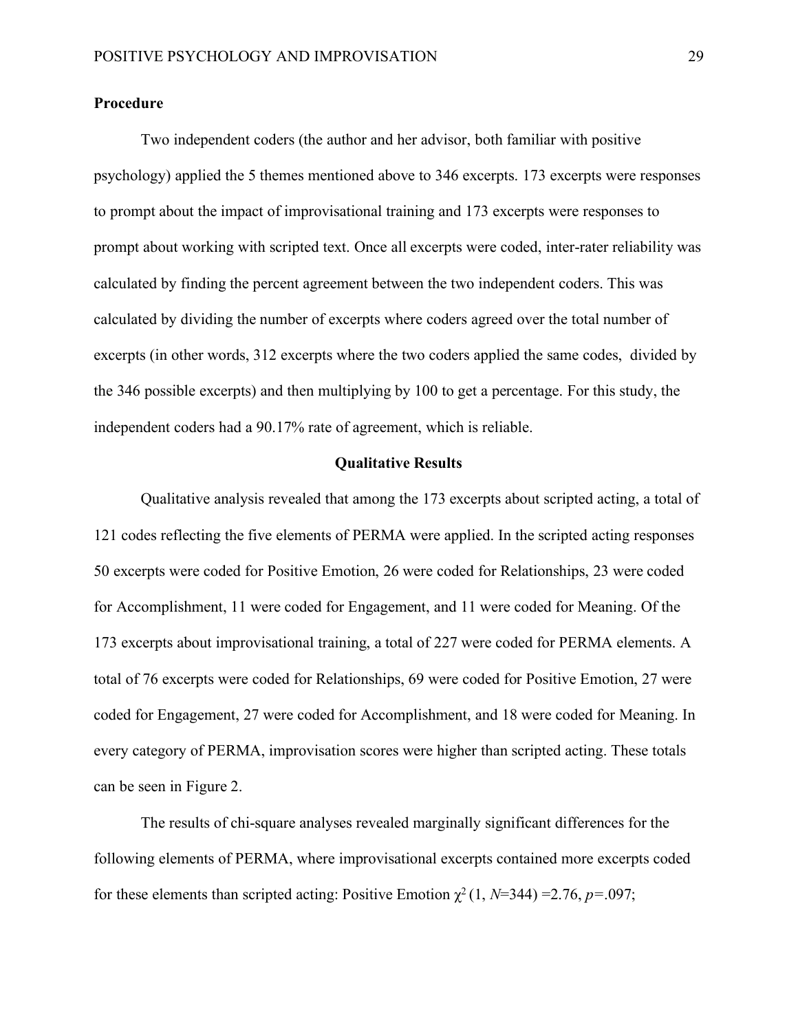## Procedure

Two independent coders (the author and her advisor, both familiar with positive psychology) applied the 5 themes mentioned above to 346 excerpts. 173 excerpts were responses to prompt about the impact of improvisational training and 173 excerpts were responses to prompt about working with scripted text. Once all excerpts were coded, inter-rater reliability was calculated by finding the percent agreement between the two independent coders. This was calculated by dividing the number of excerpts where coders agreed over the total number of excerpts (in other words, 312 excerpts where the two coders applied the same codes, divided by the 346 possible excerpts) and then multiplying by 100 to get a percentage. For this study, the independent coders had a 90.17% rate of agreement, which is reliable.

## Qualitative Results

Qualitative analysis revealed that among the 173 excerpts about scripted acting, a total of 121 codes reflecting the five elements of PERMA were applied. In the scripted acting responses 50 excerpts were coded for Positive Emotion, 26 were coded for Relationships, 23 were coded for Accomplishment, 11 were coded for Engagement, and 11 were coded for Meaning. Of the 173 excerpts about improvisational training, a total of 227 were coded for PERMA elements. A total of 76 excerpts were coded for Relationships, 69 were coded for Positive Emotion, 27 were coded for Engagement, 27 were coded for Accomplishment, and 18 were coded for Meaning. In every category of PERMA, improvisation scores were higher than scripted acting. These totals can be seen in Figure 2.

The results of chi-square analyses revealed marginally significant differences for the following elements of PERMA, where improvisational excerpts contained more excerpts coded for these elements than scripted acting: Positive Emotion $\chi^2$ (1, $N$=344) =2.76, $p$=.097;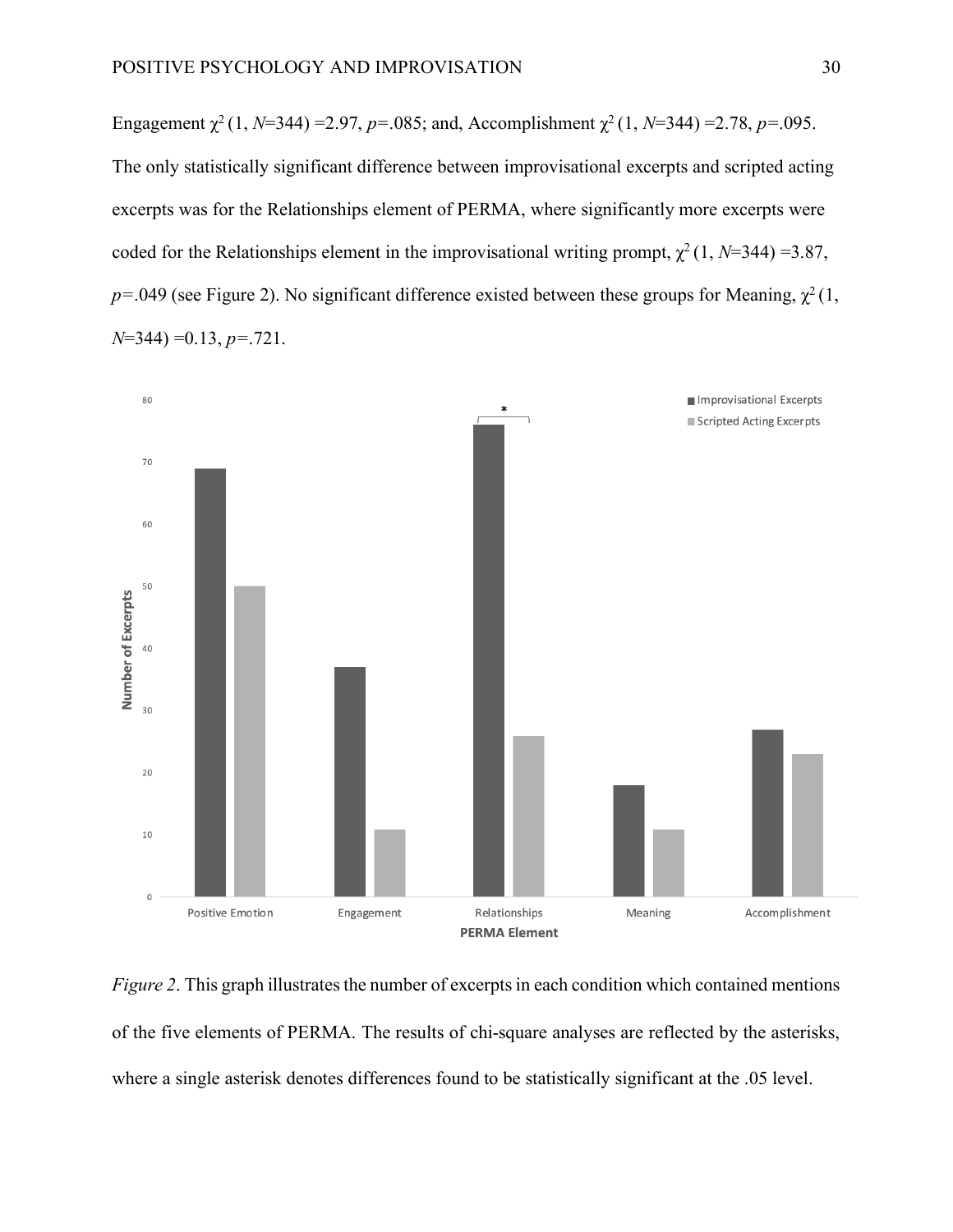Engagement $\chi^2$ (1, *N*=344) =2.97, *p*=.085; and, Accomplishment $\chi^2$ (1, *N*=344) =2.78, *p*=.095. The only statistically significant difference between improvisational excerpts and scripted acting excerpts was for the Relationships element of PERMA, where significantly more excerpts were coded for the Relationships element in the improvisational writing prompt, $\chi^2$ (1, *N*=344) =3.87, *p*=.049 (see Figure 2). No significant difference existed between these groups for Meaning, $\chi^2$ (1, *N*=344) =0.13, *p*=.721.

*Figure 2*. This graph illustrates the number of excerpts in each condition which contained mentions of the five elements of PERMA. The results of chi-square analyses are reflected by the asterisks, where a single asterisk denotes differences found to be statistically significant at the .05 level.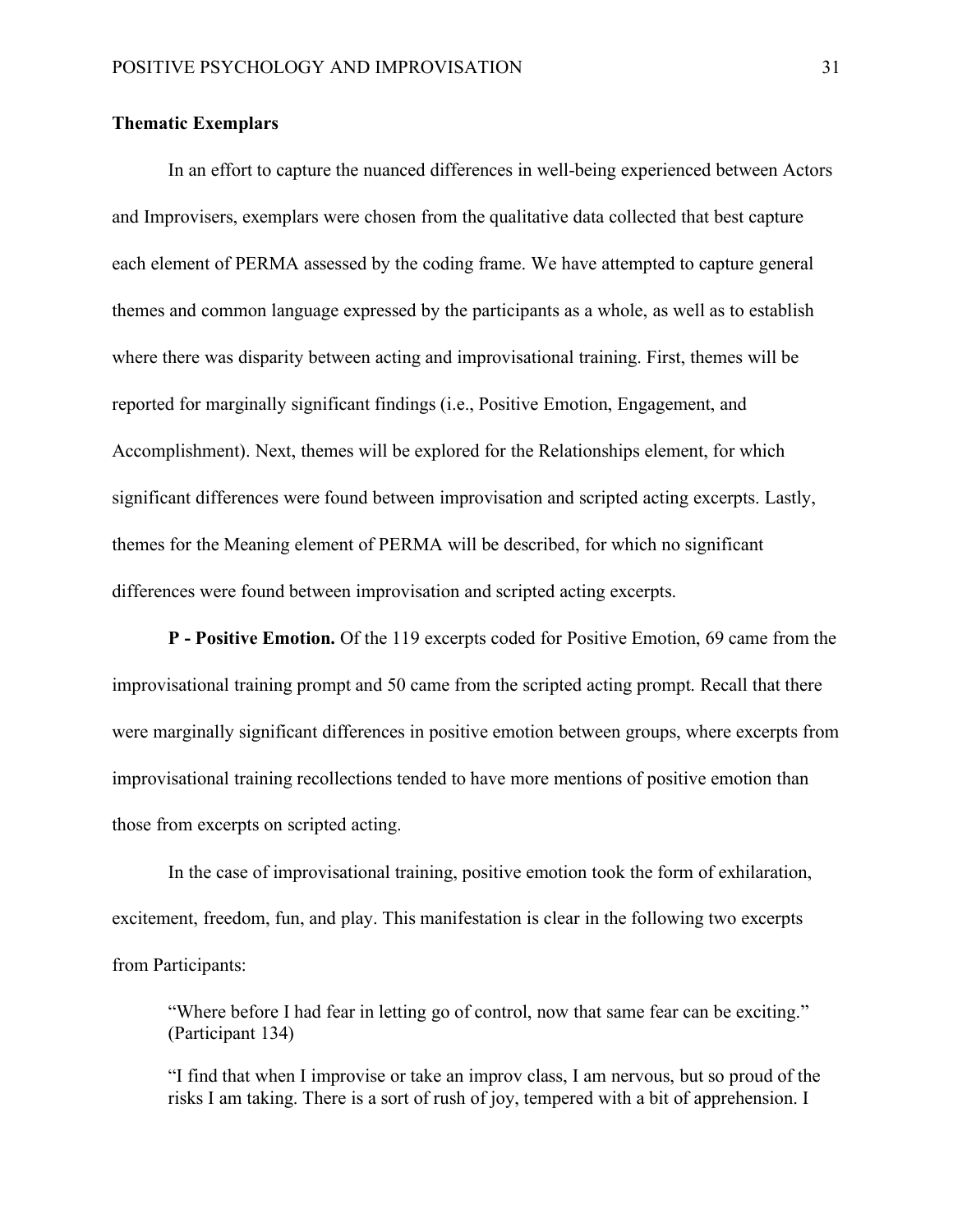## Thematic Exemplars

In an effort to capture the nuanced differences in well-being experienced between Actors and Improvisers, exemplars were chosen from the qualitative data collected that best capture each element of PERMA assessed by the coding frame. We have attempted to capture general themes and common language expressed by the participants as a whole, as well as to establish where there was disparity between acting and improvisational training. First, themes will be reported for marginally significant findings (i.e., Positive Emotion, Engagement, and Accomplishment). Next, themes will be explored for the Relationships element, for which significant differences were found between improvisation and scripted acting excerpts. Lastly, themes for the Meaning element of PERMA will be described, for which no significant differences were found between improvisation and scripted acting excerpts.

**P - Positive Emotion.** Of the 119 excerpts coded for Positive Emotion, 69 came from the improvisational training prompt and 50 came from the scripted acting prompt. Recall that there were marginally significant differences in positive emotion between groups, where excerpts from improvisational training recollections tended to have more mentions of positive emotion than those from excerpts on scripted acting.

In the case of improvisational training, positive emotion took the form of exhilaration, excitement, freedom, fun, and play. This manifestation is clear in the following two excerpts from Participants:

> "Where before I had fear in letting go of control, now that same fear can be exciting." (Participant 134)

> "I find that when I improvise or take an improv class, I am nervous, but so proud of the risks I am taking. There is a sort of rush of joy, tempered with a bit of apprehension. I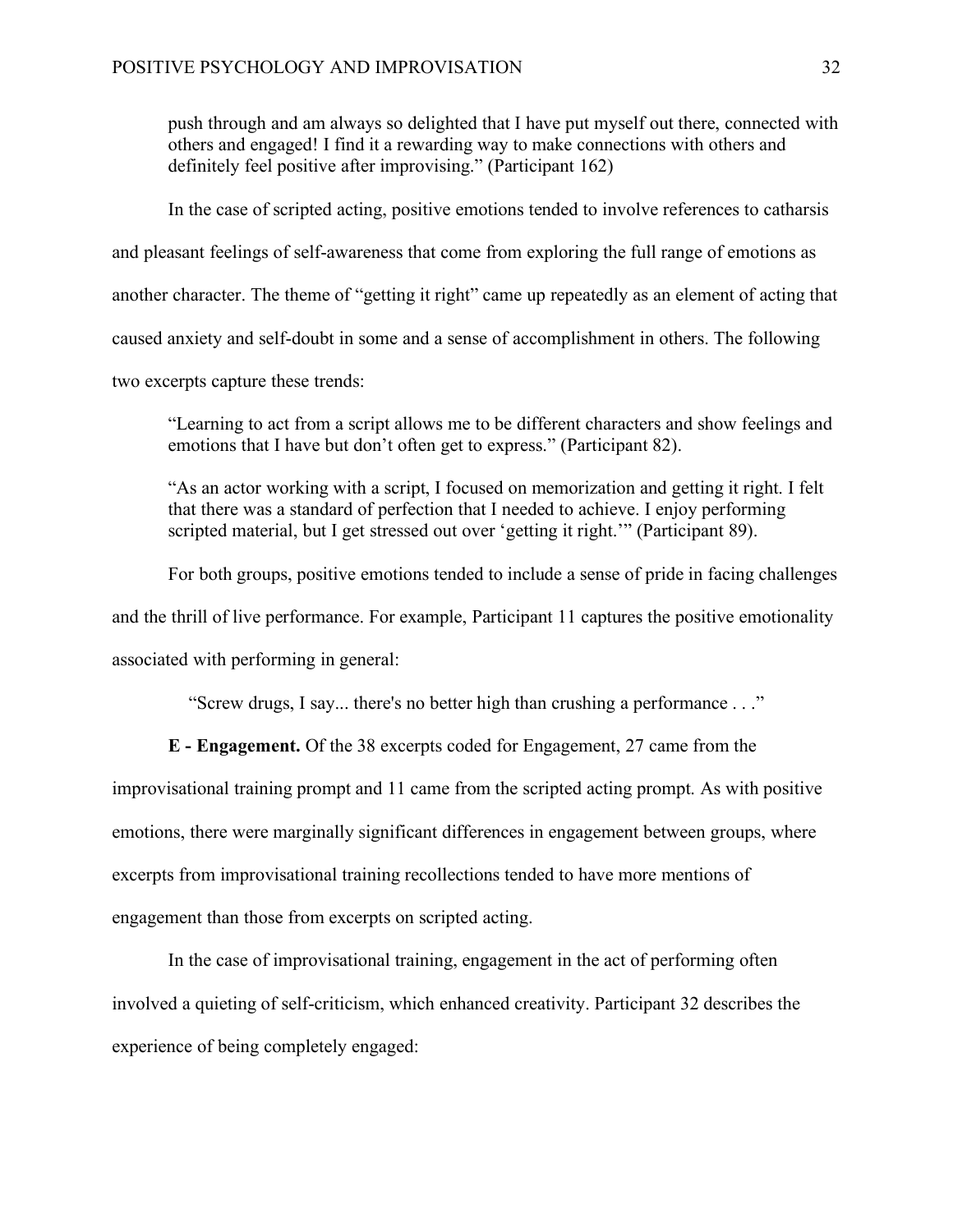> push through and am always so delighted that I have put myself out there, connected with others and engaged! I find it a rewarding way to make connections with others and definitely feel positive after improvising." (Participant 162)

In the case of scripted acting, positive emotions tended to involve references to catharsis and pleasant feelings of self-awareness that come from exploring the full range of emotions as another character. The theme of "getting it right" came up repeatedly as an element of acting that caused anxiety and self-doubt in some and a sense of accomplishment in others. The following two excerpts capture these trends:

> "Learning to act from a script allows me to be different characters and show feelings and emotions that I have but don't often get to express." (Participant 82).

> "As an actor working with a script, I focused on memorization and getting it right. I felt that there was a standard of perfection that I needed to achieve. I enjoy performing scripted material, but I get stressed out over 'getting it right.'" (Participant 89).

For both groups, positive emotions tended to include a sense of pride in facing challenges and the thrill of live performance. For example, Participant 11 captures the positive emotionality associated with performing in general:

> "Screw drugs, I say... there's no better high than crushing a performance . . ."

**E - Engagement.** Of the 38 excerpts coded for Engagement, 27 came from the improvisational training prompt and 11 came from the scripted acting prompt. As with positive emotions, there were marginally significant differences in engagement between groups, where excerpts from improvisational training recollections tended to have more mentions of engagement than those from excerpts on scripted acting.

In the case of improvisational training, engagement in the act of performing often involved a quieting of self-criticism, which enhanced creativity. Participant 32 describes the experience of being completely engaged: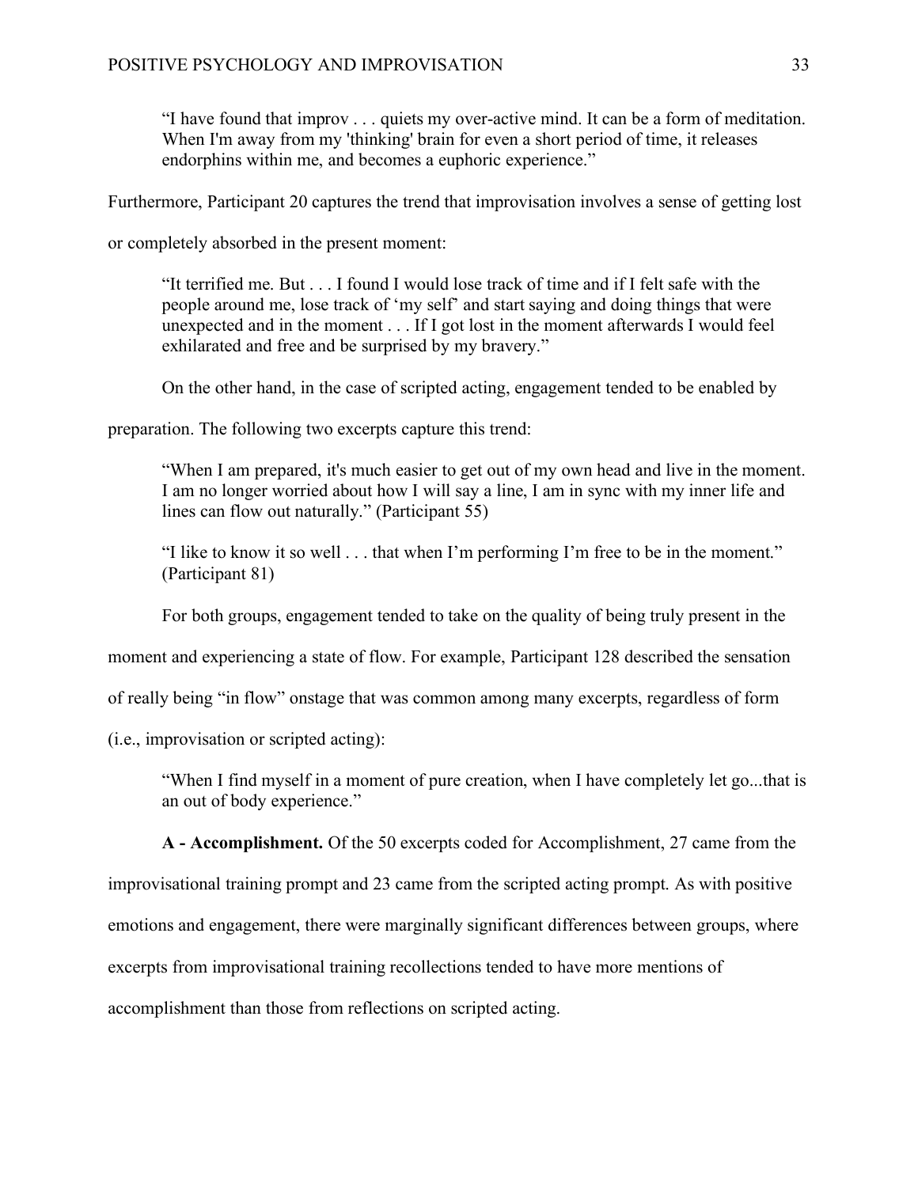> "I have found that improv . . . quiets my over-active mind. It can be a form of meditation. When I'm away from my 'thinking' brain for even a short period of time, it releases endorphins within me, and becomes a euphoric experience."

Furthermore, Participant 20 captures the trend that improvisation involves a sense of getting lost or completely absorbed in the present moment:

> "It terrified me. But . . . I found I would lose track of time and if I felt safe with the people around me, lose track of 'my self' and start saying and doing things that were unexpected and in the moment . . . If I got lost in the moment afterwards I would feel exhilarated and free and be surprised by my bravery."

On the other hand, in the case of scripted acting, engagement tended to be enabled by preparation. The following two excerpts capture this trend:

> "When I am prepared, it's much easier to get out of my own head and live in the moment. I am no longer worried about how I will say a line, I am in sync with my inner life and lines can flow out naturally." (Participant 55)

> "I like to know it so well . . . that when I'm performing I'm free to be in the moment." (Participant 81)

For both groups, engagement tended to take on the quality of being truly present in the moment and experiencing a state of flow. For example, Participant 128 described the sensation of really being "in flow" onstage that was common among many excerpts, regardless of form (i.e., improvisation or scripted acting):

> "When I find myself in a moment of pure creation, when I have completely let go...that is an out of body experience."

**A - Accomplishment.** Of the 50 excerpts coded for Accomplishment, 27 came from the improvisational training prompt and 23 came from the scripted acting prompt. As with positive emotions and engagement, there were marginally significant differences between groups, where excerpts from improvisational training recollections tended to have more mentions of accomplishment than those from reflections on scripted acting.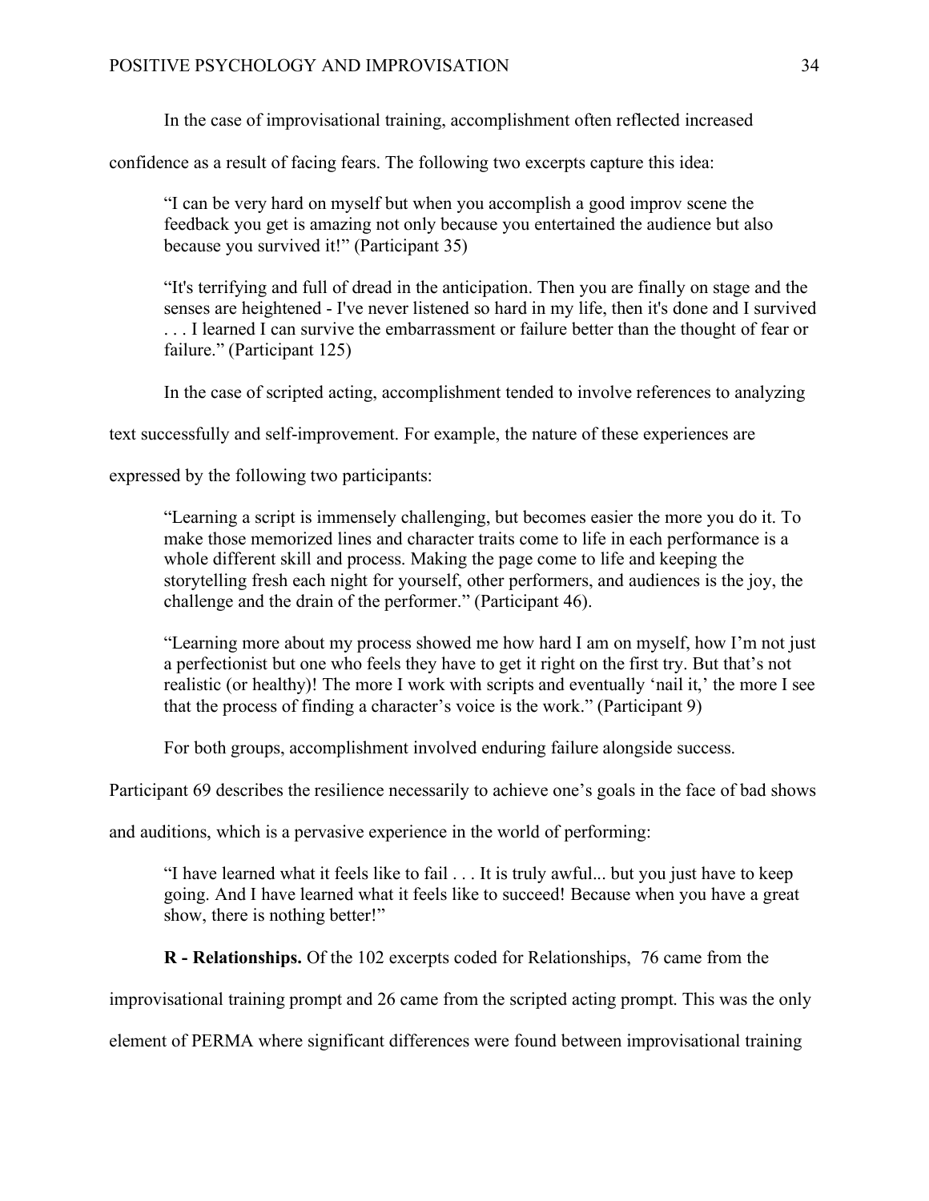In the case of improvisational training, accomplishment often reflected increased confidence as a result of facing fears. The following two excerpts capture this idea:

> "I can be very hard on myself but when you accomplish a good improv scene the feedback you get is amazing not only because you entertained the audience but also because you survived it!" (Participant 35)

> "It's terrifying and full of dread in the anticipation. Then you are finally on stage and the senses are heightened - I've never listened so hard in my life, then it's done and I survived . . . I learned I can survive the embarrassment or failure better than the thought of fear or failure." (Participant 125)

In the case of scripted acting, accomplishment tended to involve references to analyzing text successfully and self-improvement. For example, the nature of these experiences are expressed by the following two participants:

> "Learning a script is immensely challenging, but becomes easier the more you do it. To make those memorized lines and character traits come to life in each performance is a whole different skill and process. Making the page come to life and keeping the storytelling fresh each night for yourself, other performers, and audiences is the joy, the challenge and the drain of the performer." (Participant 46).

> "Learning more about my process showed me how hard I am on myself, how I'm not just a perfectionist but one who feels they have to get it right on the first try. But that's not realistic (or healthy)! The more I work with scripts and eventually 'nail it,' the more I see that the process of finding a character's voice is the work." (Participant 9)

For both groups, accomplishment involved enduring failure alongside success. Participant 69 describes the resilience necessarily to achieve one's goals in the face of bad shows and auditions, which is a pervasive experience in the world of performing:

> "I have learned what it feels like to fail . . . It is truly awful... but you just have to keep going. And I have learned what it feels like to succeed! Because when you have a great show, there is nothing better!"

**R - Relationships.** Of the 102 excerpts coded for Relationships, 76 came from the improvisational training prompt and 26 came from the scripted acting prompt. This was the only element of PERMA where significant differences were found between improvisational training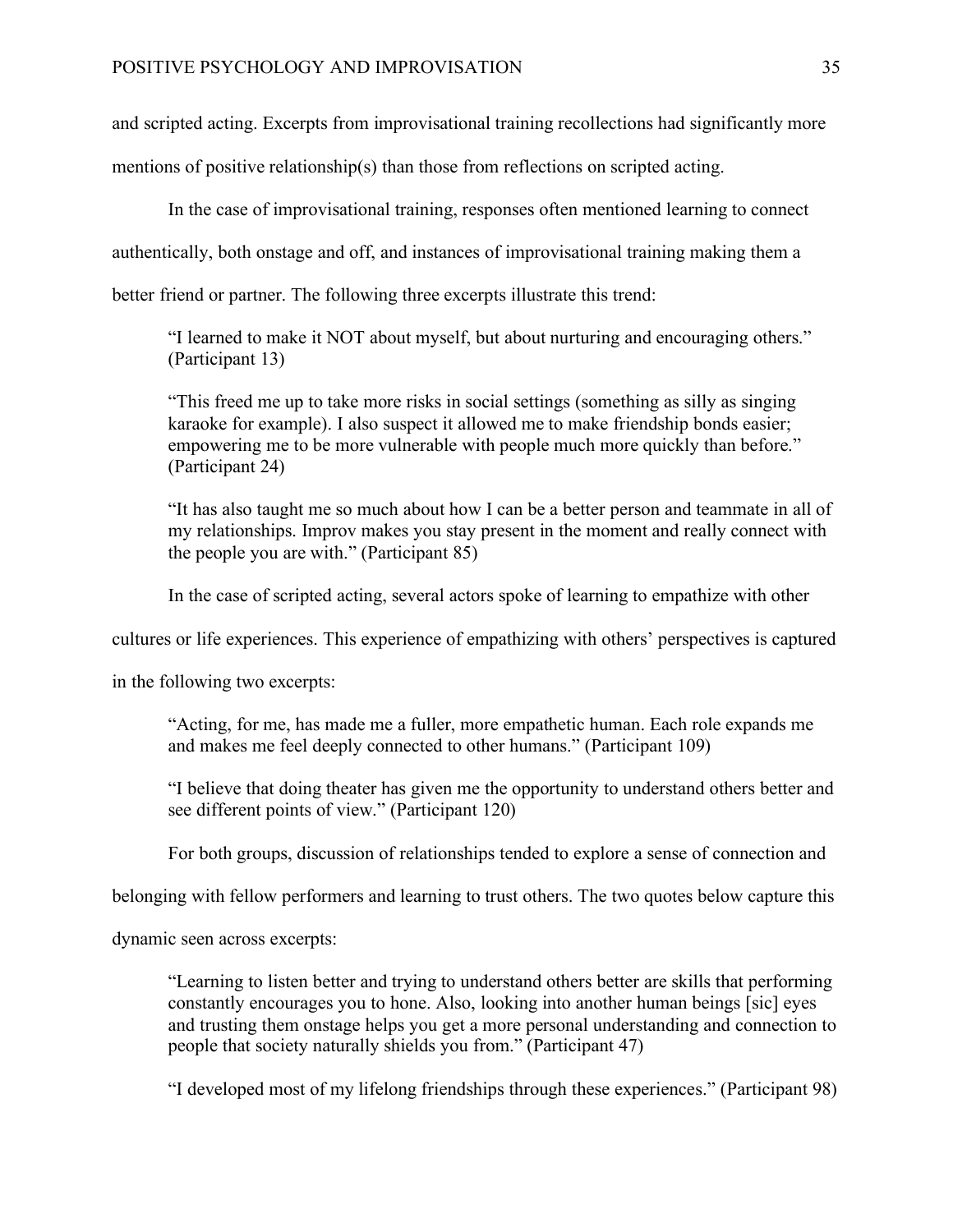and scripted acting. Excerpts from improvisational training recollections had significantly more mentions of positive relationship(s) than those from reflections on scripted acting.

In the case of improvisational training, responses often mentioned learning to connect authentically, both onstage and off, and instances of improvisational training making them a better friend or partner. The following three excerpts illustrate this trend:

> "I learned to make it NOT about myself, but about nurturing and encouraging others." (Participant 13)

> "This freed me up to take more risks in social settings (something as silly as singing karaoke for example). I also suspect it allowed me to make friendship bonds easier; empowering me to be more vulnerable with people much more quickly than before." (Participant 24)

> "It has also taught me so much about how I can be a better person and teammate in all of my relationships. Improv makes you stay present in the moment and really connect with the people you are with." (Participant 85)

In the case of scripted acting, several actors spoke of learning to empathize with other cultures or life experiences. This experience of empathizing with others' perspectives is captured in the following two excerpts:

> "Acting, for me, has made me a fuller, more empathetic human. Each role expands me and makes me feel deeply connected to other humans." (Participant 109)

> "I believe that doing theater has given me the opportunity to understand others better and see different points of view." (Participant 120)

For both groups, discussion of relationships tended to explore a sense of connection and belonging with fellow performers and learning to trust others. The two quotes below capture this dynamic seen across excerpts:

> "Learning to listen better and trying to understand others better are skills that performing constantly encourages you to hone. Also, looking into another human beings [sic] eyes and trusting them onstage helps you get a more personal understanding and connection to people that society naturally shields you from." (Participant 47)

> "I developed most of my lifelong friendships through these experiences." (Participant 98)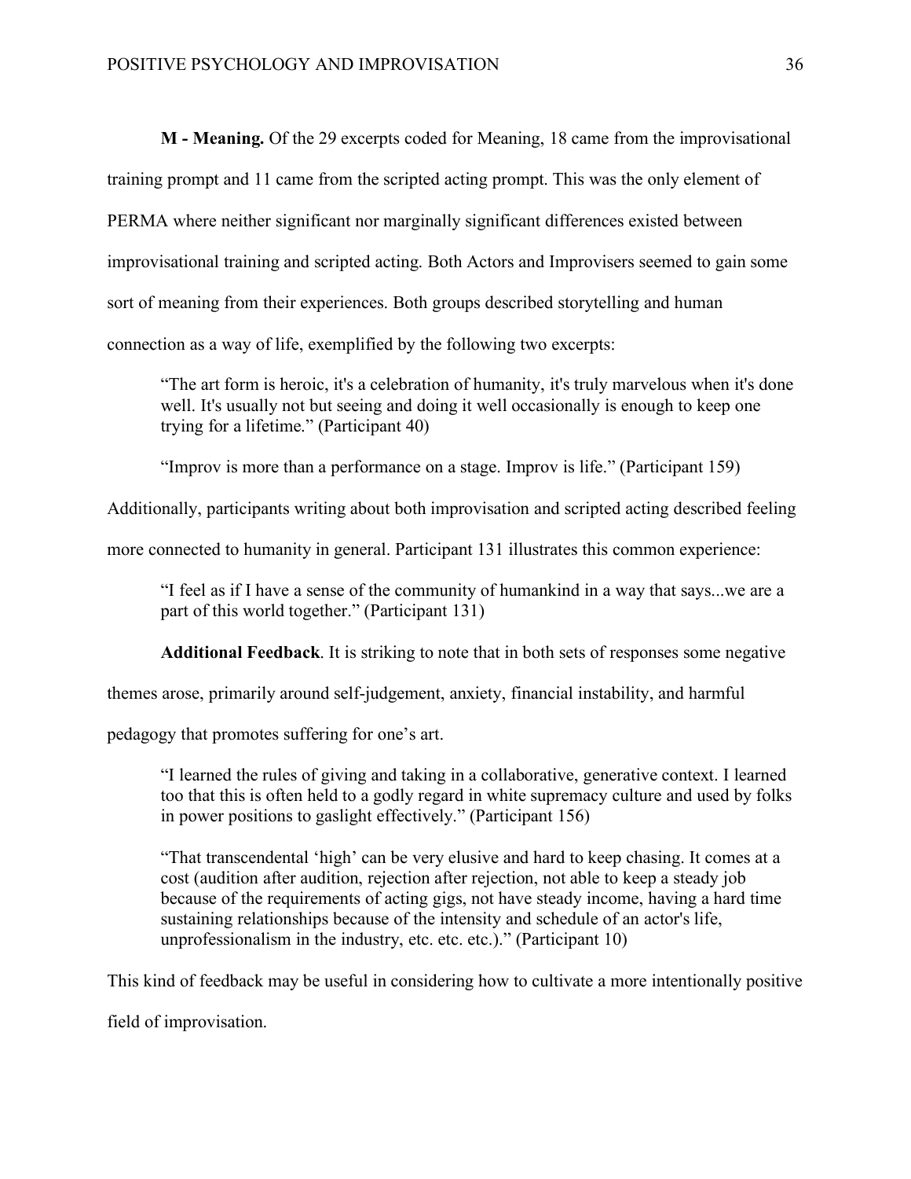**M - Meaning.** Of the 29 excerpts coded for Meaning, 18 came from the improvisational training prompt and 11 came from the scripted acting prompt. This was the only element of PERMA where neither significant nor marginally significant differences existed between improvisational training and scripted acting. Both Actors and Improvisers seemed to gain some sort of meaning from their experiences. Both groups described storytelling and human connection as a way of life, exemplified by the following two excerpts:

> "The art form is heroic, it's a celebration of humanity, it's truly marvelous when it's done well. It's usually not but seeing and doing it well occasionally is enough to keep one trying for a lifetime." (Participant 40)

> "Improv is more than a performance on a stage. Improv is life." (Participant 159)

Additionally, participants writing about both improvisation and scripted acting described feeling more connected to humanity in general. Participant 131 illustrates this common experience:

> "I feel as if I have a sense of the community of humankind in a way that says...we are a part of this world together." (Participant 131)

**Additional Feedback**. It is striking to note that in both sets of responses some negative themes arose, primarily around self-judgement, anxiety, financial instability, and harmful pedagogy that promotes suffering for one's art.

> "I learned the rules of giving and taking in a collaborative, generative context. I learned too that this is often held to a godly regard in white supremacy culture and used by folks in power positions to gaslight effectively." (Participant 156)

> "That transcendental 'high' can be very elusive and hard to keep chasing. It comes at a cost (audition after audition, rejection after rejection, not able to keep a steady job because of the requirements of acting gigs, not have steady income, having a hard time sustaining relationships because of the intensity and schedule of an actor's life, unprofessionalism in the industry, etc. etc. etc.)." (Participant 10)

This kind of feedback may be useful in considering how to cultivate a more intentionally positive field of improvisation.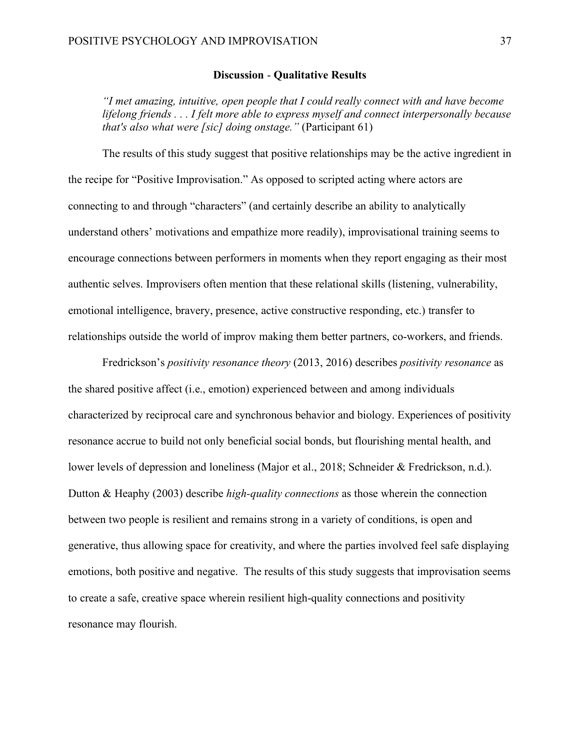## Discussion - Qualitative Results

> *"I met amazing, intuitive, open people that I could really connect with and have become lifelong friends . . . I felt more able to express myself and connect interpersonally because that's also what were [sic] doing onstage."* (Participant 61)

The results of this study suggest that positive relationships may be the active ingredient in the recipe for "Positive Improvisation." As opposed to scripted acting where actors are connecting to and through "characters" (and certainly describe an ability to analytically understand others' motivations and empathize more readily), improvisational training seems to encourage connections between performers in moments when they report engaging as their most authentic selves. Improvisers often mention that these relational skills (listening, vulnerability, emotional intelligence, bravery, presence, active constructive responding, etc.) transfer to relationships outside the world of improv making them better partners, co-workers, and friends.

Fredrickson's *positivity resonance theory* (2013, 2016) describes *positivity resonance* as the shared positive affect (i.e., emotion) experienced between and among individuals characterized by reciprocal care and synchronous behavior and biology. Experiences of positivity resonance accrue to build not only beneficial social bonds, but flourishing mental health, and lower levels of depression and loneliness (Major et al., 2018; Schneider & Fredrickson, n.d.). Dutton & Heaphy (2003) describe *high-quality connections* as those wherein the connection between two people is resilient and remains strong in a variety of conditions, is open and generative, thus allowing space for creativity, and where the parties involved feel safe displaying emotions, both positive and negative. The results of this study suggests that improvisation seems to create a safe, creative space wherein resilient high-quality connections and positivity resonance may flourish.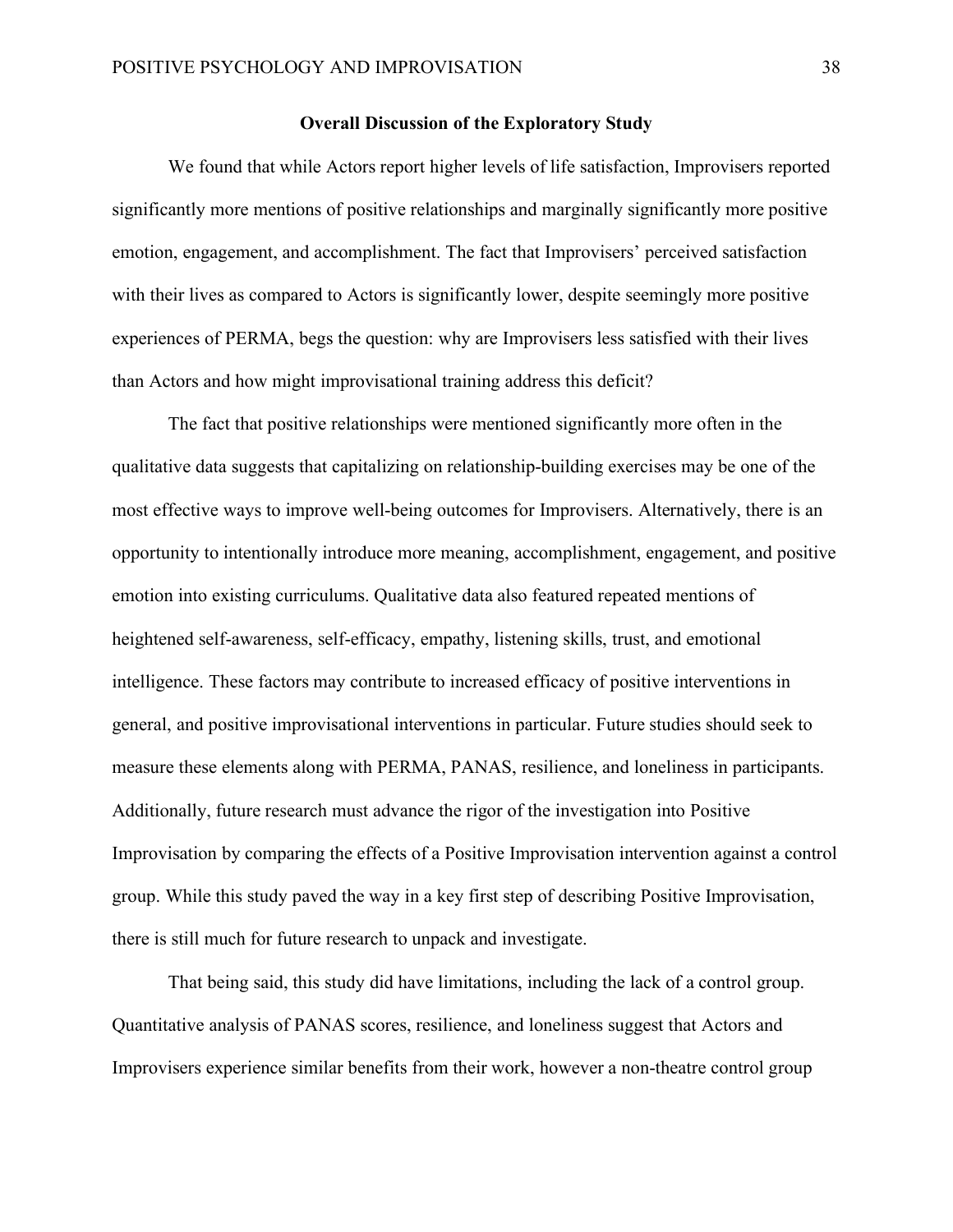## Overall Discussion of the Exploratory Study

We found that while Actors report higher levels of life satisfaction, Improvisers reported significantly more mentions of positive relationships and marginally significantly more positive emotion, engagement, and accomplishment. The fact that Improvisers' perceived satisfaction with their lives as compared to Actors is significantly lower, despite seemingly more positive experiences of PERMA, begs the question: why are Improvisers less satisfied with their lives than Actors and how might improvisational training address this deficit?

The fact that positive relationships were mentioned significantly more often in the qualitative data suggests that capitalizing on relationship-building exercises may be one of the most effective ways to improve well-being outcomes for Improvisers. Alternatively, there is an opportunity to intentionally introduce more meaning, accomplishment, engagement, and positive emotion into existing curriculums. Qualitative data also featured repeated mentions of heightened self-awareness, self-efficacy, empathy, listening skills, trust, and emotional intelligence. These factors may contribute to increased efficacy of positive interventions in general, and positive improvisational interventions in particular. Future studies should seek to measure these elements along with PERMA, PANAS, resilience, and loneliness in participants. Additionally, future research must advance the rigor of the investigation into Positive Improvisation by comparing the effects of a Positive Improvisation intervention against a control group. While this study paved the way in a key first step of describing Positive Improvisation, there is still much for future research to unpack and investigate.

That being said, this study did have limitations, including the lack of a control group. Quantitative analysis of PANAS scores, resilience, and loneliness suggest that Actors and Improvisers experience similar benefits from their work, however a non-theatre control group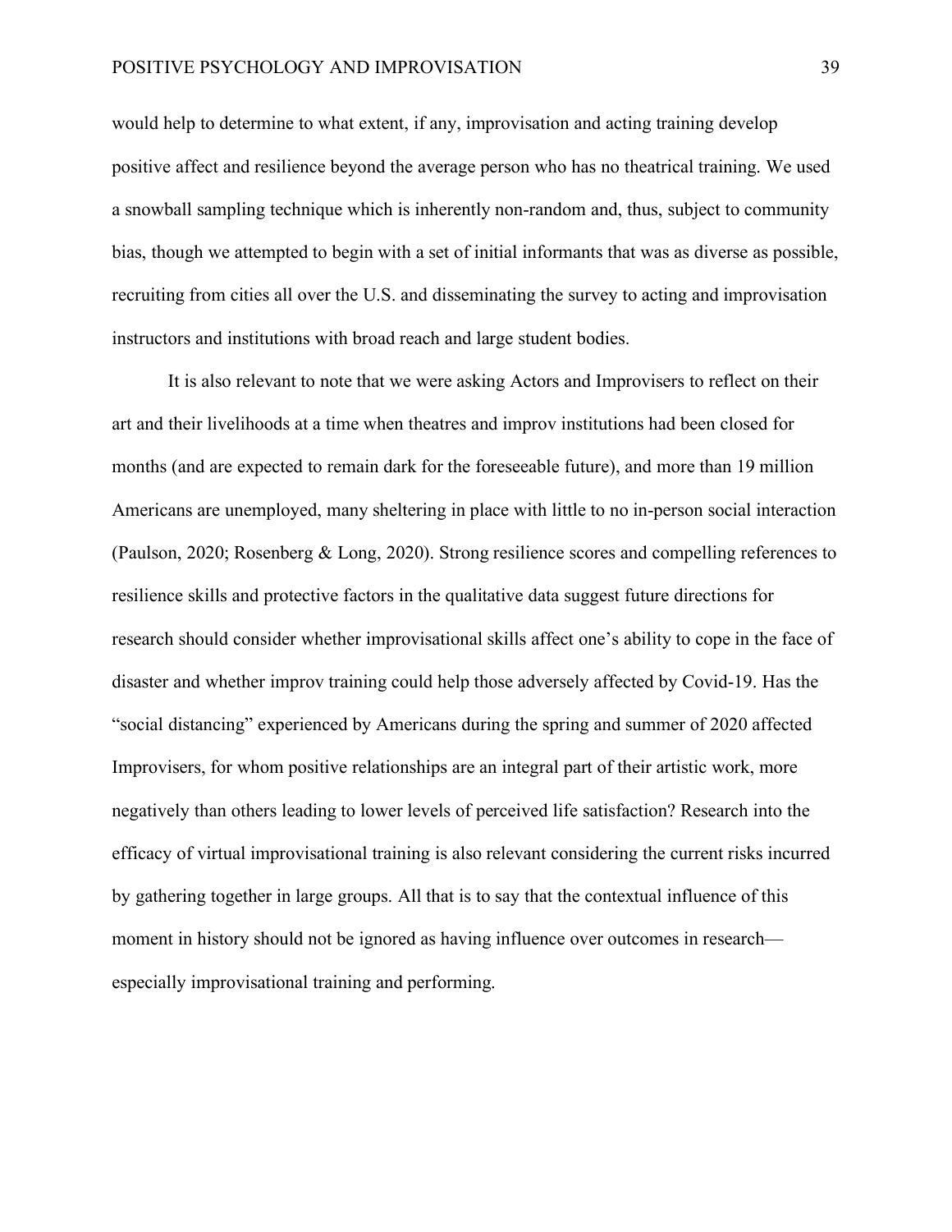would help to determine to what extent, if any, improvisation and acting training develop positive affect and resilience beyond the average person who has no theatrical training. We used a snowball sampling technique which is inherently non-random and, thus, subject to community bias, though we attempted to begin with a set of initial informants that was as diverse as possible, recruiting from cities all over the U.S. and disseminating the survey to acting and improvisation instructors and institutions with broad reach and large student bodies.

It is also relevant to note that we were asking Actors and Improvisers to reflect on their art and their livelihoods at a time when theatres and improv institutions had been closed for months (and are expected to remain dark for the foreseeable future), and more than 19 million Americans are unemployed, many sheltering in place with little to no in-person social interaction (Paulson, 2020; Rosenberg & Long, 2020). Strong resilience scores and compelling references to resilience skills and protective factors in the qualitative data suggest future directions for research should consider whether improvisational skills affect one's ability to cope in the face of disaster and whether improv training could help those adversely affected by Covid-19. Has the "social distancing" experienced by Americans during the spring and summer of 2020 affected Improvisers, for whom positive relationships are an integral part of their artistic work, more negatively than others leading to lower levels of perceived life satisfaction? Research into the efficacy of virtual improvisational training is also relevant considering the current risks incurred by gathering together in large groups. All that is to say that the contextual influence of this moment in history should not be ignored as having influence over outcomes in research—especially improvisational training and performing.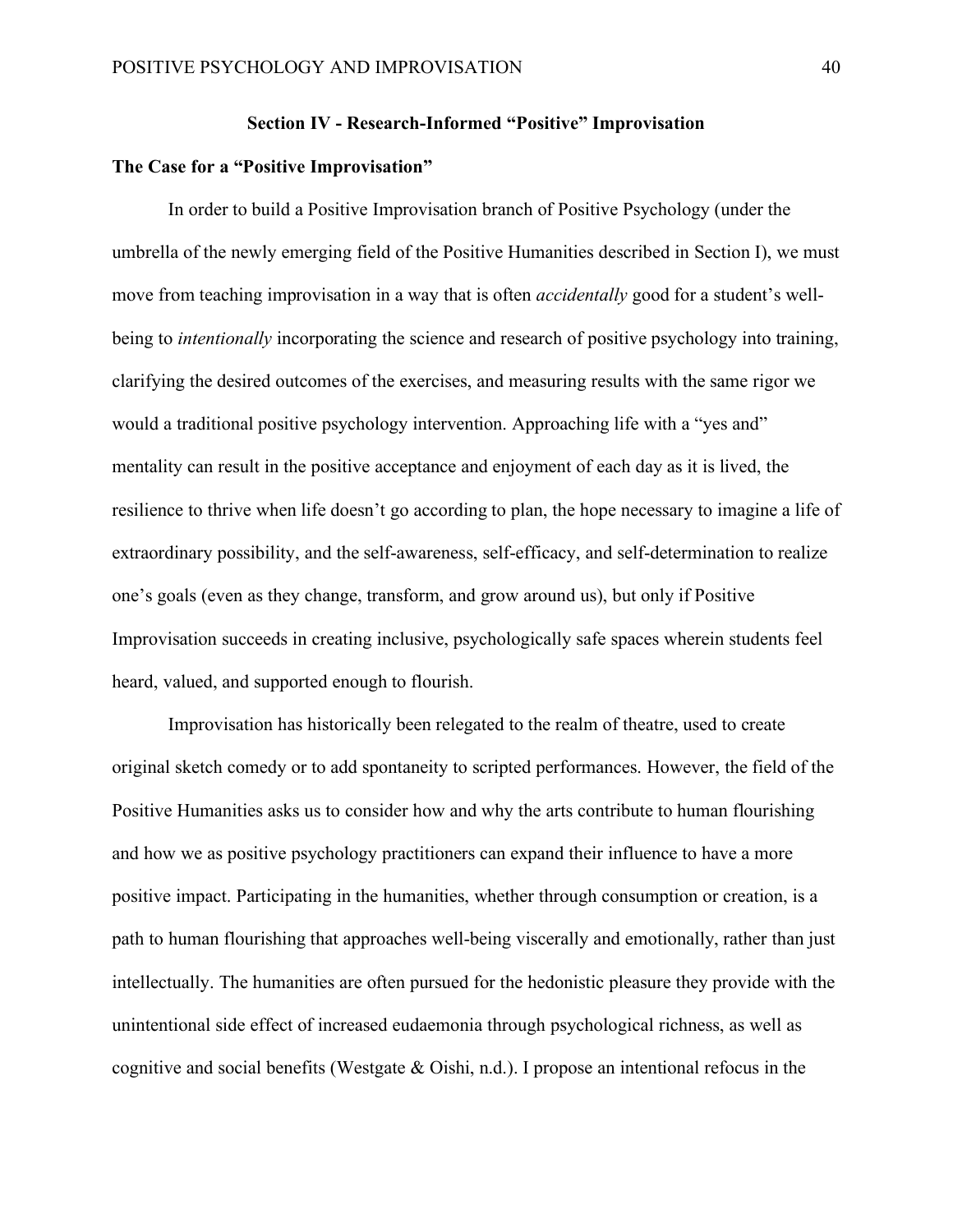## Section IV - Research-Informed "Positive" Improvisation

### The Case for a "Positive Improvisation"

In order to build a Positive Improvisation branch of Positive Psychology (under the umbrella of the newly emerging field of the Positive Humanities described in Section I), we must move from teaching improvisation in a way that is often *accidentally* good for a student's well-being to *intentionally* incorporating the science and research of positive psychology into training, clarifying the desired outcomes of the exercises, and measuring results with the same rigor we would a traditional positive psychology intervention. Approaching life with a "yes and" mentality can result in the positive acceptance and enjoyment of each day as it is lived, the resilience to thrive when life doesn't go according to plan, the hope necessary to imagine a life of extraordinary possibility, and the self-awareness, self-efficacy, and self-determination to realize one's goals (even as they change, transform, and grow around us), but only if Positive Improvisation succeeds in creating inclusive, psychologically safe spaces wherein students feel heard, valued, and supported enough to flourish.

Improvisation has historically been relegated to the realm of theatre, used to create original sketch comedy or to add spontaneity to scripted performances. However, the field of the Positive Humanities asks us to consider how and why the arts contribute to human flourishing and how we as positive psychology practitioners can expand their influence to have a more positive impact. Participating in the humanities, whether through consumption or creation, is a path to human flourishing that approaches well-being viscerally and emotionally, rather than just intellectually. The humanities are often pursued for the hedonistic pleasure they provide with the unintentional side effect of increased eudaemonia through psychological richness, as well as cognitive and social benefits (Westgate & Oishi, n.d.). I propose an intentional refocus in the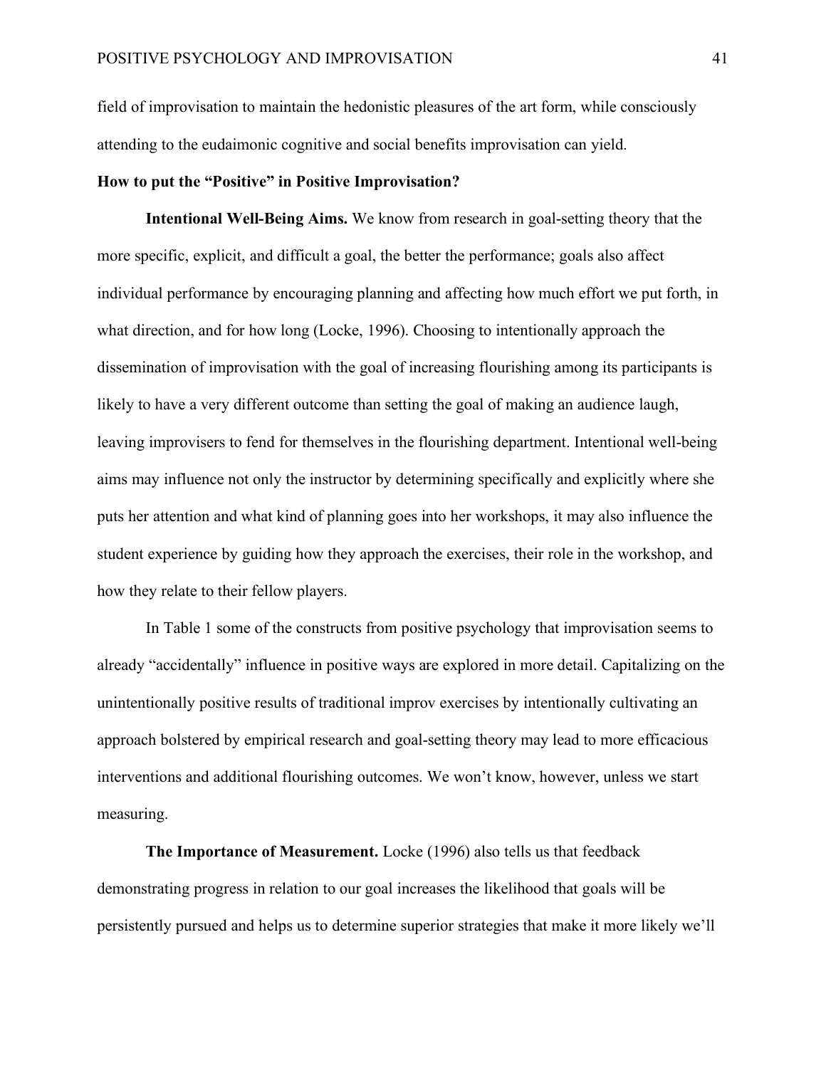field of improvisation to maintain the hedonistic pleasures of the art form, while consciously attending to the eudaimonic cognitive and social benefits improvisation can yield.

**How to put the "Positive" in Positive Improvisation?**

**Intentional Well-Being Aims.** We know from research in goal-setting theory that the more specific, explicit, and difficult a goal, the better the performance; goals also affect individual performance by encouraging planning and affecting how much effort we put forth, in what direction, and for how long (Locke, 1996). Choosing to intentionally approach the dissemination of improvisation with the goal of increasing flourishing among its participants is likely to have a very different outcome than setting the goal of making an audience laugh, leaving improvisers to fend for themselves in the flourishing department. Intentional well-being aims may influence not only the instructor by determining specifically and explicitly where she puts her attention and what kind of planning goes into her workshops, it may also influence the student experience by guiding how they approach the exercises, their role in the workshop, and how they relate to their fellow players.

In Table 1 some of the constructs from positive psychology that improvisation seems to already "accidentally" influence in positive ways are explored in more detail. Capitalizing on the unintentionally positive results of traditional improv exercises by intentionally cultivating an approach bolstered by empirical research and goal-setting theory may lead to more efficacious interventions and additional flourishing outcomes. We won't know, however, unless we start measuring.

**The Importance of Measurement.** Locke (1996) also tells us that feedback demonstrating progress in relation to our goal increases the likelihood that goals will be persistently pursued and helps us to determine superior strategies that make it more likely we'll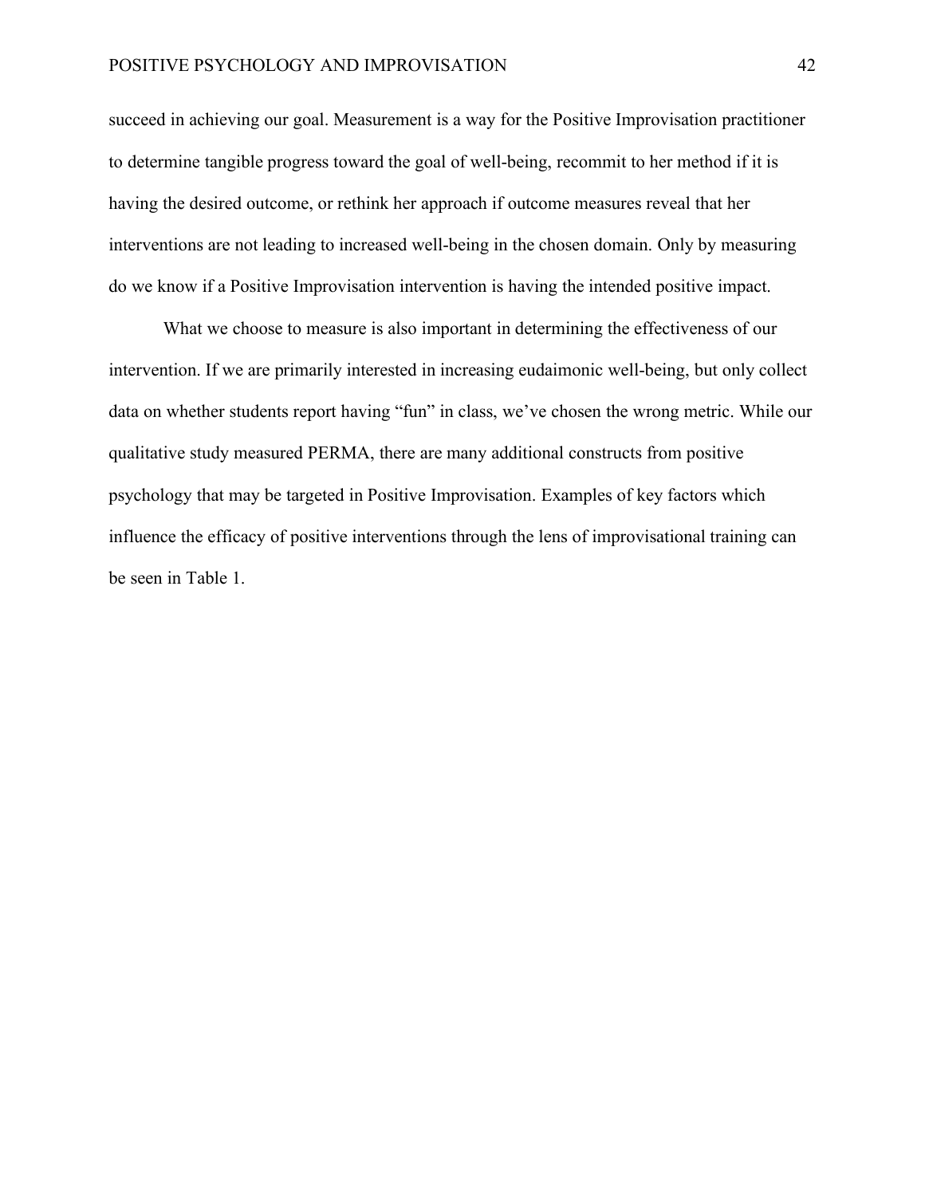succeed in achieving our goal. Measurement is a way for the Positive Improvisation practitioner to determine tangible progress toward the goal of well-being, recommit to her method if it is having the desired outcome, or rethink her approach if outcome measures reveal that her interventions are not leading to increased well-being in the chosen domain. Only by measuring do we know if a Positive Improvisation intervention is having the intended positive impact.

What we choose to measure is also important in determining the effectiveness of our intervention. If we are primarily interested in increasing eudaimonic well-being, but only collect data on whether students report having "fun" in class, we've chosen the wrong metric. While our qualitative study measured PERMA, there are many additional constructs from positive psychology that may be targeted in Positive Improvisation. Examples of key factors which influence the efficacy of positive interventions through the lens of improvisational training can be seen in Table 1.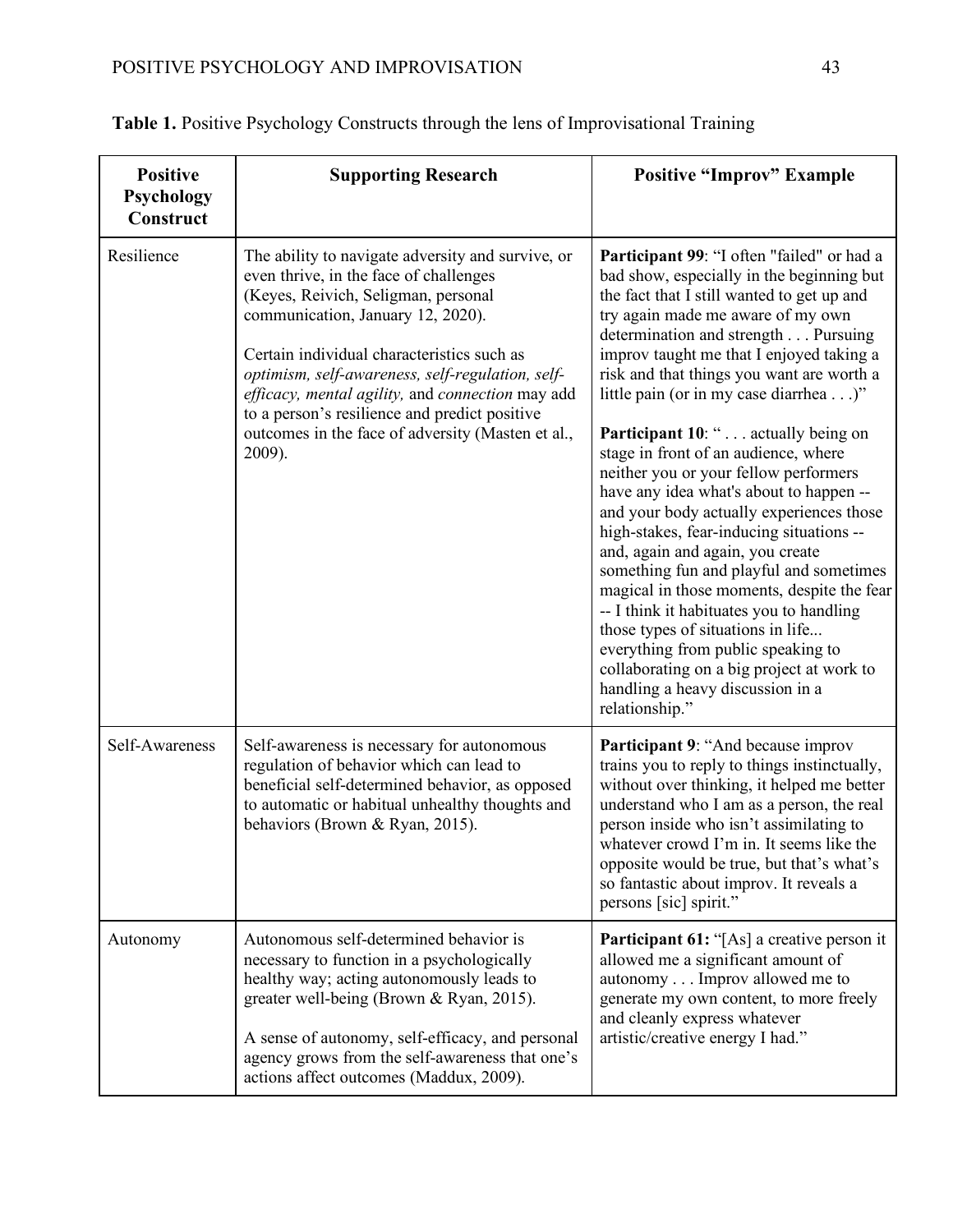**Table 1.** Positive Psychology Constructs through the lens of Improvisational Training

| Positive Psychology Construct | Supporting Research | Positive "Improv" Example |
|---|---|---|
| Resilience | The ability to navigate adversity and survive, or even thrive, in the face of challenges (Keyes, Reivich, Seligman, personal communication, January 12, 2020).<br><br>Certain individual characteristics such as *optimism, self-awareness, self-regulation, self-efficacy, mental agility,* and *connection* may add to a person's resilience and predict positive outcomes in the face of adversity (Masten et al., 2009). | **Participant 99**: "I often "failed" or had a bad show, especially in the beginning but the fact that I still wanted to get up and try again made me aware of my own determination and strength . . . Pursuing improv taught me that I enjoyed taking a risk and that things you want are worth a little pain (or in my case diarrhea . . .)"<br><br>**Participant 10**: " . . . actually being on stage in front of an audience, where neither you or your fellow performers have any idea what's about to happen -- and your body actually experiences those high-stakes, fear-inducing situations -- and, again and again, you create something fun and playful and sometimes magical in those moments, despite the fear -- I think it habituates you to handling those types of situations in life... everything from public speaking to collaborating on a big project at work to handling a heavy discussion in a relationship." |
| Self-Awareness | Self-awareness is necessary for autonomous regulation of behavior which can lead to beneficial self-determined behavior, as opposed to automatic or habitual unhealthy thoughts and behaviors (Brown & Ryan, 2015). | **Participant 9**: "And because improv trains you to reply to things instinctually, without over thinking, it helped me better understand who I am as a person, the real person inside who isn't assimilating to whatever crowd I'm in. It seems like the opposite would be true, but that's what's so fantastic about improv. It reveals a persons [sic] spirit." |
| Autonomy | Autonomous self-determined behavior is necessary to function in a psychologically healthy way; acting autonomously leads to greater well-being (Brown & Ryan, 2015).<br><br>A sense of autonomy, self-efficacy, and personal agency grows from the self-awareness that one's actions affect outcomes (Maddux, 2009). | **Participant 61:** "[As] a creative person it allowed me a significant amount of autonomy . . . Improv allowed me to generate my own content, to more freely and cleanly express whatever artistic/creative energy I had." |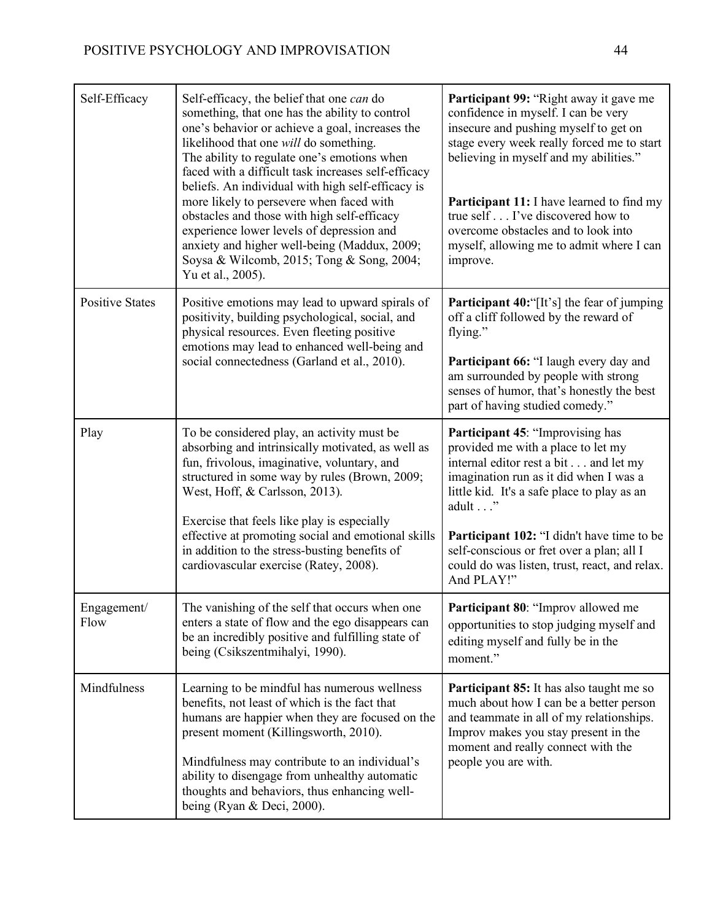| Self-Efficacy | Self-efficacy, the belief that one *can* do something, that one has the ability to control one's behavior or achieve a goal, increases the likelihood that one *will* do something. The ability to regulate one's emotions when faced with a difficult task increases self-efficacy beliefs. An individual with high self-efficacy is more likely to persevere when faced with obstacles and those with high self-efficacy experience lower levels of depression and anxiety and higher well-being (Maddux, 2009; Soysa & Wilcomb, 2015; Tong & Song, 2004; Yu et al., 2005). | **Participant 99:** "Right away it gave me confidence in myself. I can be very insecure and pushing myself to get on stage every week really forced me to start believing in myself and my abilities." **Participant 11:** I have learned to find my true self . . . I've discovered how to overcome obstacles and to look into myself, allowing me to admit where I can improve. |
|---|---|---|
| Positive States | Positive emotions may lead to upward spirals of positivity, building psychological, social, and physical resources. Even fleeting positive emotions may lead to enhanced well-being and social connectedness (Garland et al., 2010). | **Participant 40:**"[It's] the fear of jumping off a cliff followed by the reward of flying." **Participant 66:** "I laugh every day and am surrounded by people with strong senses of humor, that's honestly the best part of having studied comedy." |
| Play | To be considered play, an activity must be absorbing and intrinsically motivated, as well as fun, frivolous, imaginative, voluntary, and structured in some way by rules (Brown, 2009; West, Hoff, & Carlsson, 2013). Exercise that feels like play is especially effective at promoting social and emotional skills in addition to the stress-busting benefits of cardiovascular exercise (Ratey, 2008). | **Participant 45**: "Improvising has provided me with a place to let my internal editor rest a bit . . . and let my imagination run as it did when I was a little kid. It's a safe place to play as an adult . . ." **Participant 102:** "I didn't have time to be self-conscious or fret over a plan; all I could do was listen, trust, react, and relax. And PLAY!" |
| Engagement/ Flow | The vanishing of the self that occurs when one enters a state of flow and the ego disappears can be an incredibly positive and fulfilling state of being (Csikszentmihalyi, 1990). | **Participant 80**: "Improv allowed me opportunities to stop judging myself and editing myself and fully be in the moment." |
| Mindfulness | Learning to be mindful has numerous wellness benefits, not least of which is the fact that humans are happier when they are focused on the present moment (Killingsworth, 2010). Mindfulness may contribute to an individual's ability to disengage from unhealthy automatic thoughts and behaviors, thus enhancing well-being (Ryan & Deci, 2000). | **Participant 85:** It has also taught me so much about how I can be a better person and teammate in all of my relationships. Improv makes you stay present in the moment and really connect with the people you are with. |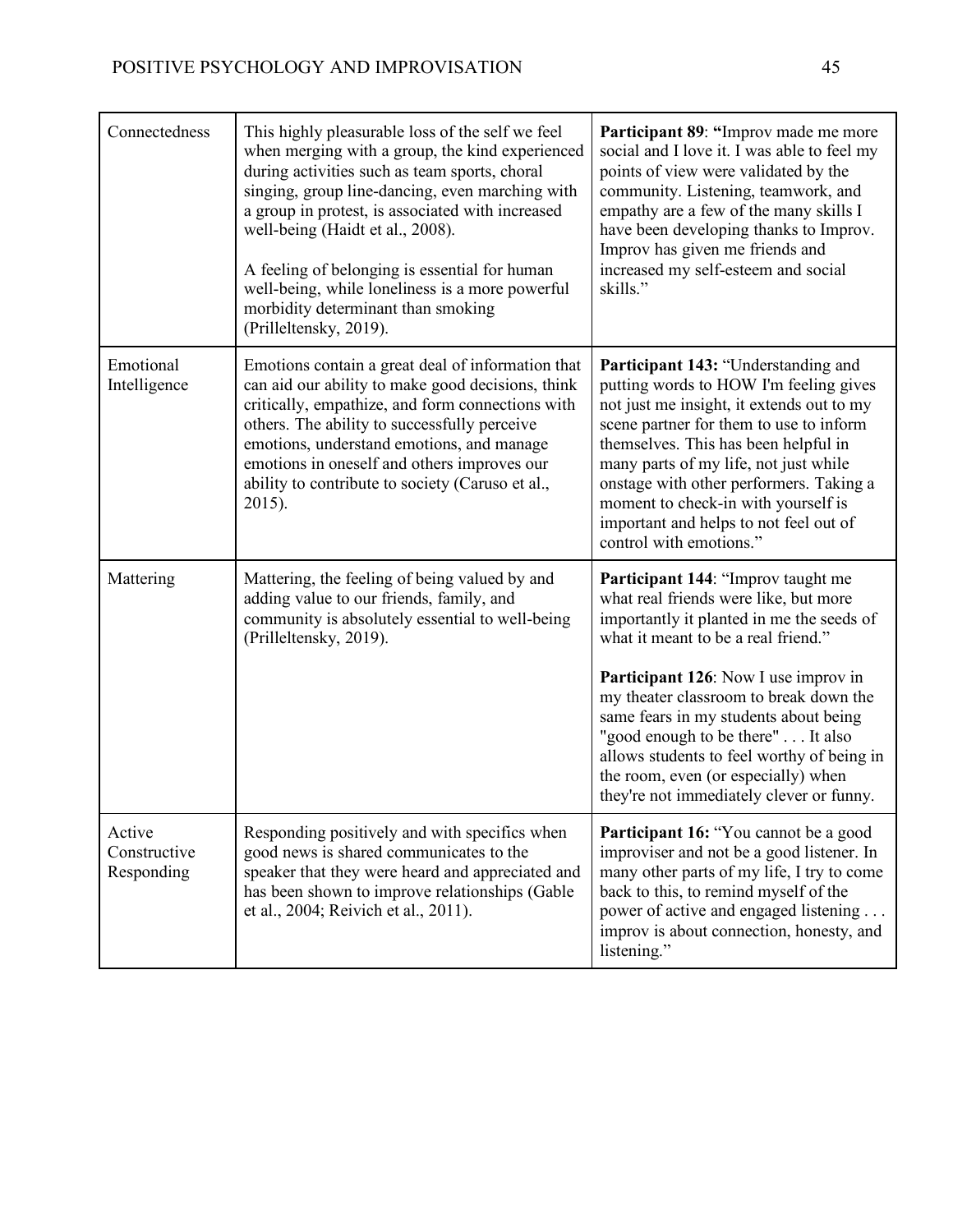| | | |
|---|---|---|
| Connectedness | This highly pleasurable loss of the self we feel when merging with a group, the kind experienced during activities such as team sports, choral singing, group line-dancing, even marching with a group in protest, is associated with increased well-being (Haidt et al., 2008).<br><br>A feeling of belonging is essential for human well-being, while loneliness is a more powerful morbidity determinant than smoking (Prilleltensky, 2019). | **Participant 89**: **"**Improv made me more social and I love it. I was able to feel my points of view were validated by the community. Listening, teamwork, and empathy are a few of the many skills I have been developing thanks to Improv. Improv has given me friends and increased my self-esteem and social skills." |
| Emotional Intelligence | Emotions contain a great deal of information that can aid our ability to make good decisions, think critically, empathize, and form connections with others. The ability to successfully perceive emotions, understand emotions, and manage emotions in oneself and others improves our ability to contribute to society (Caruso et al., 2015). | **Participant 143:** "Understanding and putting words to HOW I'm feeling gives not just me insight, it extends out to my scene partner for them to use to inform themselves. This has been helpful in many parts of my life, not just while onstage with other performers. Taking a moment to check-in with yourself is important and helps to not feel out of control with emotions." |
| Mattering | Mattering, the feeling of being valued by and adding value to our friends, family, and community is absolutely essential to well-being (Prilleltensky, 2019). | **Participant 144**: "Improv taught me what real friends were like, but more importantly it planted in me the seeds of what it meant to be a real friend."<br><br>**Participant 126**: Now I use improv in my theater classroom to break down the same fears in my students about being "good enough to be there" . . . It also allows students to feel worthy of being in the room, even (or especially) when they're not immediately clever or funny. |
| Active Constructive Responding | Responding positively and with specifics when good news is shared communicates to the speaker that they were heard and appreciated and has been shown to improve relationships (Gable et al., 2004; Reivich et al., 2011). | **Participant 16:** "You cannot be a good improviser and not be a good listener. In many other parts of my life, I try to come back to this, to remind myself of the power of active and engaged listening . . . improv is about connection, honesty, and listening." |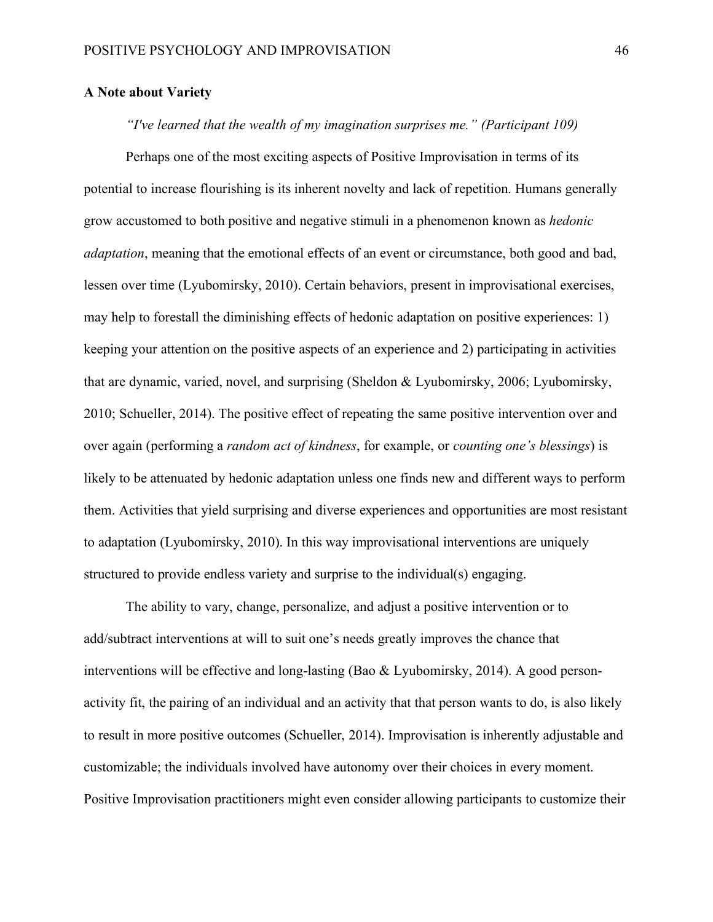**A Note about Variety**

*"I've learned that the wealth of my imagination surprises me." (Participant 109)*

Perhaps one of the most exciting aspects of Positive Improvisation in terms of its potential to increase flourishing is its inherent novelty and lack of repetition. Humans generally grow accustomed to both positive and negative stimuli in a phenomenon known as *hedonic adaptation*, meaning that the emotional effects of an event or circumstance, both good and bad, lessen over time (Lyubomirsky, 2010). Certain behaviors, present in improvisational exercises, may help to forestall the diminishing effects of hedonic adaptation on positive experiences: 1) keeping your attention on the positive aspects of an experience and 2) participating in activities that are dynamic, varied, novel, and surprising (Sheldon & Lyubomirsky, 2006; Lyubomirsky, 2010; Schueller, 2014). The positive effect of repeating the same positive intervention over and over again (performing a *random act of kindness*, for example, or *counting one's blessings*) is likely to be attenuated by hedonic adaptation unless one finds new and different ways to perform them. Activities that yield surprising and diverse experiences and opportunities are most resistant to adaptation (Lyubomirsky, 2010). In this way improvisational interventions are uniquely structured to provide endless variety and surprise to the individual(s) engaging.

The ability to vary, change, personalize, and adjust a positive intervention or to add/subtract interventions at will to suit one's needs greatly improves the chance that interventions will be effective and long-lasting (Bao & Lyubomirsky, 2014). A good person-activity fit, the pairing of an individual and an activity that that person wants to do, is also likely to result in more positive outcomes (Schueller, 2014). Improvisation is inherently adjustable and customizable; the individuals involved have autonomy over their choices in every moment. Positive Improvisation practitioners might even consider allowing participants to customize their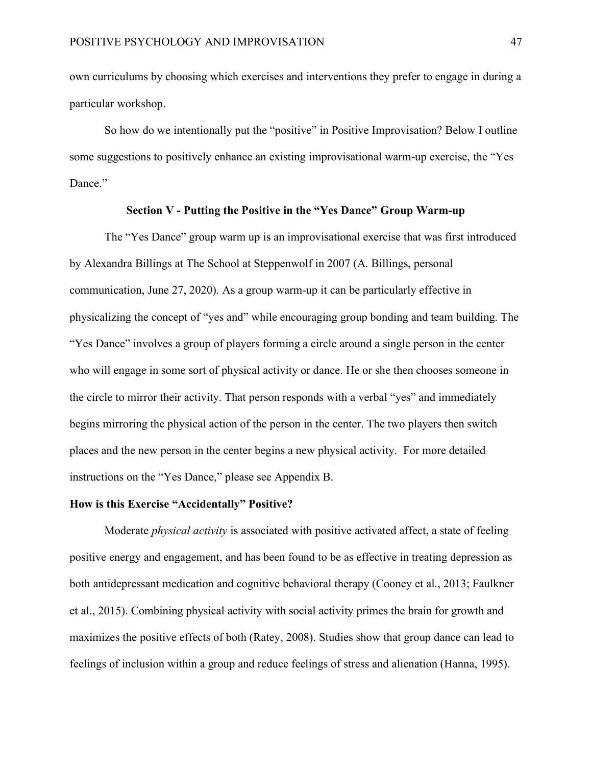own curriculums by choosing which exercises and interventions they prefer to engage in during a particular workshop.

So how do we intentionally put the "positive" in Positive Improvisation? Below I outline some suggestions to positively enhance an existing improvisational warm-up exercise, the "Yes Dance."

## Section V - Putting the Positive in the "Yes Dance" Group Warm-up

The "Yes Dance" group warm up is an improvisational exercise that was first introduced by Alexandra Billings at The School at Steppenwolf in 2007 (A. Billings, personal communication, June 27, 2020). As a group warm-up it can be particularly effective in physicalizing the concept of "yes and" while encouraging group bonding and team building. The "Yes Dance" involves a group of players forming a circle around a single person in the center who will engage in some sort of physical activity or dance. He or she then chooses someone in the circle to mirror their activity. That person responds with a verbal "yes" and immediately begins mirroring the physical action of the person in the center. The two players then switch places and the new person in the center begins a new physical activity. For more detailed instructions on the "Yes Dance," please see Appendix B.

### How is this Exercise "Accidentally" Positive?

Moderate *physical activity* is associated with positive activated affect, a state of feeling positive energy and engagement, and has been found to be as effective in treating depression as both antidepressant medication and cognitive behavioral therapy (Cooney et al., 2013; Faulkner et al., 2015). Combining physical activity with social activity primes the brain for growth and maximizes the positive effects of both (Ratey, 2008). Studies show that group dance can lead to feelings of inclusion within a group and reduce feelings of stress and alienation (Hanna, 1995).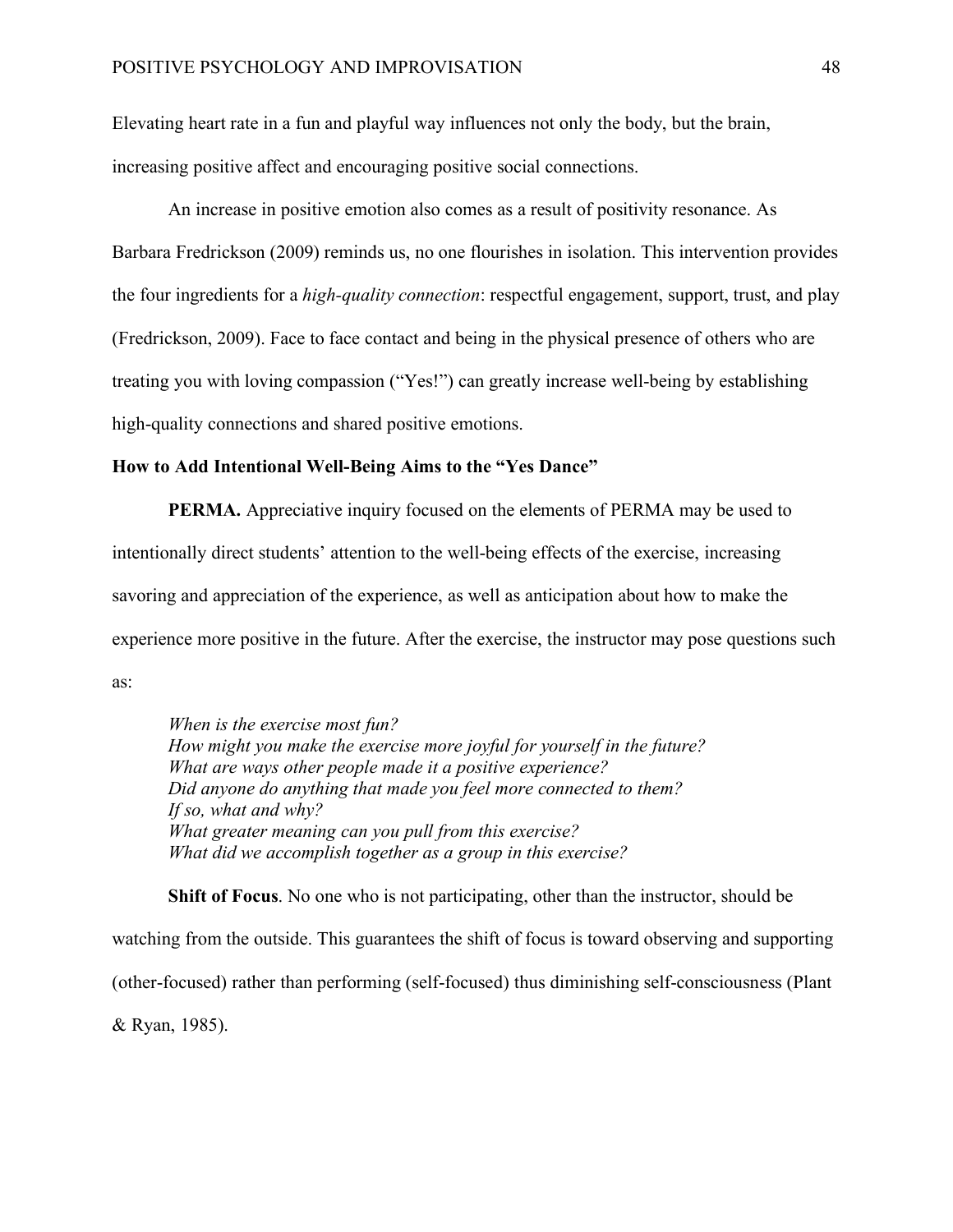Elevating heart rate in a fun and playful way influences not only the body, but the brain, increasing positive affect and encouraging positive social connections.

An increase in positive emotion also comes as a result of positivity resonance. As Barbara Fredrickson (2009) reminds us, no one flourishes in isolation. This intervention provides the four ingredients for a *high-quality connection*: respectful engagement, support, trust, and play (Fredrickson, 2009). Face to face contact and being in the physical presence of others who are treating you with loving compassion ("Yes!") can greatly increase well-being by establishing high-quality connections and shared positive emotions.

### How to Add Intentional Well-Being Aims to the "Yes Dance"

**PERMA.** Appreciative inquiry focused on the elements of PERMA may be used to intentionally direct students' attention to the well-being effects of the exercise, increasing savoring and appreciation of the experience, as well as anticipation about how to make the experience more positive in the future. After the exercise, the instructor may pose questions such as:

> *When is the exercise most fun?*
> *How might you make the exercise more joyful for yourself in the future?*
> *What are ways other people made it a positive experience?*
> *Did anyone do anything that made you feel more connected to them?*
> *If so, what and why?*
> *What greater meaning can you pull from this exercise?*
> *What did we accomplish together as a group in this exercise?*

**Shift of Focus**. No one who is not participating, other than the instructor, should be watching from the outside. This guarantees the shift of focus is toward observing and supporting (other-focused) rather than performing (self-focused) thus diminishing self-consciousness (Plant & Ryan, 1985).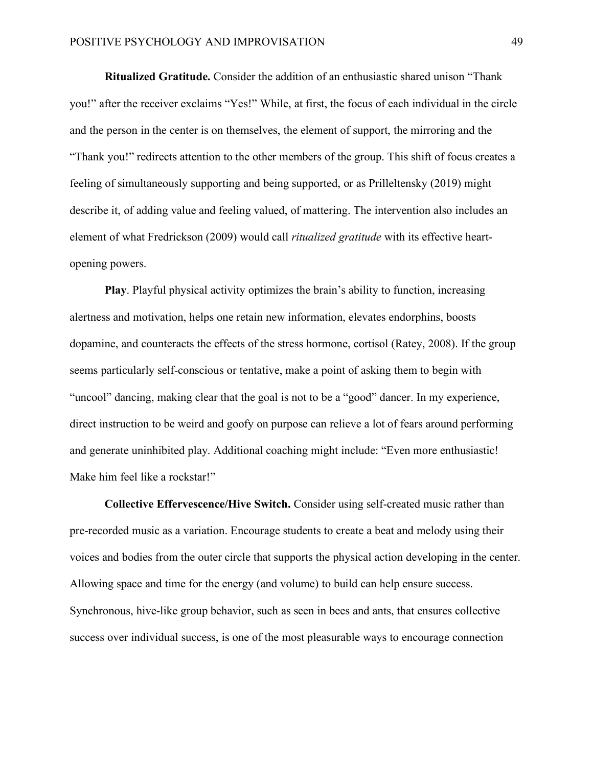**Ritualized Gratitude.** Consider the addition of an enthusiastic shared unison "Thank you!" after the receiver exclaims "Yes!" While, at first, the focus of each individual in the circle and the person in the center is on themselves, the element of support, the mirroring and the "Thank you!" redirects attention to the other members of the group. This shift of focus creates a feeling of simultaneously supporting and being supported, or as Prilleltensky (2019) might describe it, of adding value and feeling valued, of mattering. The intervention also includes an element of what Fredrickson (2009) would call *ritualized gratitude* with its effective heart-opening powers.

**Play**. Playful physical activity optimizes the brain's ability to function, increasing alertness and motivation, helps one retain new information, elevates endorphins, boosts dopamine, and counteracts the effects of the stress hormone, cortisol (Ratey, 2008). If the group seems particularly self-conscious or tentative, make a point of asking them to begin with "uncool" dancing, making clear that the goal is not to be a "good" dancer. In my experience, direct instruction to be weird and goofy on purpose can relieve a lot of fears around performing and generate uninhibited play. Additional coaching might include: "Even more enthusiastic! Make him feel like a rockstar!"

**Collective Effervescence/Hive Switch.** Consider using self-created music rather than pre-recorded music as a variation. Encourage students to create a beat and melody using their voices and bodies from the outer circle that supports the physical action developing in the center. Allowing space and time for the energy (and volume) to build can help ensure success. Synchronous, hive-like group behavior, such as seen in bees and ants, that ensures collective success over individual success, is one of the most pleasurable ways to encourage connection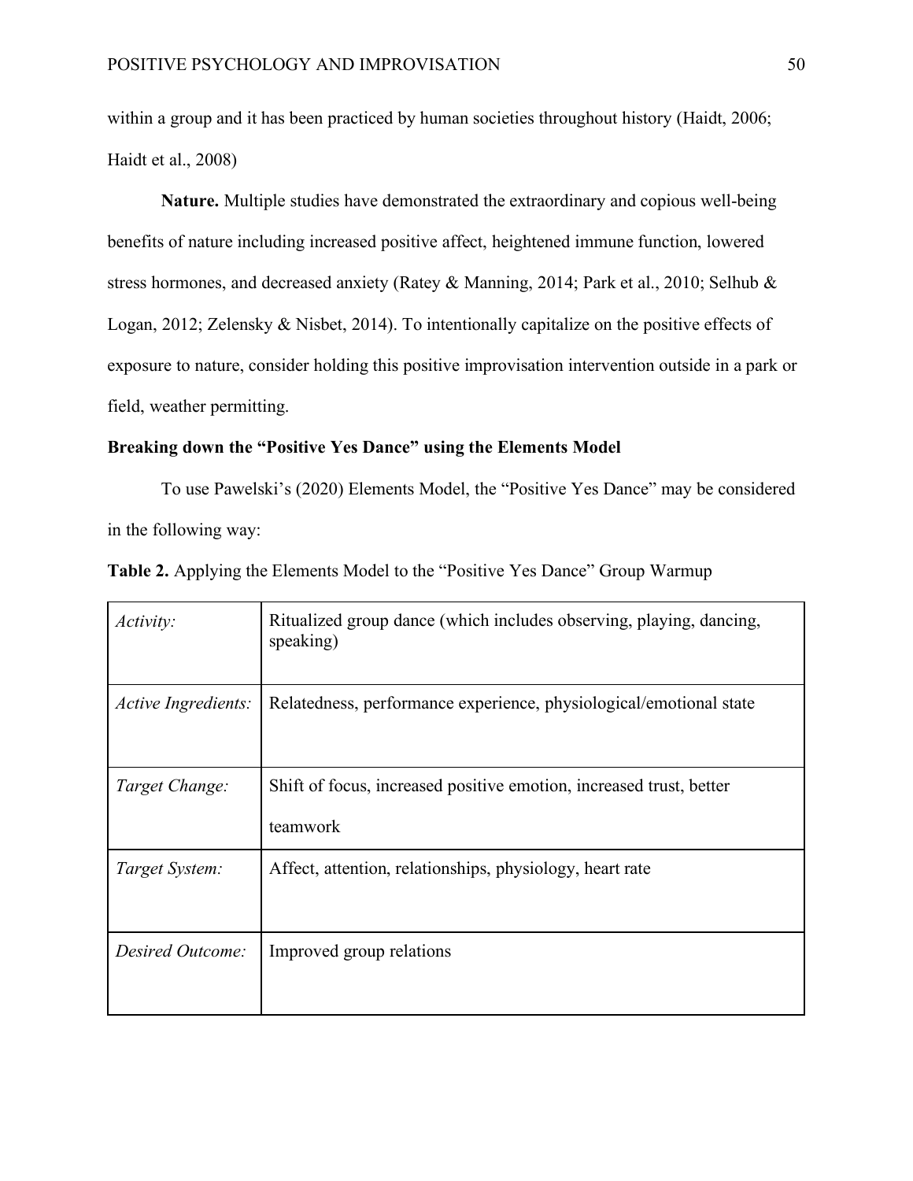within a group and it has been practiced by human societies throughout history (Haidt, 2006; Haidt et al., 2008)

**Nature.** Multiple studies have demonstrated the extraordinary and copious well-being benefits of nature including increased positive affect, heightened immune function, lowered stress hormones, and decreased anxiety (Ratey & Manning, 2014; Park et al., 2010; Selhub & Logan, 2012; Zelensky & Nisbet, 2014). To intentionally capitalize on the positive effects of exposure to nature, consider holding this positive improvisation intervention outside in a park or field, weather permitting.

**Breaking down the "Positive Yes Dance" using the Elements Model**

To use Pawelski's (2020) Elements Model, the "Positive Yes Dance" may be considered in the following way:

**Table 2.** Applying the Elements Model to the "Positive Yes Dance" Group Warmup

| | |
|---|---|
| *Activity:* | Ritualized group dance (which includes observing, playing, dancing, speaking) |
| *Active Ingredients:* | Relatedness, performance experience, physiological/emotional state |
| *Target Change:* | Shift of focus, increased positive emotion, increased trust, better teamwork |
| *Target System:* | Affect, attention, relationships, physiology, heart rate |
| *Desired Outcome:* | Improved group relations |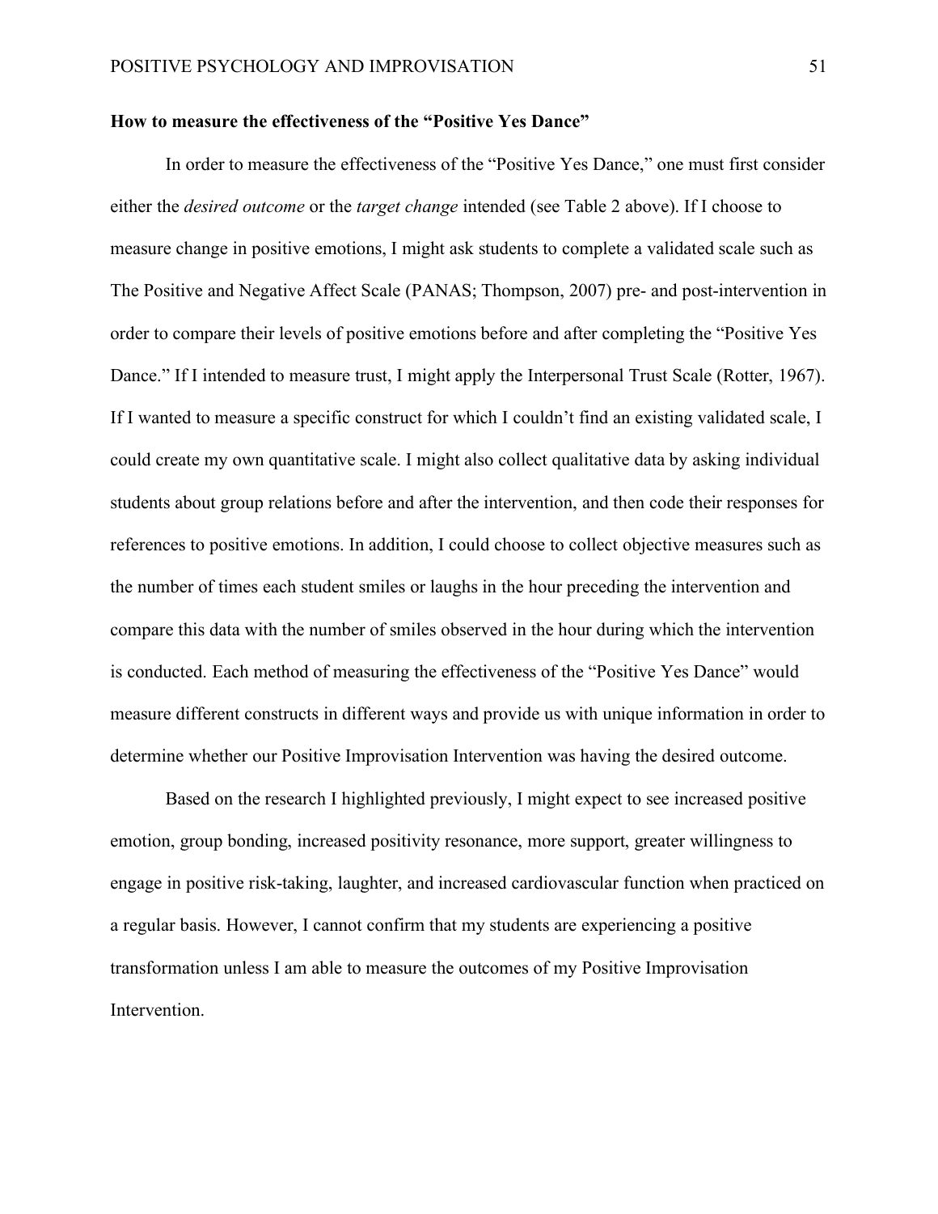**How to measure the effectiveness of the "Positive Yes Dance"**

In order to measure the effectiveness of the "Positive Yes Dance," one must first consider either the *desired outcome* or the *target change* intended (see Table 2 above). If I choose to measure change in positive emotions, I might ask students to complete a validated scale such as The Positive and Negative Affect Scale (PANAS; Thompson, 2007) pre- and post-intervention in order to compare their levels of positive emotions before and after completing the "Positive Yes Dance." If I intended to measure trust, I might apply the Interpersonal Trust Scale (Rotter, 1967). If I wanted to measure a specific construct for which I couldn't find an existing validated scale, I could create my own quantitative scale. I might also collect qualitative data by asking individual students about group relations before and after the intervention, and then code their responses for references to positive emotions. In addition, I could choose to collect objective measures such as the number of times each student smiles or laughs in the hour preceding the intervention and compare this data with the number of smiles observed in the hour during which the intervention is conducted. Each method of measuring the effectiveness of the "Positive Yes Dance" would measure different constructs in different ways and provide us with unique information in order to determine whether our Positive Improvisation Intervention was having the desired outcome.

Based on the research I highlighted previously, I might expect to see increased positive emotion, group bonding, increased positivity resonance, more support, greater willingness to engage in positive risk-taking, laughter, and increased cardiovascular function when practiced on a regular basis. However, I cannot confirm that my students are experiencing a positive transformation unless I am able to measure the outcomes of my Positive Improvisation Intervention.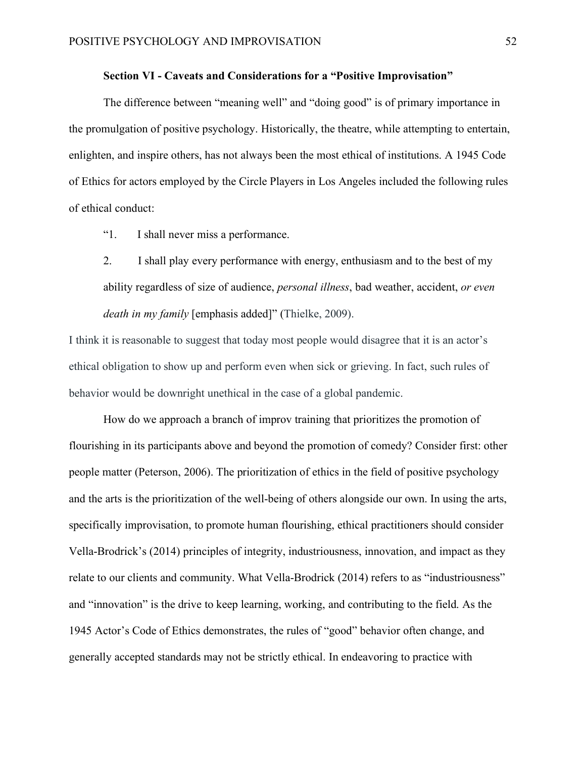### Section VI - Caveats and Considerations for a "Positive Improvisation"

The difference between "meaning well" and "doing good" is of primary importance in the promulgation of positive psychology. Historically, the theatre, while attempting to entertain, enlighten, and inspire others, has not always been the most ethical of institutions. A 1945 Code of Ethics for actors employed by the Circle Players in Los Angeles included the following rules of ethical conduct:

> "1. I shall never miss a performance.
>
> 2. I shall play every performance with energy, enthusiasm and to the best of my ability regardless of size of audience, *personal illness*, bad weather, accident, *or even death in my family* [emphasis added]" (Thielke, 2009).

I think it is reasonable to suggest that today most people would disagree that it is an actor's ethical obligation to show up and perform even when sick or grieving. In fact, such rules of behavior would be downright unethical in the case of a global pandemic.

How do we approach a branch of improv training that prioritizes the promotion of flourishing in its participants above and beyond the promotion of comedy? Consider first: other people matter (Peterson, 2006). The prioritization of ethics in the field of positive psychology and the arts is the prioritization of the well-being of others alongside our own. In using the arts, specifically improvisation, to promote human flourishing, ethical practitioners should consider Vella-Brodrick's (2014) principles of integrity, industriousness, innovation, and impact as they relate to our clients and community. What Vella-Brodrick (2014) refers to as "industriousness" and "innovation" is the drive to keep learning, working, and contributing to the field. As the 1945 Actor's Code of Ethics demonstrates, the rules of "good" behavior often change, and generally accepted standards may not be strictly ethical. In endeavoring to practice with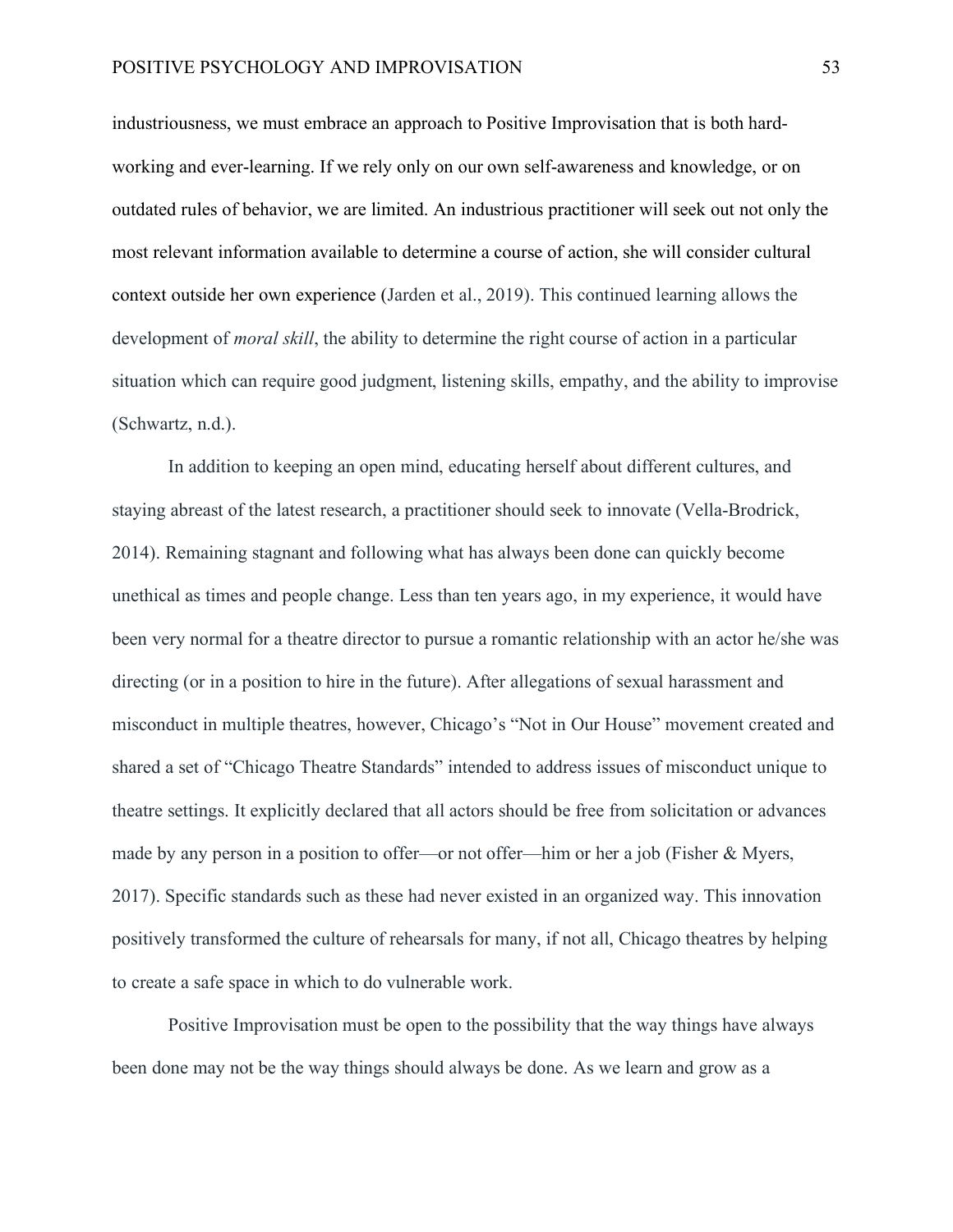industriousness, we must embrace an approach to Positive Improvisation that is both hard-working and ever-learning. If we rely only on our own self-awareness and knowledge, or on outdated rules of behavior, we are limited. An industrious practitioner will seek out not only the most relevant information available to determine a course of action, she will consider cultural context outside her own experience (Jarden et al., 2019). This continued learning allows the development of *moral skill*, the ability to determine the right course of action in a particular situation which can require good judgment, listening skills, empathy, and the ability to improvise (Schwartz, n.d.).

In addition to keeping an open mind, educating herself about different cultures, and staying abreast of the latest research, a practitioner should seek to innovate (Vella-Brodrick, 2014). Remaining stagnant and following what has always been done can quickly become unethical as times and people change. Less than ten years ago, in my experience, it would have been very normal for a theatre director to pursue a romantic relationship with an actor he/she was directing (or in a position to hire in the future). After allegations of sexual harassment and misconduct in multiple theatres, however, Chicago's "Not in Our House" movement created and shared a set of "Chicago Theatre Standards" intended to address issues of misconduct unique to theatre settings. It explicitly declared that all actors should be free from solicitation or advances made by any person in a position to offer—or not offer—him or her a job (Fisher & Myers, 2017). Specific standards such as these had never existed in an organized way. This innovation positively transformed the culture of rehearsals for many, if not all, Chicago theatres by helping to create a safe space in which to do vulnerable work.

Positive Improvisation must be open to the possibility that the way things have always been done may not be the way things should always be done. As we learn and grow as a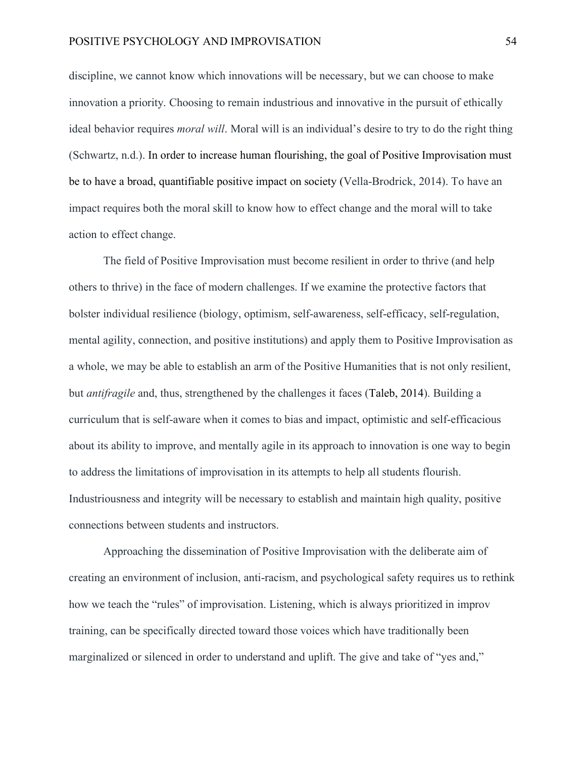discipline, we cannot know which innovations will be necessary, but we can choose to make innovation a priority. Choosing to remain industrious and innovative in the pursuit of ethically ideal behavior requires *moral will*. Moral will is an individual's desire to try to do the right thing (Schwartz, n.d.). In order to increase human flourishing, the goal of Positive Improvisation must be to have a broad, quantifiable positive impact on society (Vella-Brodrick, 2014). To have an impact requires both the moral skill to know how to effect change and the moral will to take action to effect change.

The field of Positive Improvisation must become resilient in order to thrive (and help others to thrive) in the face of modern challenges. If we examine the protective factors that bolster individual resilience (biology, optimism, self-awareness, self-efficacy, self-regulation, mental agility, connection, and positive institutions) and apply them to Positive Improvisation as a whole, we may be able to establish an arm of the Positive Humanities that is not only resilient, but *antifragile* and, thus, strengthened by the challenges it faces (Taleb, 2014). Building a curriculum that is self-aware when it comes to bias and impact, optimistic and self-efficacious about its ability to improve, and mentally agile in its approach to innovation is one way to begin to address the limitations of improvisation in its attempts to help all students flourish. Industriousness and integrity will be necessary to establish and maintain high quality, positive connections between students and instructors.

Approaching the dissemination of Positive Improvisation with the deliberate aim of creating an environment of inclusion, anti-racism, and psychological safety requires us to rethink how we teach the "rules" of improvisation. Listening, which is always prioritized in improv training, can be specifically directed toward those voices which have traditionally been marginalized or silenced in order to understand and uplift. The give and take of "yes and,"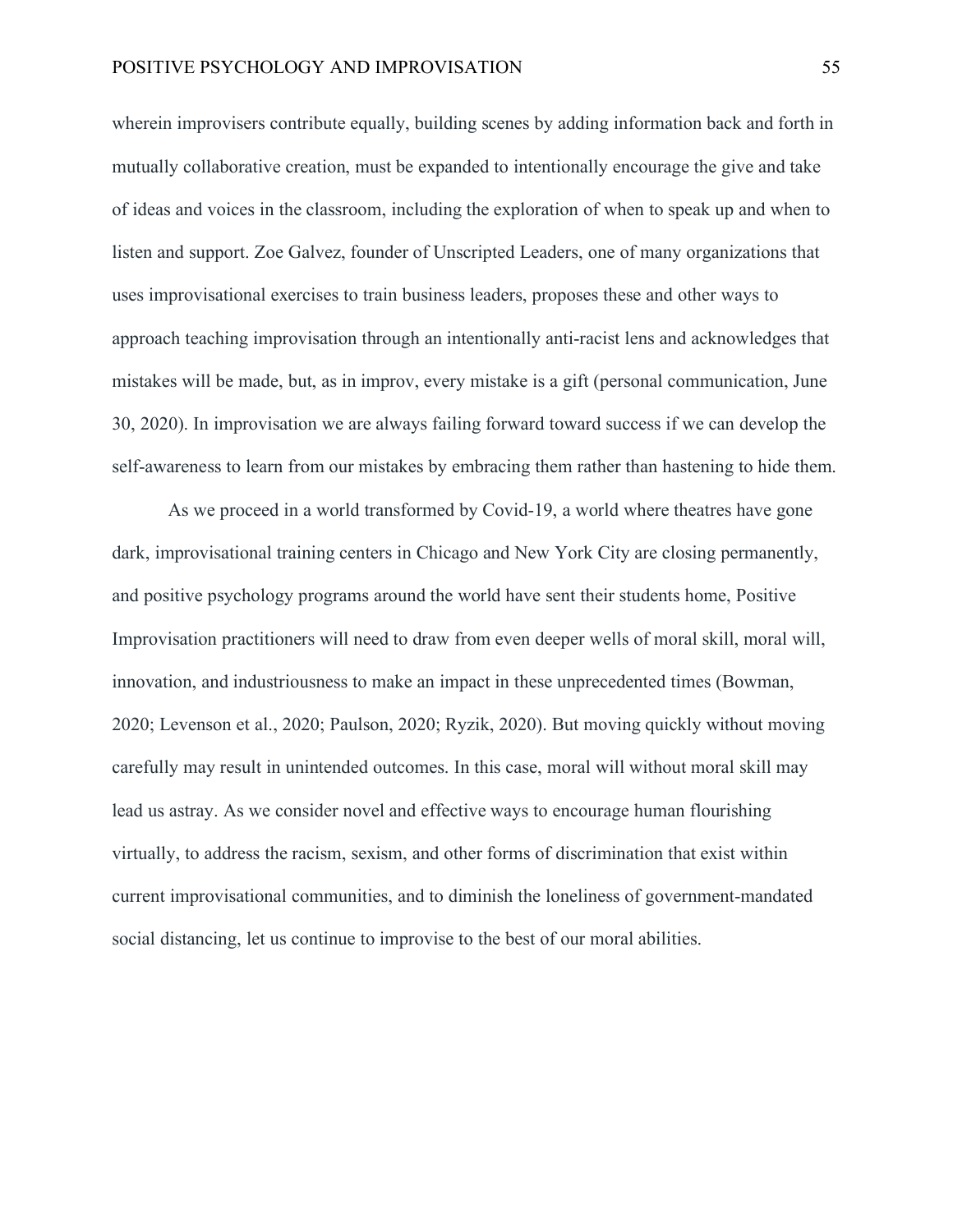wherein improvisers contribute equally, building scenes by adding information back and forth in mutually collaborative creation, must be expanded to intentionally encourage the give and take of ideas and voices in the classroom, including the exploration of when to speak up and when to listen and support. Zoe Galvez, founder of Unscripted Leaders, one of many organizations that uses improvisational exercises to train business leaders, proposes these and other ways to approach teaching improvisation through an intentionally anti-racist lens and acknowledges that mistakes will be made, but, as in improv, every mistake is a gift (personal communication, June 30, 2020). In improvisation we are always failing forward toward success if we can develop the self-awareness to learn from our mistakes by embracing them rather than hastening to hide them.

As we proceed in a world transformed by Covid-19, a world where theatres have gone dark, improvisational training centers in Chicago and New York City are closing permanently, and positive psychology programs around the world have sent their students home, Positive Improvisation practitioners will need to draw from even deeper wells of moral skill, moral will, innovation, and industriousness to make an impact in these unprecedented times (Bowman, 2020; Levenson et al., 2020; Paulson, 2020; Ryzik, 2020). But moving quickly without moving carefully may result in unintended outcomes. In this case, moral will without moral skill may lead us astray. As we consider novel and effective ways to encourage human flourishing virtually, to address the racism, sexism, and other forms of discrimination that exist within current improvisational communities, and to diminish the loneliness of government-mandated social distancing, let us continue to improvise to the best of our moral abilities.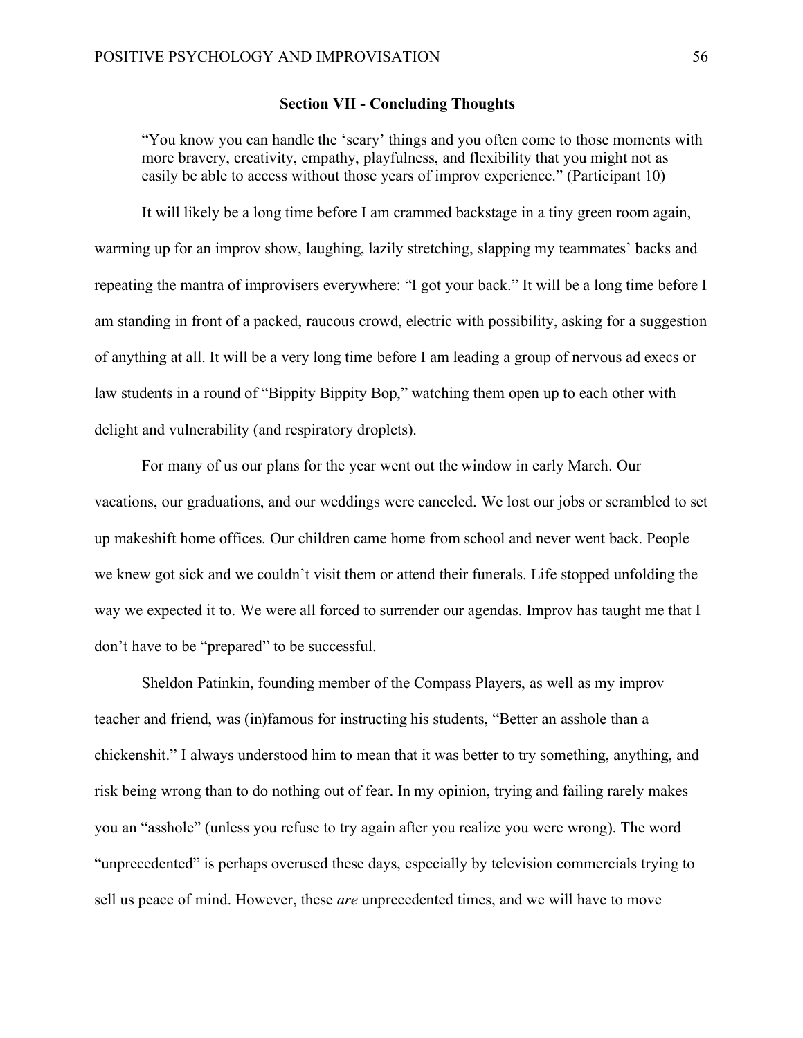## Section VII - Concluding Thoughts

> "You know you can handle the 'scary' things and you often come to those moments with more bravery, creativity, empathy, playfulness, and flexibility that you might not as easily be able to access without those years of improv experience." (Participant 10)

It will likely be a long time before I am crammed backstage in a tiny green room again, warming up for an improv show, laughing, lazily stretching, slapping my teammates' backs and repeating the mantra of improvisers everywhere: "I got your back." It will be a long time before I am standing in front of a packed, raucous crowd, electric with possibility, asking for a suggestion of anything at all. It will be a very long time before I am leading a group of nervous ad execs or law students in a round of "Bippity Bippity Bop," watching them open up to each other with delight and vulnerability (and respiratory droplets).

For many of us our plans for the year went out the window in early March. Our vacations, our graduations, and our weddings were canceled. We lost our jobs or scrambled to set up makeshift home offices. Our children came home from school and never went back. People we knew got sick and we couldn't visit them or attend their funerals. Life stopped unfolding the way we expected it to. We were all forced to surrender our agendas. Improv has taught me that I don't have to be "prepared" to be successful.

Sheldon Patinkin, founding member of the Compass Players, as well as my improv teacher and friend, was (in)famous for instructing his students, "Better an asshole than a chickenshit." I always understood him to mean that it was better to try something, anything, and risk being wrong than to do nothing out of fear. In my opinion, trying and failing rarely makes you an "asshole" (unless you refuse to try again after you realize you were wrong). The word "unprecedented" is perhaps overused these days, especially by television commercials trying to sell us peace of mind. However, these *are* unprecedented times, and we will have to move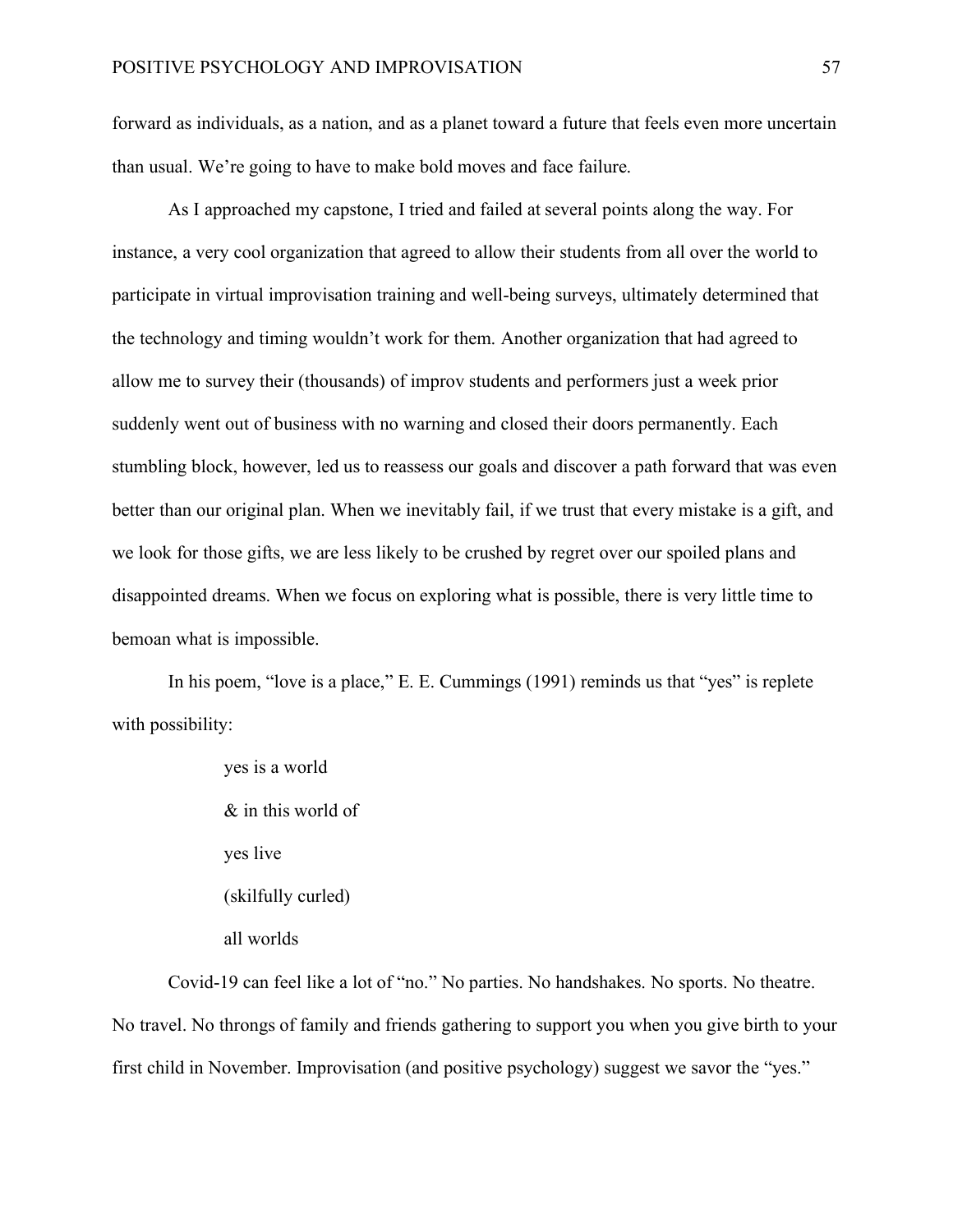forward as individuals, as a nation, and as a planet toward a future that feels even more uncertain than usual. We're going to have to make bold moves and face failure.

As I approached my capstone, I tried and failed at several points along the way. For instance, a very cool organization that agreed to allow their students from all over the world to participate in virtual improvisation training and well-being surveys, ultimately determined that the technology and timing wouldn't work for them. Another organization that had agreed to allow me to survey their (thousands) of improv students and performers just a week prior suddenly went out of business with no warning and closed their doors permanently. Each stumbling block, however, led us to reassess our goals and discover a path forward that was even better than our original plan. When we inevitably fail, if we trust that every mistake is a gift, and we look for those gifts, we are less likely to be crushed by regret over our spoiled plans and disappointed dreams. When we focus on exploring what is possible, there is very little time to bemoan what is impossible.

In his poem, "love is a place," E. E. Cummings (1991) reminds us that "yes" is replete with possibility:

> yes is a world
>
> & in this world of
>
> yes live
>
> (skilfully curled)
>
> all worlds

Covid-19 can feel like a lot of "no." No parties. No handshakes. No sports. No theatre. No travel. No throngs of family and friends gathering to support you when you give birth to your first child in November. Improvisation (and positive psychology) suggest we savor the "yes."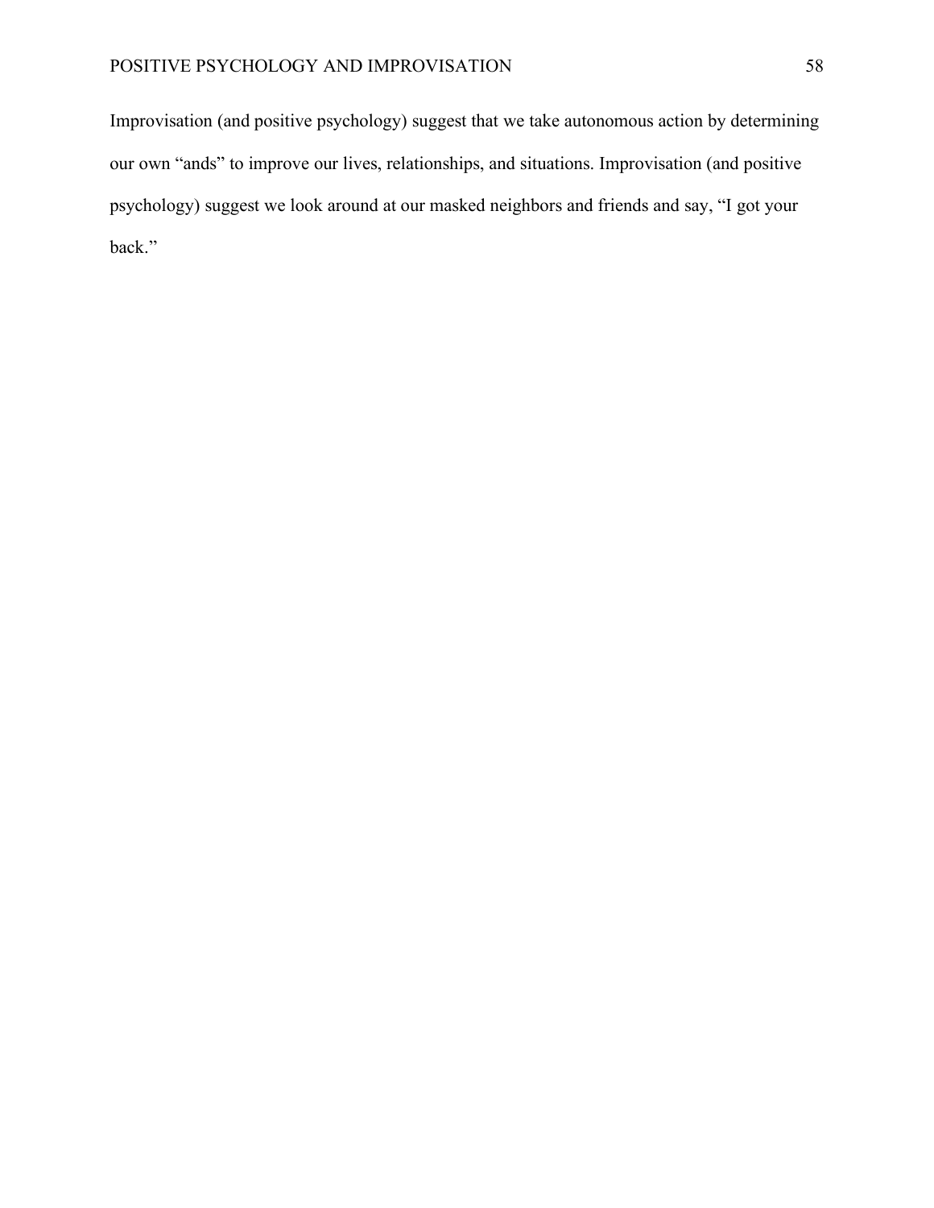Improvisation (and positive psychology) suggest that we take autonomous action by determining our own “ands” to improve our lives, relationships, and situations. Improvisation (and positive psychology) suggest we look around at our masked neighbors and friends and say, “I got your back.”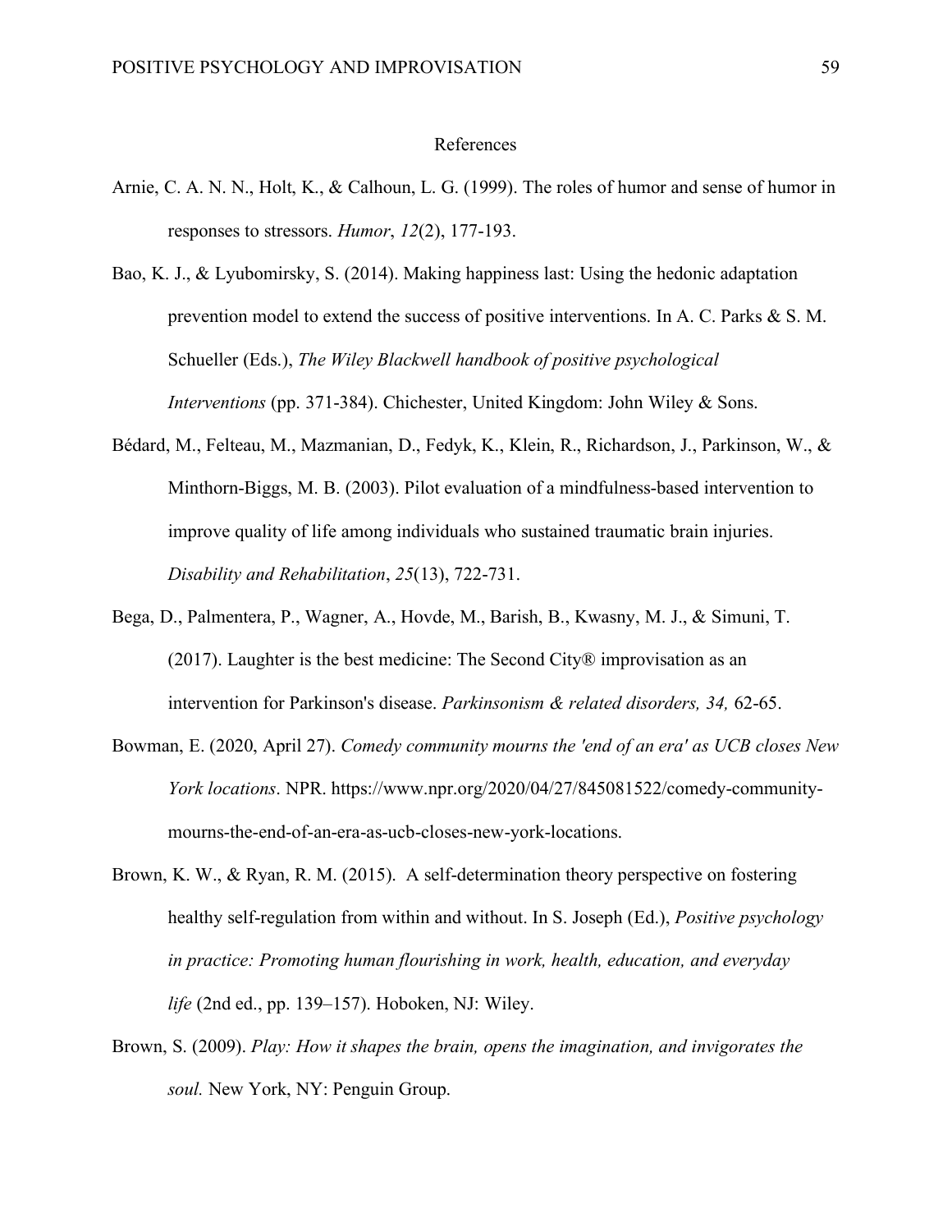# References

Arnie, C. A. N. N., Holt, K., & Calhoun, L. G. (1999). The roles of humor and sense of humor in responses to stressors. *Humor*, *12*(2), 177-193.

Bao, K. J., & Lyubomirsky, S. (2014). Making happiness last: Using the hedonic adaptation prevention model to extend the success of positive interventions. In A. C. Parks & S. M. Schueller (Eds.), *The Wiley Blackwell handbook of positive psychological Interventions* (pp. 371-384). Chichester, United Kingdom: John Wiley & Sons.

Bédard, M., Felteau, M., Mazmanian, D., Fedyk, K., Klein, R., Richardson, J., Parkinson, W., & Minthorn-Biggs, M. B. (2003). Pilot evaluation of a mindfulness-based intervention to improve quality of life among individuals who sustained traumatic brain injuries. *Disability and Rehabilitation*, *25*(13), 722-731.

Bega, D., Palmentera, P., Wagner, A., Hovde, M., Barish, B., Kwasny, M. J., & Simuni, T. (2017). Laughter is the best medicine: The Second City® improvisation as an intervention for Parkinson's disease. *Parkinsonism & related disorders, 34,* 62-65.

Bowman, E. (2020, April 27). *Comedy community mourns the 'end of an era' as UCB closes New York locations*. NPR. https://www.npr.org/2020/04/27/845081522/comedy-community-mourns-the-end-of-an-era-as-ucb-closes-new-york-locations.

Brown, K. W., & Ryan, R. M. (2015). A self-determination theory perspective on fostering healthy self-regulation from within and without. In S. Joseph (Ed.), *Positive psychology in practice: Promoting human flourishing in work, health, education, and everyday life* (2nd ed., pp. 139–157). Hoboken, NJ: Wiley.

Brown, S. (2009). *Play: How it shapes the brain, opens the imagination, and invigorates the soul.* New York, NY: Penguin Group.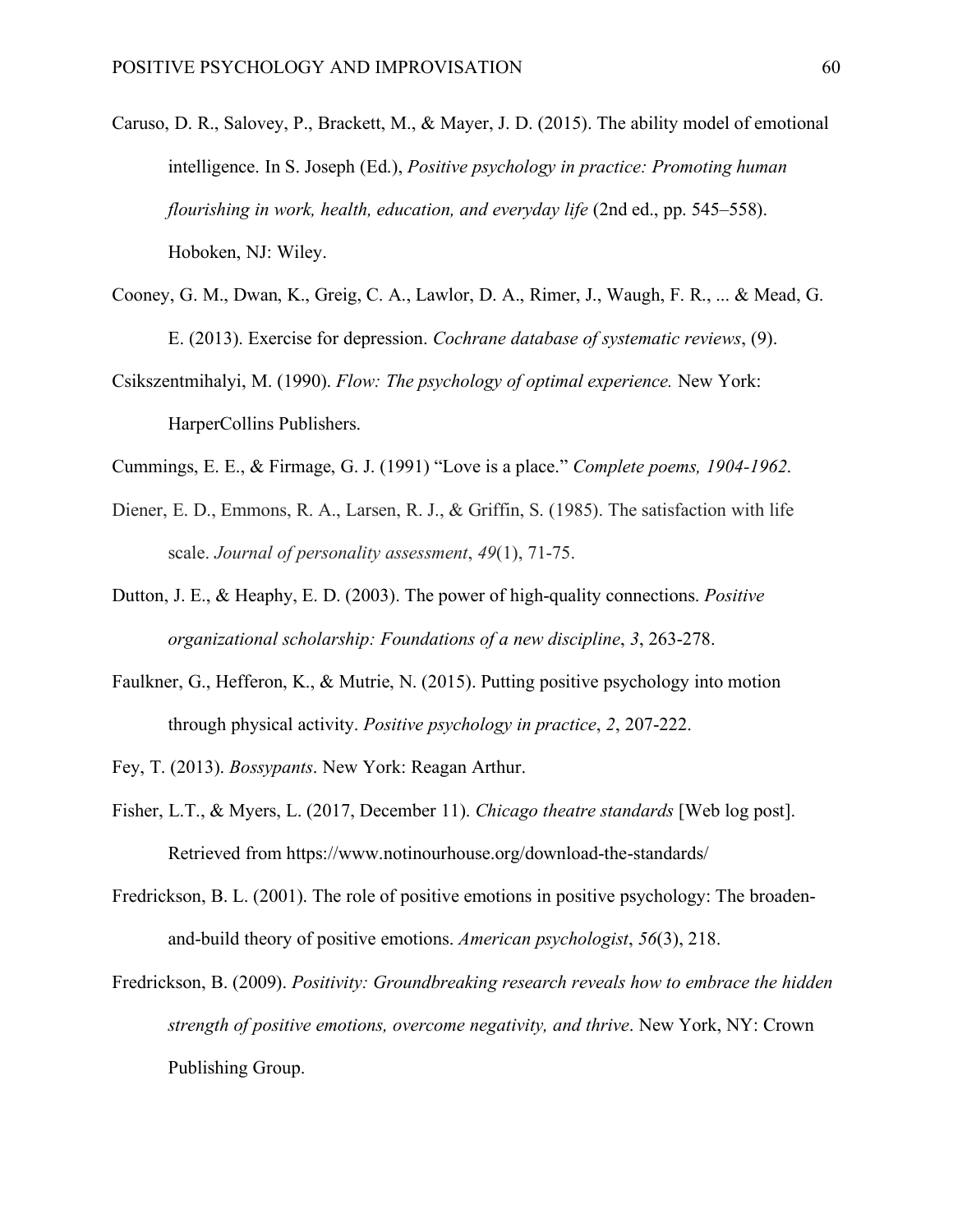Caruso, D. R., Salovey, P., Brackett, M., & Mayer, J. D. (2015). The ability model of emotional intelligence. In S. Joseph (Ed.), *Positive psychology in practice: Promoting human flourishing in work, health, education, and everyday life* (2nd ed., pp. 545–558). Hoboken, NJ: Wiley.

Cooney, G. M., Dwan, K., Greig, C. A., Lawlor, D. A., Rimer, J., Waugh, F. R., ... & Mead, G. E. (2013). Exercise for depression. *Cochrane database of systematic reviews*, (9).

Csikszentmihalyi, M. (1990). *Flow: The psychology of optimal experience.* New York: HarperCollins Publishers.

Cummings, E. E., & Firmage, G. J. (1991) "Love is a place." *Complete poems, 1904-1962*.

Diener, E. D., Emmons, R. A., Larsen, R. J., & Griffin, S. (1985). The satisfaction with life scale. *Journal of personality assessment*, *49*(1), 71-75.

Dutton, J. E., & Heaphy, E. D. (2003). The power of high-quality connections. *Positive organizational scholarship: Foundations of a new discipline*, *3*, 263-278.

Faulkner, G., Hefferon, K., & Mutrie, N. (2015). Putting positive psychology into motion through physical activity. *Positive psychology in practice*, *2*, 207-222.

Fey, T. (2013). *Bossypants*. New York: Reagan Arthur.

Fisher, L.T., & Myers, L. (2017, December 11). *Chicago theatre standards* [Web log post]. Retrieved from https://www.notinourhouse.org/download-the-standards/

Fredrickson, B. L. (2001). The role of positive emotions in positive psychology: The broaden-and-build theory of positive emotions. *American psychologist*, *56*(3), 218.

Fredrickson, B. (2009). *Positivity: Groundbreaking research reveals how to embrace the hidden strength of positive emotions, overcome negativity, and thrive*. New York, NY: Crown Publishing Group.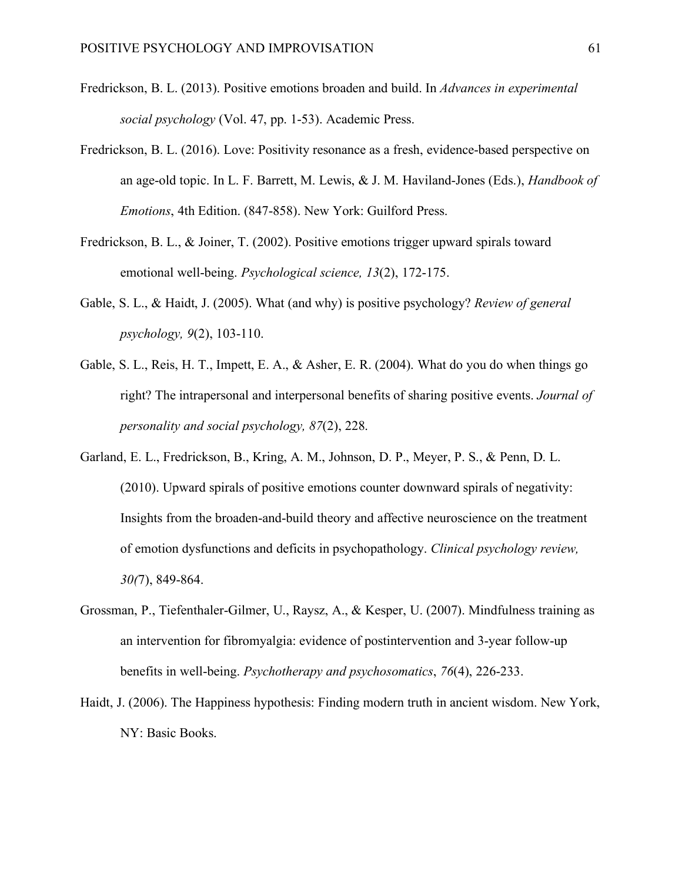Fredrickson, B. L. (2013). Positive emotions broaden and build. In *Advances in experimental social psychology* (Vol. 47, pp. 1-53). Academic Press.

Fredrickson, B. L. (2016). Love: Positivity resonance as a fresh, evidence-based perspective on an age-old topic. In L. F. Barrett, M. Lewis, & J. M. Haviland-Jones (Eds.), *Handbook of Emotions*, 4th Edition. (847-858). New York: Guilford Press.

Fredrickson, B. L., & Joiner, T. (2002). Positive emotions trigger upward spirals toward emotional well-being. *Psychological science, 13*(2), 172-175.

Gable, S. L., & Haidt, J. (2005). What (and why) is positive psychology? *Review of general psychology, 9*(2), 103-110.

Gable, S. L., Reis, H. T., Impett, E. A., & Asher, E. R. (2004). What do you do when things go right? The intrapersonal and interpersonal benefits of sharing positive events. *Journal of personality and social psychology, 87*(2), 228.

Garland, E. L., Fredrickson, B., Kring, A. M., Johnson, D. P., Meyer, P. S., & Penn, D. L. (2010). Upward spirals of positive emotions counter downward spirals of negativity: Insights from the broaden-and-build theory and affective neuroscience on the treatment of emotion dysfunctions and deficits in psychopathology. *Clinical psychology review, 30(*7), 849-864.

Grossman, P., Tiefenthaler-Gilmer, U., Raysz, A., & Kesper, U. (2007). Mindfulness training as an intervention for fibromyalgia: evidence of postintervention and 3-year follow-up benefits in well-being. *Psychotherapy and psychosomatics*, *76*(4), 226-233.

Haidt, J. (2006). The Happiness hypothesis: Finding modern truth in ancient wisdom. New York, NY: Basic Books.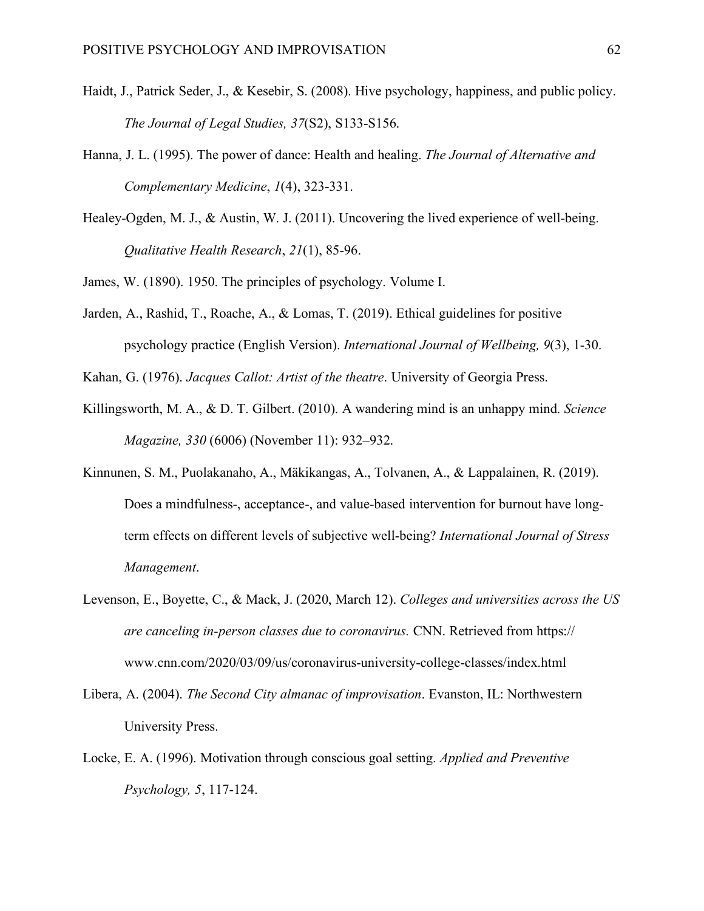Haidt, J., Patrick Seder, J., & Kesebir, S. (2008). Hive psychology, happiness, and public policy. *The Journal of Legal Studies, 37*(S2), S133-S156.

Hanna, J. L. (1995). The power of dance: Health and healing. *The Journal of Alternative and Complementary Medicine*, *1*(4), 323-331.

Healey-Ogden, M. J., & Austin, W. J. (2011). Uncovering the lived experience of well-being. *Qualitative Health Research*, *21*(1), 85-96.

James, W. (1890). 1950. The principles of psychology. Volume I.

Jarden, A., Rashid, T., Roache, A., & Lomas, T. (2019). Ethical guidelines for positive psychology practice (English Version). *International Journal of Wellbeing, 9*(3), 1-30.

Kahan, G. (1976). *Jacques Callot: Artist of the theatre*. University of Georgia Press.

Killingsworth, M. A., & D. T. Gilbert. (2010). A wandering mind is an unhappy mind. *Science Magazine, 330* (6006) (November 11): 932–932.

Kinnunen, S. M., Puolakanaho, A., Mäkikangas, A., Tolvanen, A., & Lappalainen, R. (2019). Does a mindfulness-, acceptance-, and value-based intervention for burnout have long-term effects on different levels of subjective well-being? *International Journal of Stress Management*.

Levenson, E., Boyette, C., & Mack, J. (2020, March 12). *Colleges and universities across the US are canceling in-person classes due to coronavirus.* CNN. Retrieved from https://www.cnn.com/2020/03/09/us/coronavirus-university-college-classes/index.html

Libera, A. (2004). *The Second City almanac of improvisation*. Evanston, IL: Northwestern University Press.

Locke, E. A. (1996). Motivation through conscious goal setting. *Applied and Preventive Psychology, 5*, 117-124.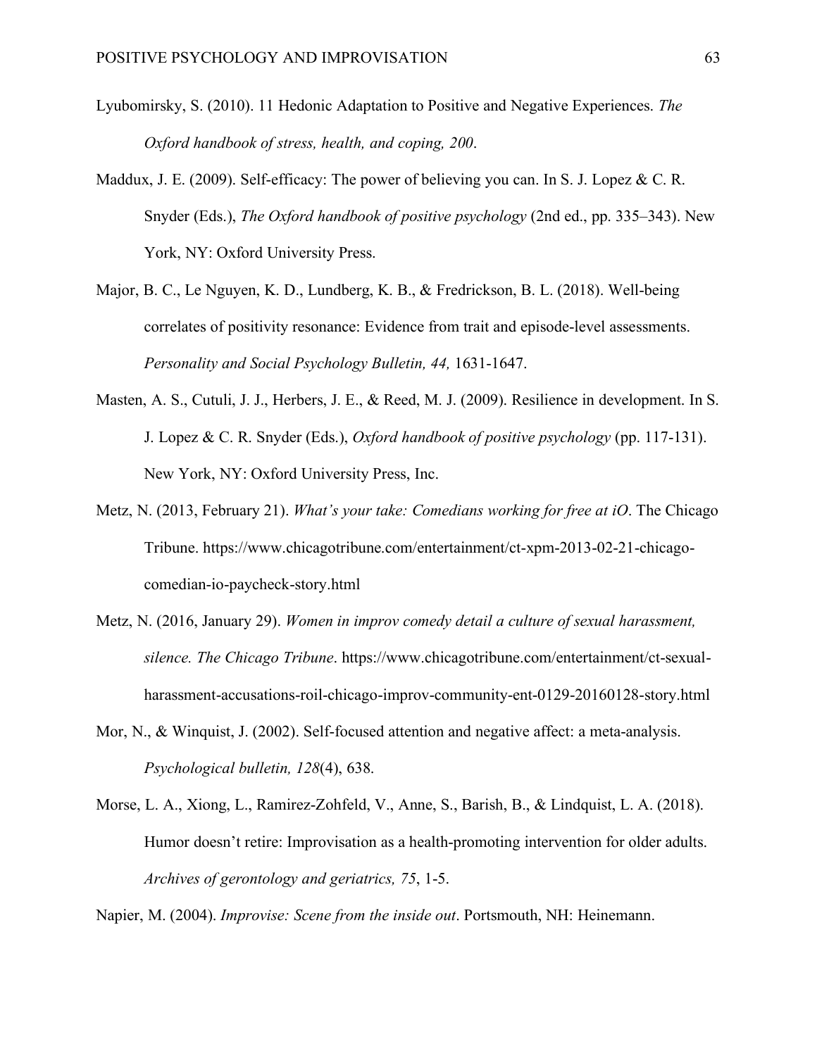Lyubomirsky, S. (2010). 11 Hedonic Adaptation to Positive and Negative Experiences. *The Oxford handbook of stress, health, and coping, 200*.

Maddux, J. E. (2009). Self-efficacy: The power of believing you can. In S. J. Lopez & C. R. Snyder (Eds.), *The Oxford handbook of positive psychology* (2nd ed., pp. 335–343). New York, NY: Oxford University Press.

Major, B. C., Le Nguyen, K. D., Lundberg, K. B., & Fredrickson, B. L. (2018). Well-being correlates of positivity resonance: Evidence from trait and episode-level assessments. *Personality and Social Psychology Bulletin, 44,* 1631-1647.

Masten, A. S., Cutuli, J. J., Herbers, J. E., & Reed, M. J. (2009). Resilience in development. In S. J. Lopez & C. R. Snyder (Eds.), *Oxford handbook of positive psychology* (pp. 117-131). New York, NY: Oxford University Press, Inc.

Metz, N. (2013, February 21). *What's your take: Comedians working for free at iO*. The Chicago Tribune. https://www.chicagotribune.com/entertainment/ct-xpm-2013-02-21-chicago-comedian-io-paycheck-story.html

Metz, N. (2016, January 29). *Women in improv comedy detail a culture of sexual harassment, silence. The Chicago Tribune*. https://www.chicagotribune.com/entertainment/ct-sexual-harassment-accusations-roil-chicago-improv-community-ent-0129-20160128-story.html

Mor, N., & Winquist, J. (2002). Self-focused attention and negative affect: a meta-analysis. *Psychological bulletin, 128*(4), 638.

Morse, L. A., Xiong, L., Ramirez-Zohfeld, V., Anne, S., Barish, B., & Lindquist, L. A. (2018). Humor doesn't retire: Improvisation as a health-promoting intervention for older adults. *Archives of gerontology and geriatrics, 75*, 1-5.

Napier, M. (2004). *Improvise: Scene from the inside out*. Portsmouth, NH: Heinemann.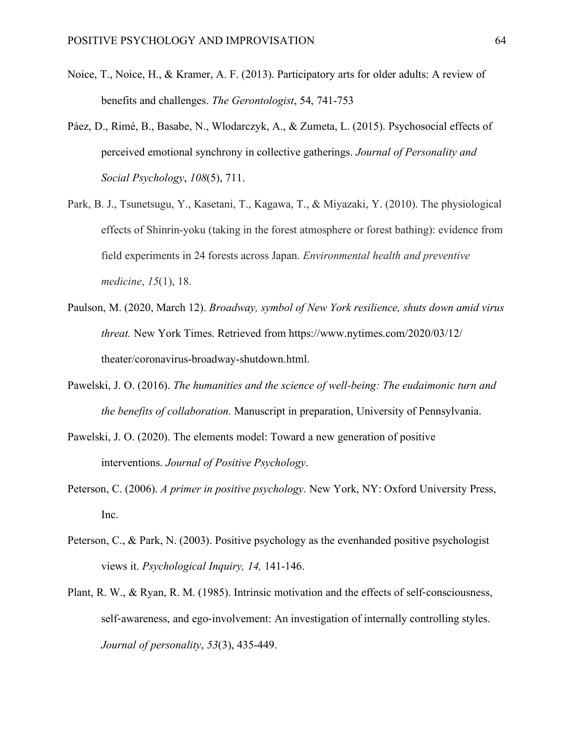Noice, T., Noice, H., & Kramer, A. F. (2013). Participatory arts for older adults: A review of benefits and challenges. *The Gerontologist*, 54, 741-753

Páez, D., Rimé, B., Basabe, N., Wlodarczyk, A., & Zumeta, L. (2015). Psychosocial effects of perceived emotional synchrony in collective gatherings. *Journal of Personality and Social Psychology*, *108*(5), 711.

Park, B. J., Tsunetsugu, Y., Kasetani, T., Kagawa, T., & Miyazaki, Y. (2010). The physiological effects of Shinrin-yoku (taking in the forest atmosphere or forest bathing): evidence from field experiments in 24 forests across Japan. *Environmental health and preventive medicine*, *15*(1), 18.

Paulson, M. (2020, March 12). *Broadway, symbol of New York resilience, shuts down amid virus threat.* New York Times. Retrieved from https://www.nytimes.com/2020/03/12/theater/coronavirus-broadway-shutdown.html.

Pawelski, J. O. (2016). *The humanities and the science of well-being: The eudaimonic turn and the benefits of collaboration.* Manuscript in preparation, University of Pennsylvania.

Pawelski, J. O. (2020). The elements model: Toward a new generation of positive interventions. *Journal of Positive Psychology*.

Peterson, C. (2006). *A primer in positive psychology*. New York, NY: Oxford University Press, Inc.

Peterson, C., & Park, N. (2003). Positive psychology as the evenhanded positive psychologist views it. *Psychological Inquiry, 14,* 141-146.

Plant, R. W., & Ryan, R. M. (1985). Intrinsic motivation and the effects of self-consciousness, self-awareness, and ego-involvement: An investigation of internally controlling styles. *Journal of personality*, *53*(3), 435-449.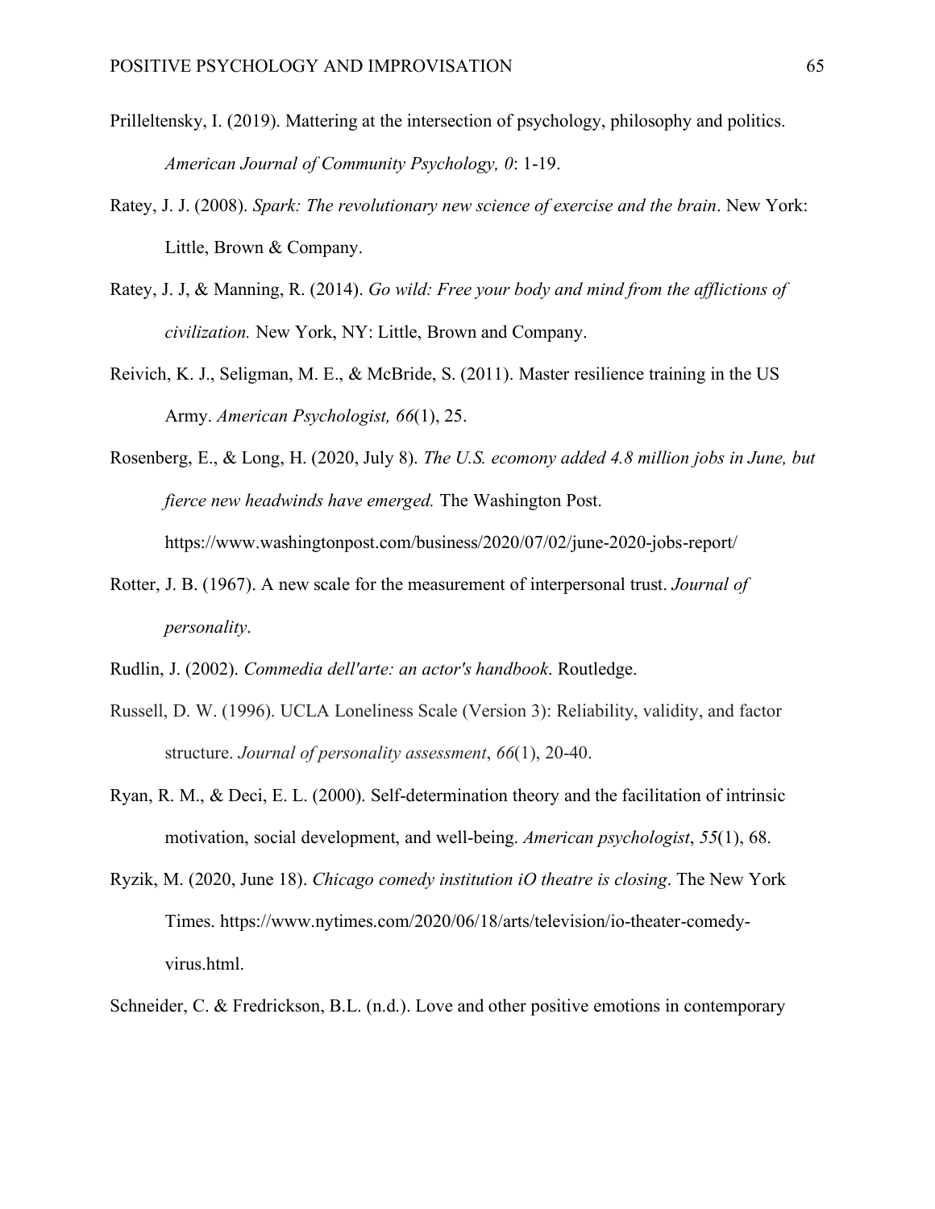Prilleltensky, I. (2019). Mattering at the intersection of psychology, philosophy and politics. *American Journal of Community Psychology, 0*: 1-19.

Ratey, J. J. (2008). *Spark: The revolutionary new science of exercise and the brain*. New York: Little, Brown & Company.

Ratey, J. J, & Manning, R. (2014). *Go wild: Free your body and mind from the afflictions of civilization.* New York, NY: Little, Brown and Company.

Reivich, K. J., Seligman, M. E., & McBride, S. (2011). Master resilience training in the US Army. *American Psychologist, 66*(1), 25.

Rosenberg, E., & Long, H. (2020, July 8). *The U.S. ecomony added 4.8 million jobs in June, but fierce new headwinds have emerged.* The Washington Post. https://www.washingtonpost.com/business/2020/07/02/june-2020-jobs-report/

Rotter, J. B. (1967). A new scale for the measurement of interpersonal trust. *Journal of personality*.

Rudlin, J. (2002). *Commedia dell'arte: an actor's handbook*. Routledge.

Russell, D. W. (1996). UCLA Loneliness Scale (Version 3): Reliability, validity, and factor structure. *Journal of personality assessment*, *66*(1), 20-40.

Ryan, R. M., & Deci, E. L. (2000). Self-determination theory and the facilitation of intrinsic motivation, social development, and well-being. *American psychologist*, *55*(1), 68.

Ryzik, M. (2020, June 18). *Chicago comedy institution iO theatre is closing*. The New York Times. https://www.nytimes.com/2020/06/18/arts/television/io-theater-comedy-virus.html.

Schneider, C. & Fredrickson, B.L. (n.d.). Love and other positive emotions in contemporary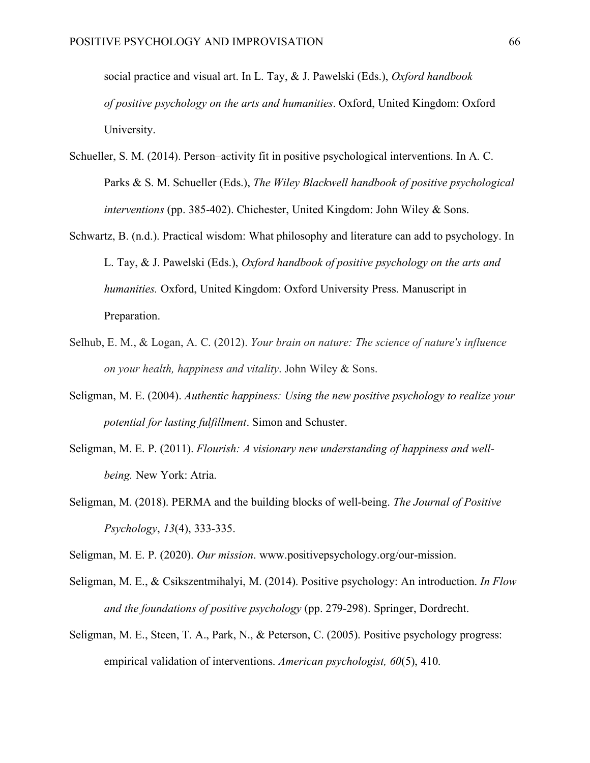social practice and visual art. In L. Tay, & J. Pawelski (Eds.), *Oxford handbook of positive psychology on the arts and humanities*. Oxford, United Kingdom: Oxford University.

Schueller, S. M. (2014). Person–activity fit in positive psychological interventions. In A. C. Parks & S. M. Schueller (Eds.), *The Wiley Blackwell handbook of positive psychological interventions* (pp. 385-402). Chichester, United Kingdom: John Wiley & Sons.

Schwartz, B. (n.d.). Practical wisdom: What philosophy and literature can add to psychology. In L. Tay, & J. Pawelski (Eds.), *Oxford handbook of positive psychology on the arts and humanities.* Oxford, United Kingdom: Oxford University Press. Manuscript in Preparation.

Selhub, E. M., & Logan, A. C. (2012). *Your brain on nature: The science of nature's influence on your health, happiness and vitality*. John Wiley & Sons.

Seligman, M. E. (2004). *Authentic happiness: Using the new positive psychology to realize your potential for lasting fulfillment*. Simon and Schuster.

Seligman, M. E. P. (2011). *Flourish: A visionary new understanding of happiness and well-being.* New York: Atria.

Seligman, M. (2018). PERMA and the building blocks of well-being. *The Journal of Positive Psychology*, *13*(4), 333-335.

Seligman, M. E. P. (2020). *Our mission*. www.positivepsychology.org/our-mission.

Seligman, M. E., & Csikszentmihalyi, M. (2014). Positive psychology: An introduction. *In Flow and the foundations of positive psychology* (pp. 279-298). Springer, Dordrecht.

Seligman, M. E., Steen, T. A., Park, N., & Peterson, C. (2005). Positive psychology progress: empirical validation of interventions. *American psychologist, 60*(5), 410.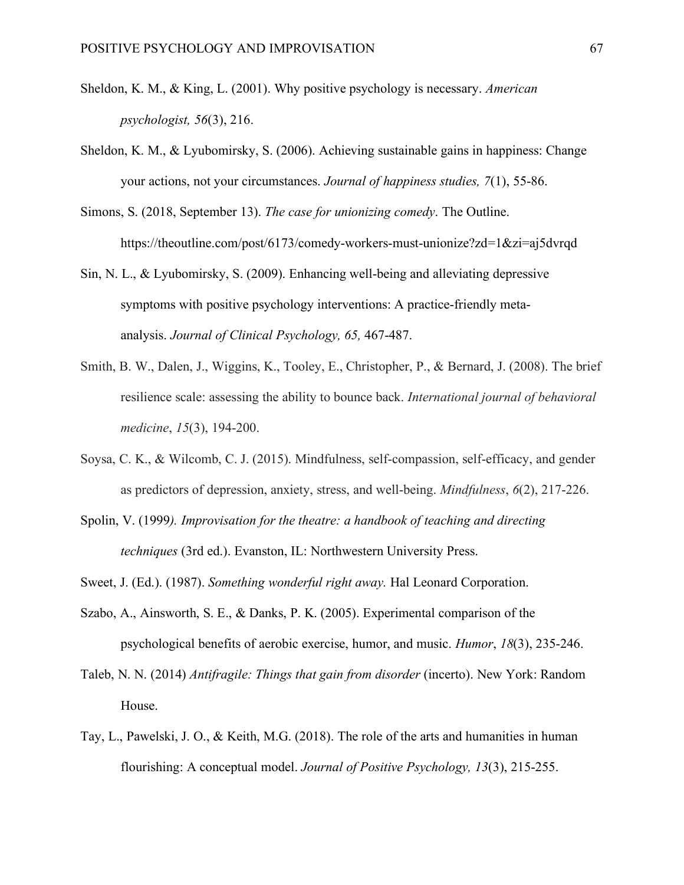Sheldon, K. M., & King, L. (2001). Why positive psychology is necessary. *American psychologist, 56*(3), 216.

Sheldon, K. M., & Lyubomirsky, S. (2006). Achieving sustainable gains in happiness: Change your actions, not your circumstances. *Journal of happiness studies, 7*(1), 55-86.

Simons, S. (2018, September 13). *The case for unionizing comedy*. The Outline. https://theoutline.com/post/6173/comedy-workers-must-unionize?zd=1&zi=aj5dvrqd

Sin, N. L., & Lyubomirsky, S. (2009). Enhancing well-being and alleviating depressive symptoms with positive psychology interventions: A practice-friendly meta-analysis. *Journal of Clinical Psychology, 65,* 467-487.

Smith, B. W., Dalen, J., Wiggins, K., Tooley, E., Christopher, P., & Bernard, J. (2008). The brief resilience scale: assessing the ability to bounce back. *International journal of behavioral medicine*, *15*(3), 194-200.

Soysa, C. K., & Wilcomb, C. J. (2015). Mindfulness, self-compassion, self-efficacy, and gender as predictors of depression, anxiety, stress, and well-being. *Mindfulness*, *6*(2), 217-226.

Spolin, V. (1999*). Improvisation for the theatre: a handbook of teaching and directing techniques* (3rd ed.). Evanston, IL: Northwestern University Press.

Sweet, J. (Ed.). (1987). *Something wonderful right away.* Hal Leonard Corporation.

Szabo, A., Ainsworth, S. E., & Danks, P. K. (2005). Experimental comparison of the psychological benefits of aerobic exercise, humor, and music. *Humor*, *18*(3), 235-246.

Taleb, N. N. (2014) *Antifragile: Things that gain from disorder* (incerto). New York: Random House.

Tay, L., Pawelski, J. O., & Keith, M.G. (2018). The role of the arts and humanities in human flourishing: A conceptual model. *Journal of Positive Psychology, 13*(3), 215-255.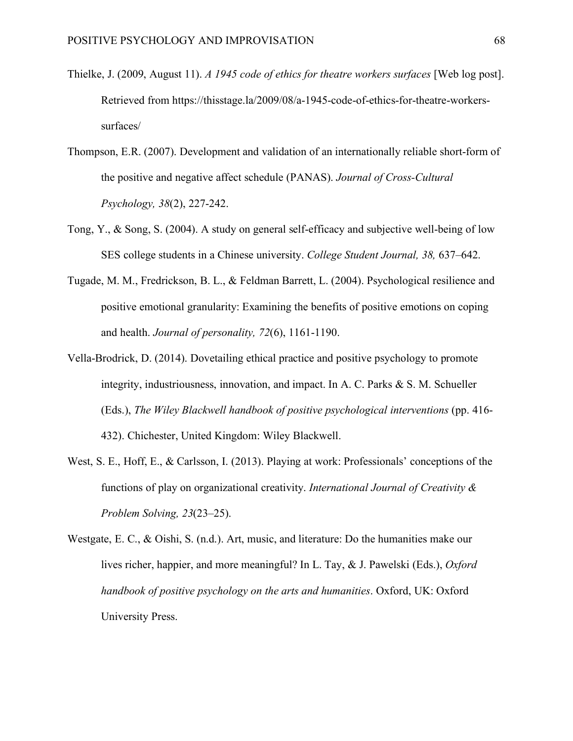Thielke, J. (2009, August 11). *A 1945 code of ethics for theatre workers surfaces* [Web log post]. Retrieved from https://thisstage.la/2009/08/a-1945-code-of-ethics-for-theatre-workers-surfaces/

Thompson, E.R. (2007). Development and validation of an internationally reliable short-form of the positive and negative affect schedule (PANAS). *Journal of Cross-Cultural Psychology, 38*(2), 227-242.

Tong, Y., & Song, S. (2004). A study on general self-efficacy and subjective well-being of low SES college students in a Chinese university. *College Student Journal, 38,* 637–642.

Tugade, M. M., Fredrickson, B. L., & Feldman Barrett, L. (2004). Psychological resilience and positive emotional granularity: Examining the benefits of positive emotions on coping and health. *Journal of personality, 72*(6), 1161-1190.

Vella-Brodrick, D. (2014). Dovetailing ethical practice and positive psychology to promote integrity, industriousness, innovation, and impact. In A. C. Parks & S. M. Schueller (Eds.), *The Wiley Blackwell handbook of positive psychological interventions* (pp. 416-432). Chichester, United Kingdom: Wiley Blackwell.

West, S. E., Hoff, E., & Carlsson, I. (2013). Playing at work: Professionals' conceptions of the functions of play on organizational creativity. *International Journal of Creativity & Problem Solving, 23*(23–25).

Westgate, E. C., & Oishi, S. (n.d.). Art, music, and literature: Do the humanities make our lives richer, happier, and more meaningful? In L. Tay, & J. Pawelski (Eds.), *Oxford handbook of positive psychology on the arts and humanities*. Oxford, UK: Oxford University Press.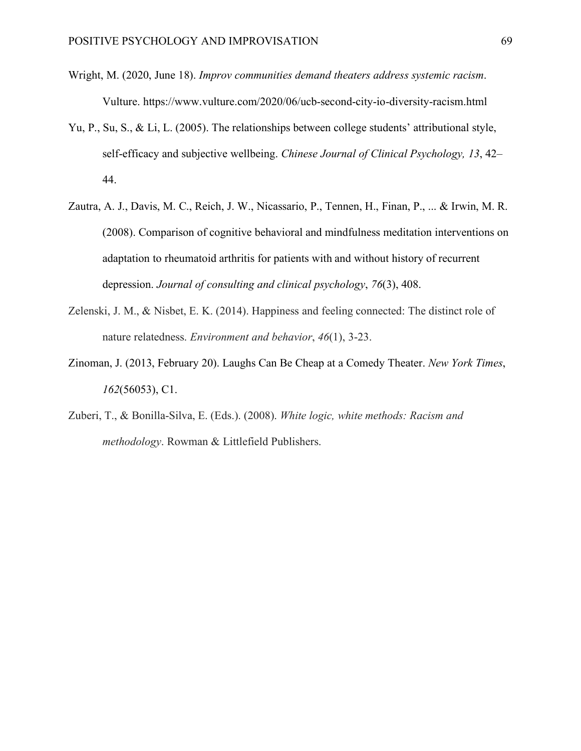Wright, M. (2020, June 18). *Improv communities demand theaters address systemic racism*. Vulture. https://www.vulture.com/2020/06/ucb-second-city-io-diversity-racism.html

Yu, P., Su, S., & Li, L. (2005). The relationships between college students' attributional style, self-efficacy and subjective wellbeing. *Chinese Journal of Clinical Psychology, 13*, 42–44.

Zautra, A. J., Davis, M. C., Reich, J. W., Nicassario, P., Tennen, H., Finan, P., ... & Irwin, M. R. (2008). Comparison of cognitive behavioral and mindfulness meditation interventions on adaptation to rheumatoid arthritis for patients with and without history of recurrent depression. *Journal of consulting and clinical psychology*, *76*(3), 408.

Zelenski, J. M., & Nisbet, E. K. (2014). Happiness and feeling connected: The distinct role of nature relatedness. *Environment and behavior*, *46*(1), 3-23.

Zinoman, J. (2013, February 20). Laughs Can Be Cheap at a Comedy Theater. *New York Times*, *162*(56053), C1.

Zuberi, T., & Bonilla-Silva, E. (Eds.). (2008). *White logic, white methods: Racism and methodology*. Rowman & Littlefield Publishers.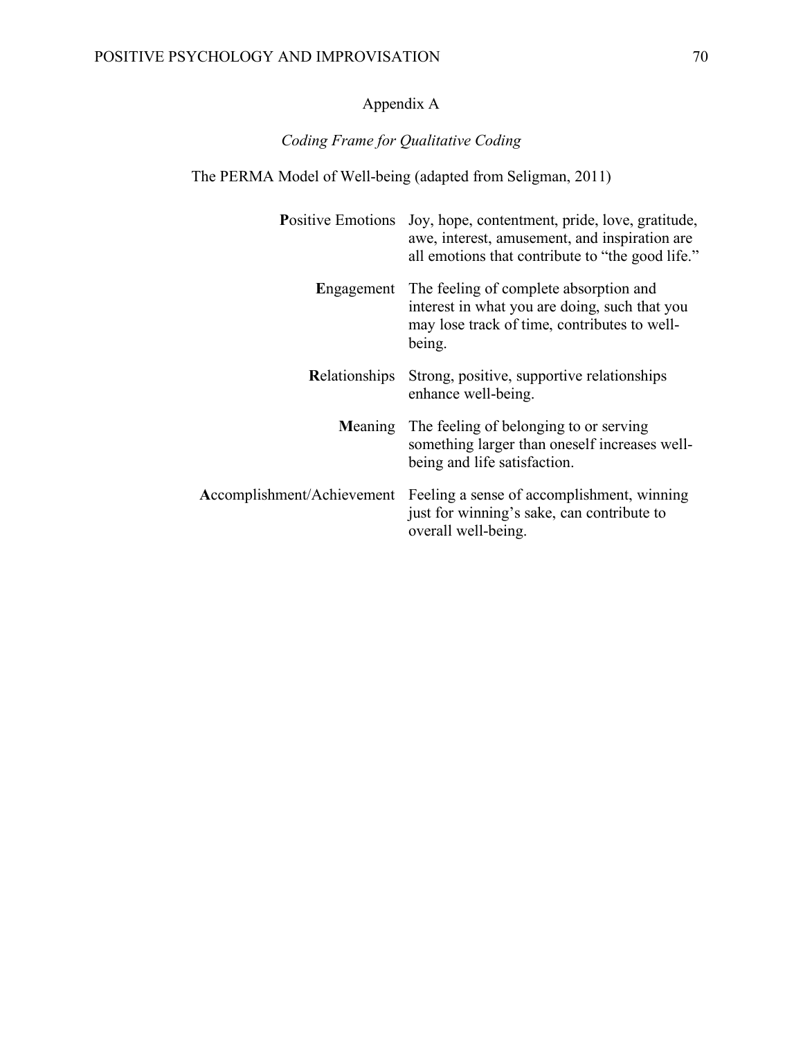# Appendix A

*Coding Frame for Qualitative Coding*

The PERMA Model of Well-being (adapted from Seligman, 2011)

| | |
|---|---|
| **P**ositive Emotions | Joy, hope, contentment, pride, love, gratitude, awe, interest, amusement, and inspiration are all emotions that contribute to "the good life." |
| **E**ngagement | The feeling of complete absorption and interest in what you are doing, such that you may lose track of time, contributes to well-being. |
| **R**elationships | Strong, positive, supportive relationships enhance well-being. |
| **M**eaning | The feeling of belonging to or serving something larger than oneself increases well-being and life satisfaction. |
| **A**ccomplishment/Achievement | Feeling a sense of accomplishment, winning just for winning's sake, can contribute to overall well-being. |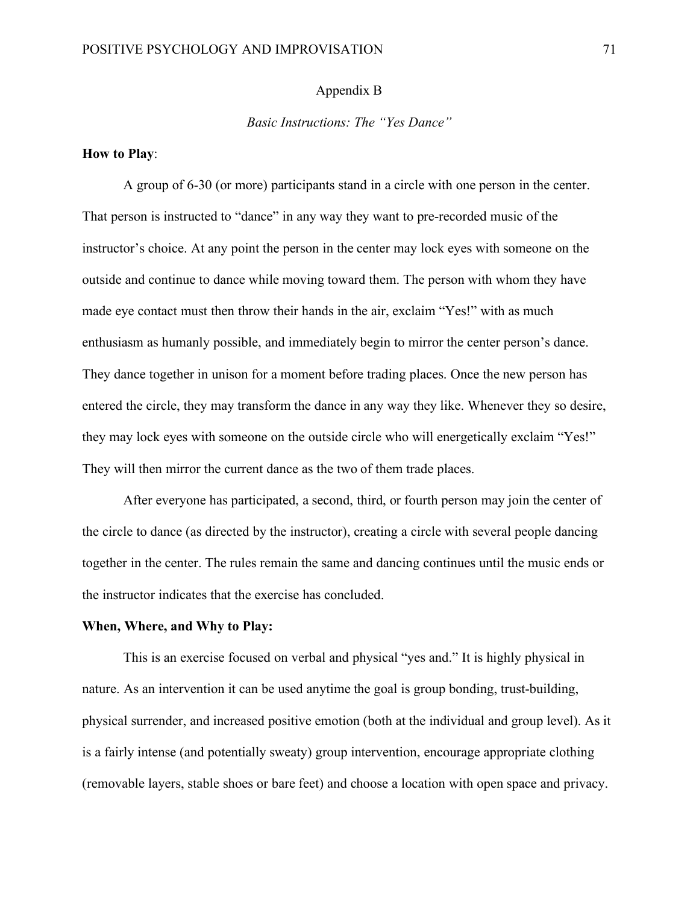## Appendix B

*Basic Instructions: The "Yes Dance"*

**How to Play**:

A group of 6-30 (or more) participants stand in a circle with one person in the center. That person is instructed to "dance" in any way they want to pre-recorded music of the instructor's choice. At any point the person in the center may lock eyes with someone on the outside and continue to dance while moving toward them. The person with whom they have made eye contact must then throw their hands in the air, exclaim "Yes!" with as much enthusiasm as humanly possible, and immediately begin to mirror the center person's dance. They dance together in unison for a moment before trading places. Once the new person has entered the circle, they may transform the dance in any way they like. Whenever they so desire, they may lock eyes with someone on the outside circle who will energetically exclaim "Yes!" They will then mirror the current dance as the two of them trade places.

After everyone has participated, a second, third, or fourth person may join the center of the circle to dance (as directed by the instructor), creating a circle with several people dancing together in the center. The rules remain the same and dancing continues until the music ends or the instructor indicates that the exercise has concluded.

**When, Where, and Why to Play:**

This is an exercise focused on verbal and physical "yes and." It is highly physical in nature. As an intervention it can be used anytime the goal is group bonding, trust-building, physical surrender, and increased positive emotion (both at the individual and group level). As it is a fairly intense (and potentially sweaty) group intervention, encourage appropriate clothing (removable layers, stable shoes or bare feet) and choose a location with open space and privacy.